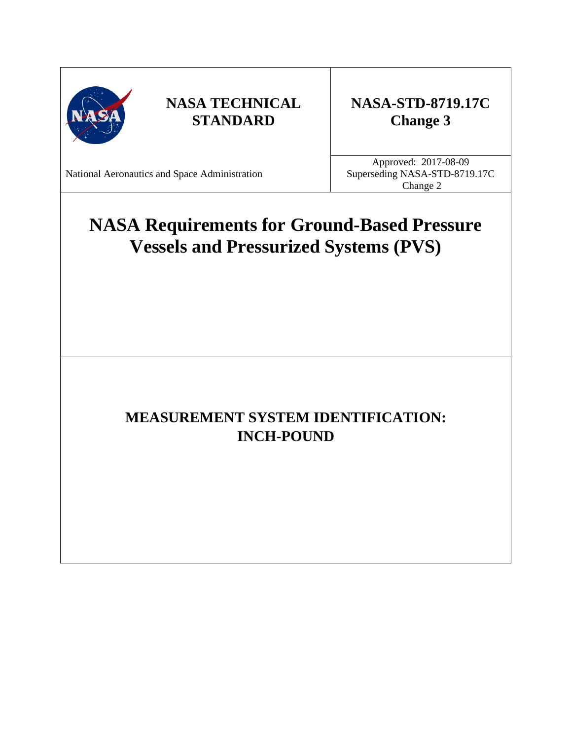**NASA TECHNICAL STANDARD**

**NASA-STD-8719.17C Change 3**

National Aeronautics and Space Administration

Approved: 2017-08-09
Superseding NASA-STD-8719.17C Change 2

# NASA Requirements for Ground-Based Pressure Vessels and Pressurized Systems (PVS)

**MEASUREMENT SYSTEM IDENTIFICATION: INCH-POUND**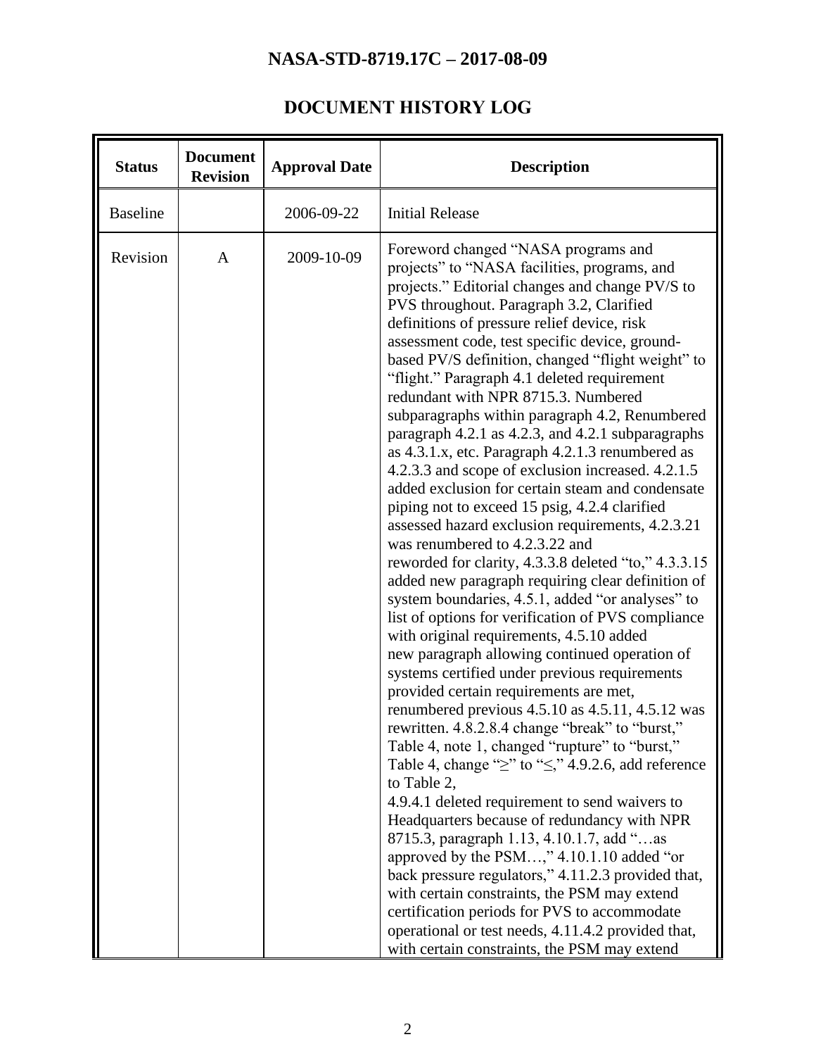# DOCUMENT HISTORY LOG

| Status | Document Revision | Approval Date | Description |
|---|---|---|---|
| Baseline | | 2006-09-22 | Initial Release |
| Revision | A | 2009-10-09 | Foreword changed "NASA programs and projects" to "NASA facilities, programs, and projects." Editorial changes and change PV/S to PVS throughout. Paragraph 3.2, Clarified definitions of pressure relief device, risk assessment code, test specific device, ground-based PV/S definition, changed "flight weight" to "flight." Paragraph 4.1 deleted requirement redundant with NPR 8715.3. Numbered subparagraphs within paragraph 4.2, Renumbered paragraph 4.2.1 as 4.2.3, and 4.2.1 subparagraphs as 4.3.1.x, etc. Paragraph 4.2.1.3 renumbered as 4.2.3.3 and scope of exclusion increased. 4.2.1.5 added exclusion for certain steam and condensate piping not to exceed 15 psig, 4.2.4 clarified assessed hazard exclusion requirements, 4.2.3.21 was renumbered to 4.2.3.22 and reworded for clarity, 4.3.3.8 deleted "to," 4.3.3.15 added new paragraph requiring clear definition of system boundaries, 4.5.1, added "or analyses" to list of options for verification of PVS compliance with original requirements, 4.5.10 added new paragraph allowing continued operation of systems certified under previous requirements provided certain requirements are met, renumbered previous 4.5.10 as 4.5.11, 4.5.12 was rewritten. 4.8.2.8.4 change "break" to "burst," Table 4, note 1, changed "rupture" to "burst," Table 4, change "≥" to "≤," 4.9.2.6, add reference to Table 2, 4.9.4.1 deleted requirement to send waivers to Headquarters because of redundancy with NPR 8715.3, paragraph 1.13, 4.10.1.7, add "…as approved by the PSM…," 4.10.1.10 added "or back pressure regulators," 4.11.2.3 provided that, with certain constraints, the PSM may extend certification periods for PVS to accommodate operational or test needs, 4.11.4.2 provided that, with certain constraints, the PSM may extend |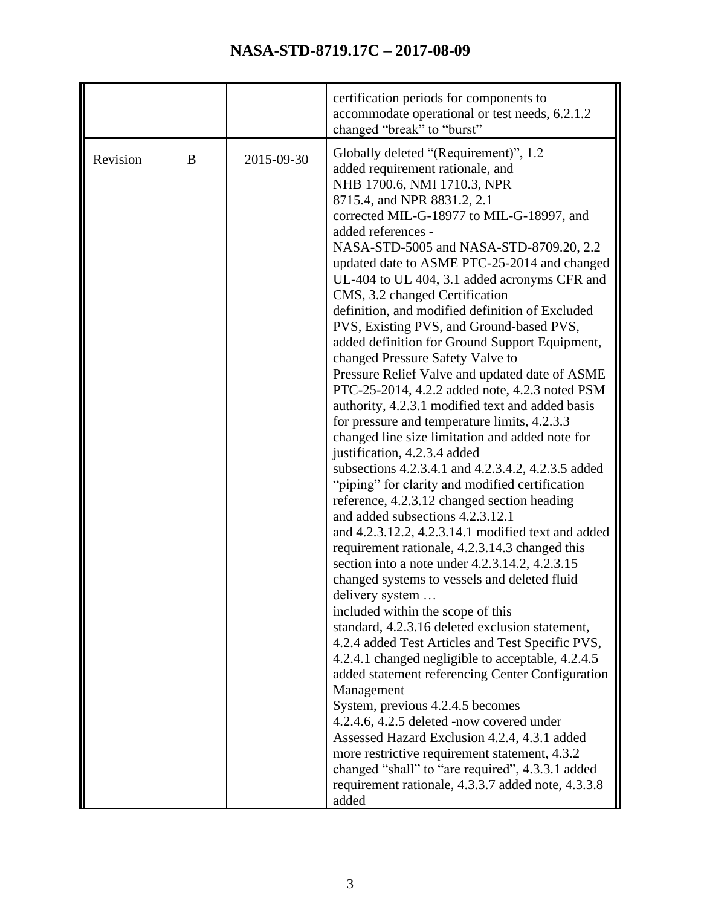| | | | |
|---|---|---|---|
| | | | certification periods for components to accommodate operational or test needs, 6.2.1.2 changed "break" to "burst" |
| Revision | B | 2015-09-30 | Globally deleted "(Requirement)", 1.2 added requirement rationale, and NHB 1700.6, NMI 1710.3, NPR 8715.4, and NPR 8831.2, 2.1 corrected MIL-G-18977 to MIL-G-18997, and added references - NASA-STD-5005 and NASA-STD-8709.20, 2.2 updated date to ASME PTC-25-2014 and changed UL-404 to UL 404, 3.1 added acronyms CFR and CMS, 3.2 changed Certification definition, and modified definition of Excluded PVS, Existing PVS, and Ground-based PVS, added definition for Ground Support Equipment, changed Pressure Safety Valve to Pressure Relief Valve and updated date of ASME PTC-25-2014, 4.2.2 added note, 4.2.3 noted PSM authority, 4.2.3.1 modified text and added basis for pressure and temperature limits, 4.2.3.3 changed line size limitation and added note for justification, 4.2.3.4 added subsections 4.2.3.4.1 and 4.2.3.4.2, 4.2.3.5 added "piping" for clarity and modified certification reference, 4.2.3.12 changed section heading and added subsections 4.2.3.12.1 and 4.2.3.12.2, 4.2.3.14.1 modified text and added requirement rationale, 4.2.3.14.3 changed this section into a note under 4.2.3.14.2, 4.2.3.15 changed systems to vessels and deleted fluid delivery system … included within the scope of this standard, 4.2.3.16 deleted exclusion statement, 4.2.4 added Test Articles and Test Specific PVS, 4.2.4.1 changed negligible to acceptable, 4.2.4.5 added statement referencing Center Configuration Management System, previous 4.2.4.5 becomes 4.2.4.6, 4.2.5 deleted -now covered under Assessed Hazard Exclusion 4.2.4, 4.3.1 added more restrictive requirement statement, 4.3.2 changed "shall" to "are required", 4.3.3.1 added requirement rationale, 4.3.3.7 added note, 4.3.3.8 added |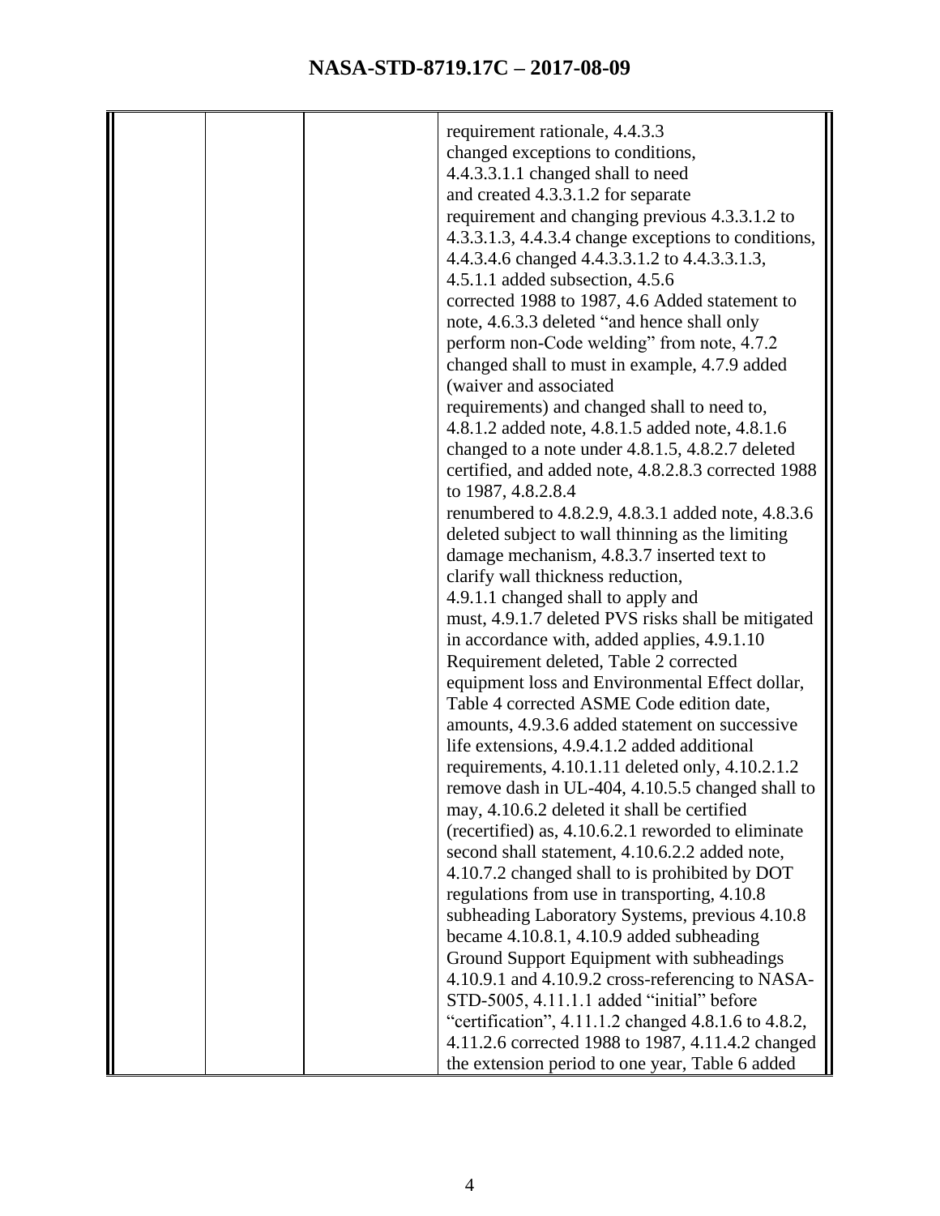| | | | |
|---|---|---|---|
| | | | requirement rationale, 4.4.3.3 changed exceptions to conditions, 4.4.3.3.1.1 changed shall to need and created 4.3.3.1.2 for separate requirement and changing previous 4.3.3.1.2 to 4.3.3.1.3, 4.4.3.4 change exceptions to conditions, 4.4.3.4.6 changed 4.4.3.3.1.2 to 4.4.3.3.1.3, 4.5.1.1 added subsection, 4.5.6 corrected 1988 to 1987, 4.6 Added statement to note, 4.6.3.3 deleted "and hence shall only perform non-Code welding" from note, 4.7.2 changed shall to must in example, 4.7.9 added (waiver and associated requirements) and changed shall to need to, 4.8.1.2 added note, 4.8.1.5 added note, 4.8.1.6 changed to a note under 4.8.1.5, 4.8.2.7 deleted certified, and added note, 4.8.2.8.3 corrected 1988 to 1987, 4.8.2.8.4 renumbered to 4.8.2.9, 4.8.3.1 added note, 4.8.3.6 deleted subject to wall thinning as the limiting damage mechanism, 4.8.3.7 inserted text to clarify wall thickness reduction, 4.9.1.1 changed shall to apply and must, 4.9.1.7 deleted PVS risks shall be mitigated in accordance with, added applies, 4.9.1.10 Requirement deleted, Table 2 corrected equipment loss and Environmental Effect dollar, Table 4 corrected ASME Code edition date, amounts, 4.9.3.6 added statement on successive life extensions, 4.9.4.1.2 added additional requirements, 4.10.1.11 deleted only, 4.10.2.1.2 remove dash in UL-404, 4.10.5.5 changed shall to may, 4.10.6.2 deleted it shall be certified (recertified) as, 4.10.6.2.1 reworded to eliminate second shall statement, 4.10.6.2.2 added note, 4.10.7.2 changed shall to is prohibited by DOT regulations from use in transporting, 4.10.8 subheading Laboratory Systems, previous 4.10.8 became 4.10.8.1, 4.10.9 added subheading Ground Support Equipment with subheadings 4.10.9.1 and 4.10.9.2 cross-referencing to NASA-STD-5005, 4.11.1.1 added "initial" before "certification", 4.11.1.2 changed 4.8.1.6 to 4.8.2, 4.11.2.6 corrected 1988 to 1987, 4.11.4.2 changed the extension period to one year, Table 6 added |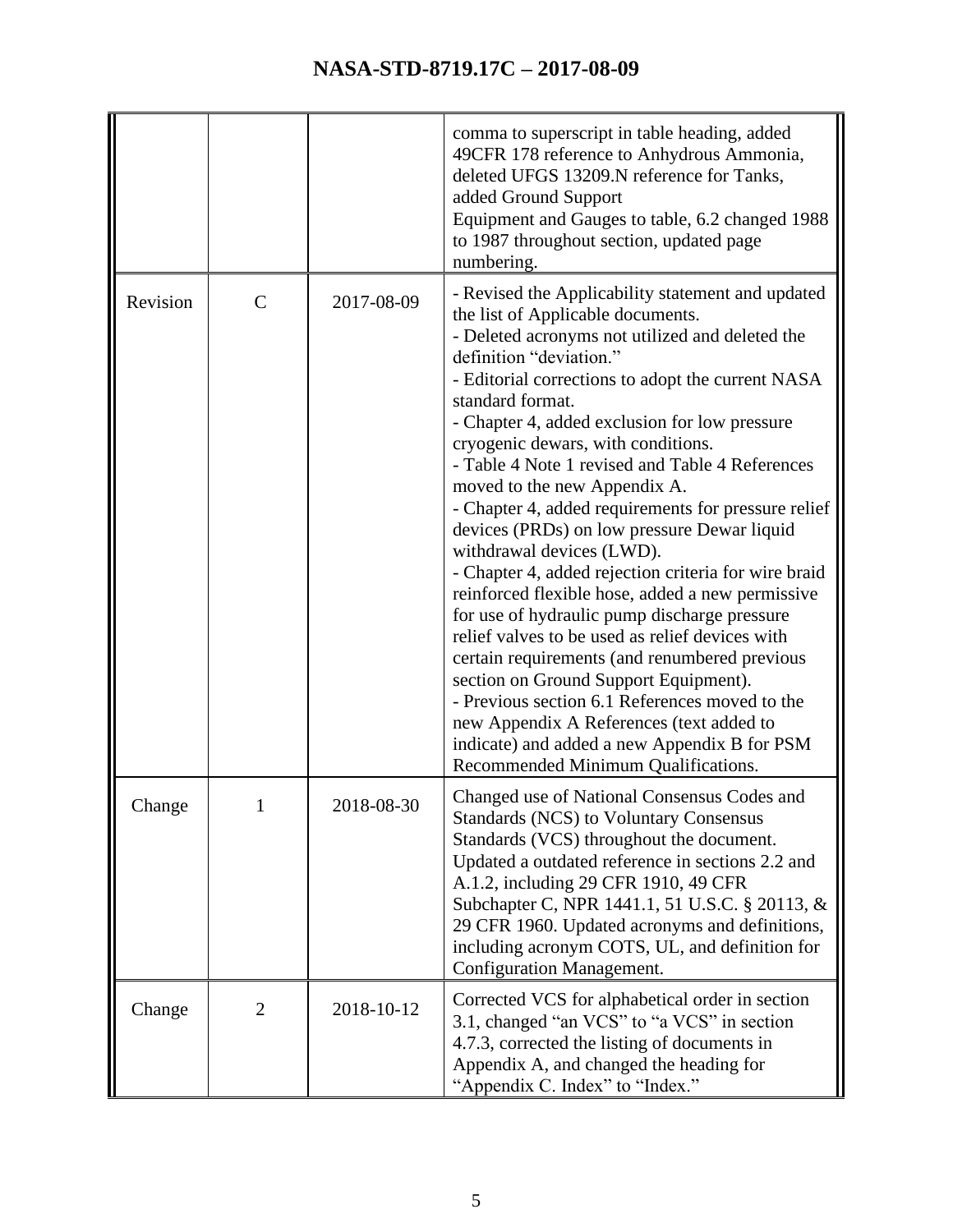| | | | |
|---|---|---|---|
| | | | comma to superscript in table heading, added 49CFR 178 reference to Anhydrous Ammonia, deleted UFGS 13209.N reference for Tanks, added Ground Support Equipment and Gauges to table, 6.2 changed 1988 to 1987 throughout section, updated page numbering. |
| Revision | C | 2017-08-09 | - Revised the Applicability statement and updated the list of Applicable documents.<br>- Deleted acronyms not utilized and deleted the definition "deviation."<br>- Editorial corrections to adopt the current NASA standard format.<br>- Chapter 4, added exclusion for low pressure cryogenic dewars, with conditions.<br>- Table 4 Note 1 revised and Table 4 References moved to the new Appendix A.<br>- Chapter 4, added requirements for pressure relief devices (PRDs) on low pressure Dewar liquid withdrawal devices (LWD).<br>- Chapter 4, added rejection criteria for wire braid reinforced flexible hose, added a new permissive for use of hydraulic pump discharge pressure relief valves to be used as relief devices with certain requirements (and renumbered previous section on Ground Support Equipment).<br>- Previous section 6.1 References moved to the new Appendix A References (text added to indicate) and added a new Appendix B for PSM Recommended Minimum Qualifications. |
| Change | 1 | 2018-08-30 | Changed use of National Consensus Codes and Standards (NCS) to Voluntary Consensus Standards (VCS) throughout the document. Updated a outdated reference in sections 2.2 and A.1.2, including 29 CFR 1910, 49 CFR Subchapter C, NPR 1441.1, 51 U.S.C. § 20113, & 29 CFR 1960. Updated acronyms and definitions, including acronym COTS, UL, and definition for Configuration Management. |
| Change | 2 | 2018-10-12 | Corrected VCS for alphabetical order in section 3.1, changed "an VCS" to "a VCS" in section 4.7.3, corrected the listing of documents in Appendix A, and changed the heading for "Appendix C. Index" to "Index." |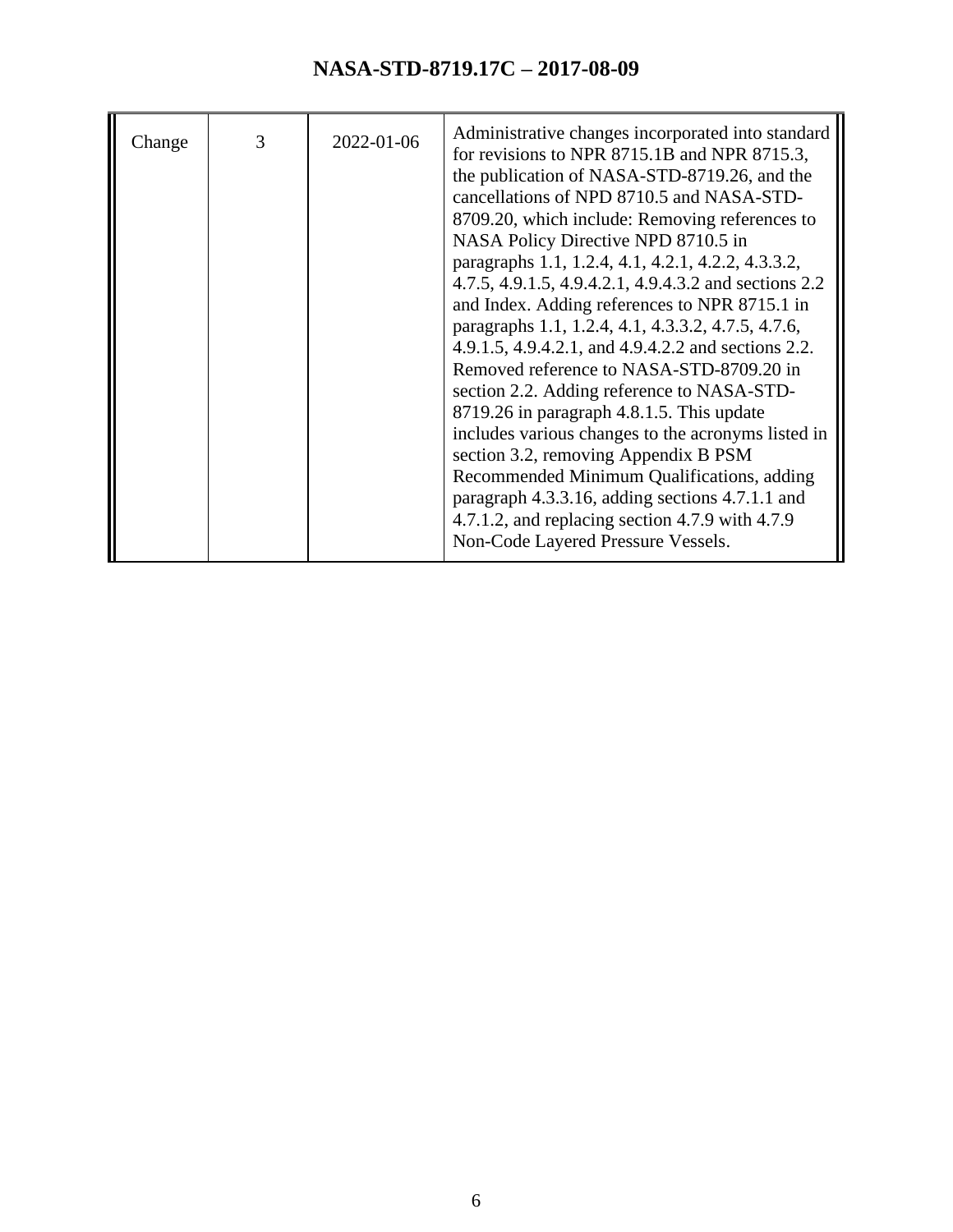| | | | |
|---|---|---|---|
| Change | 3 | 2022-01-06 | Administrative changes incorporated into standard for revisions to NPR 8715.1B and NPR 8715.3, the publication of NASA-STD-8719.26, and the cancellations of NPD 8710.5 and NASA-STD-8709.20, which include: Removing references to NASA Policy Directive NPD 8710.5 in paragraphs 1.1, 1.2.4, 4.1, 4.2.1, 4.2.2, 4.3.3.2, 4.7.5, 4.9.1.5, 4.9.4.2.1, 4.9.4.3.2 and sections 2.2 and Index. Adding references to NPR 8715.1 in paragraphs 1.1, 1.2.4, 4.1, 4.3.3.2, 4.7.5, 4.7.6, 4.9.1.5, 4.9.4.2.1, and 4.9.4.2.2 and sections 2.2. Removed reference to NASA-STD-8709.20 in section 2.2. Adding reference to NASA-STD-8719.26 in paragraph 4.8.1.5. This update includes various changes to the acronyms listed in section 3.2, removing Appendix B PSM Recommended Minimum Qualifications, adding paragraph 4.3.3.16, adding sections 4.7.1.1 and 4.7.1.2, and replacing section 4.7.9 with 4.7.9 Non-Code Layered Pressure Vessels. |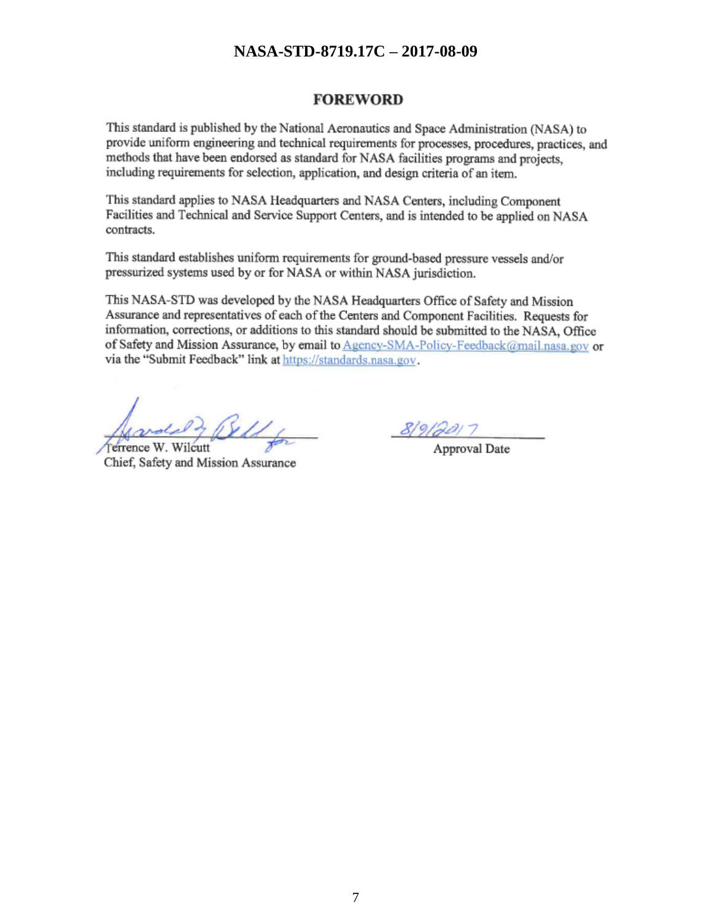## FOREWORD

This standard is published by the National Aeronautics and Space Administration (NASA) to provide uniform engineering and technical requirements for processes, procedures, practices, and methods that have been endorsed as standard for NASA facilities programs and projects, including requirements for selection, application, and design criteria of an item.

This standard applies to NASA Headquarters and NASA Centers, including Component Facilities and Technical and Service Support Centers, and is intended to be applied on NASA contracts.

This standard establishes uniform requirements for ground-based pressure vessels and/or pressurized systems used by or for NASA or within NASA jurisdiction.

This NASA-STD was developed by the NASA Headquarters Office of Safety and Mission Assurance and representatives of each of the Centers and Component Facilities. Requests for information, corrections, or additions to this standard should be submitted to the NASA, Office of Safety and Mission Assurance, by email to Agency-SMA-Policy-Feedback@mail.nasa.gov or via the "Submit Feedback" link at https://standards.nasa.gov.

Terrence W. Wilcutt
Chief, Safety and Mission Assurance

8/9/2017
Approval Date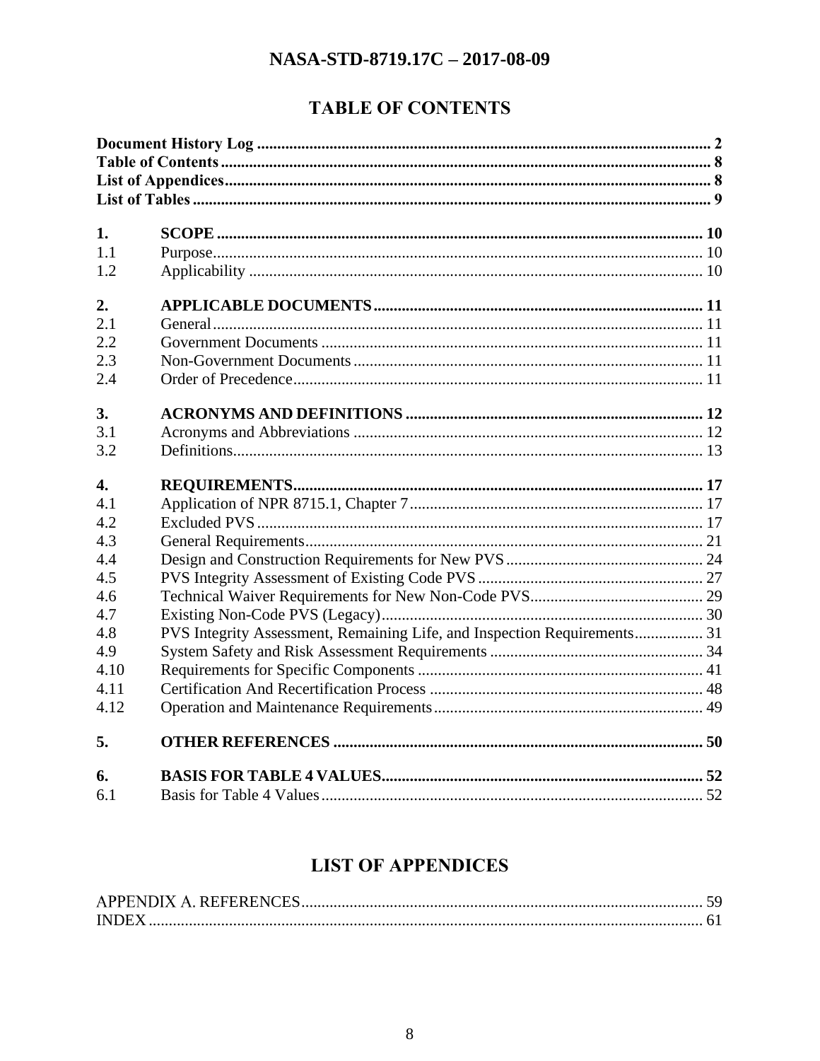# TABLE OF CONTENTS

| | | |
|---|---|---|
| **Document History Log** | | **2** |
| **Table of Contents** | | **8** |
| **List of Appendices** | | **8** |
| **List of Tables** | | **9** |
| **1.** | **SCOPE** | **10** |
| 1.1 | Purpose | 10 |
| 1.2 | Applicability | 10 |
| **2.** | **APPLICABLE DOCUMENTS** | **11** |
| 2.1 | General | 11 |
| 2.2 | Government Documents | 11 |
| 2.3 | Non-Government Documents | 11 |
| 2.4 | Order of Precedence | 11 |
| **3.** | **ACRONYMS AND DEFINITIONS** | **12** |
| 3.1 | Acronyms and Abbreviations | 12 |
| 3.2 | Definitions | 13 |
| **4.** | **REQUIREMENTS** | **17** |
| 4.1 | Application of NPR 8715.1, Chapter 7 | 17 |
| 4.2 | Excluded PVS | 17 |
| 4.3 | General Requirements | 21 |
| 4.4 | Design and Construction Requirements for New PVS | 24 |
| 4.5 | PVS Integrity Assessment of Existing Code PVS | 27 |
| 4.6 | Technical Waiver Requirements for New Non-Code PVS | 29 |
| 4.7 | Existing Non-Code PVS (Legacy) | 30 |
| 4.8 | PVS Integrity Assessment, Remaining Life, and Inspection Requirements | 31 |
| 4.9 | System Safety and Risk Assessment Requirements | 34 |
| 4.10 | Requirements for Specific Components | 41 |
| 4.11 | Certification And Recertification Process | 48 |
| 4.12 | Operation and Maintenance Requirements | 49 |
| **5.** | **OTHER REFERENCES** | **50** |
| **6.** | **BASIS FOR TABLE 4 VALUES** | **52** |
| 6.1 | Basis for Table 4 Values | 52 |

# LIST OF APPENDICES

| | |
|---|---|
| APPENDIX A. REFERENCES | 59 |
| INDEX | 61 |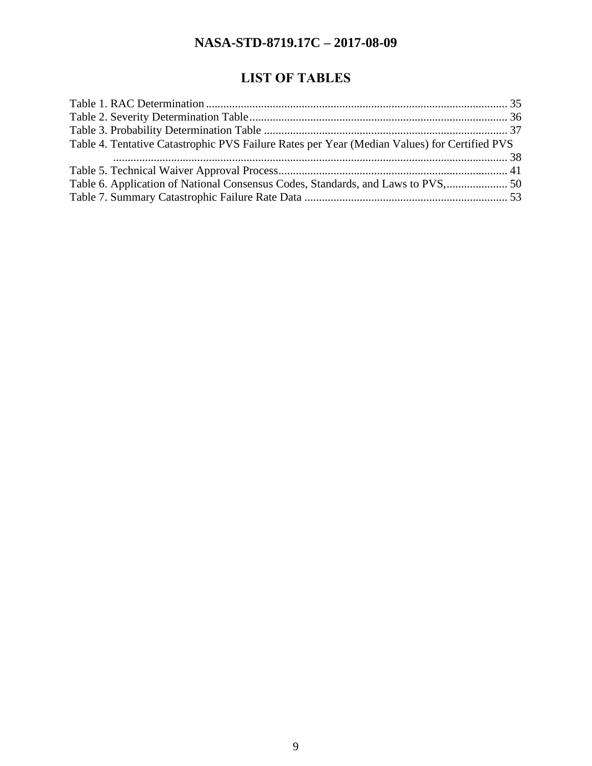# LIST OF TABLES

Table 1. RAC Determination ........................................................................................................ 35
Table 2. Severity Determination Table ......................................................................................... 36
Table 3. Probability Determination Table .................................................................................... 37
Table 4. Tentative Catastrophic PVS Failure Rates per Year (Median Values) for Certified PVS ........................................................................................................................................ 38
Table 5. Technical Waiver Approval Process ............................................................................... 41
Table 6. Application of National Consensus Codes, Standards, and Laws to PVS, ..................... 50
Table 7. Summary Catastrophic Failure Rate Data ...................................................................... 53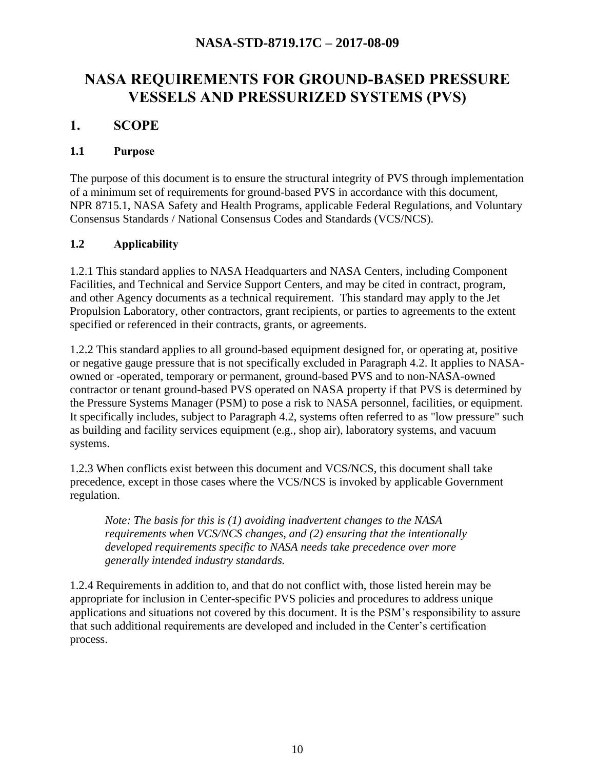# NASA REQUIREMENTS FOR GROUND-BASED PRESSURE VESSELS AND PRESSURIZED SYSTEMS (PVS)

## 1. SCOPE

### 1.1 Purpose

The purpose of this document is to ensure the structural integrity of PVS through implementation of a minimum set of requirements for ground-based PVS in accordance with this document, NPR 8715.1, NASA Safety and Health Programs, applicable Federal Regulations, and Voluntary Consensus Standards / National Consensus Codes and Standards (VCS/NCS).

### 1.2 Applicability

1.2.1 This standard applies to NASA Headquarters and NASA Centers, including Component Facilities, and Technical and Service Support Centers, and may be cited in contract, program, and other Agency documents as a technical requirement. This standard may apply to the Jet Propulsion Laboratory, other contractors, grant recipients, or parties to agreements to the extent specified or referenced in their contracts, grants, or agreements.

1.2.2 This standard applies to all ground-based equipment designed for, or operating at, positive or negative gauge pressure that is not specifically excluded in Paragraph 4.2. It applies to NASA-owned or -operated, temporary or permanent, ground-based PVS and to non-NASA-owned contractor or tenant ground-based PVS operated on NASA property if that PVS is determined by the Pressure Systems Manager (PSM) to pose a risk to NASA personnel, facilities, or equipment. It specifically includes, subject to Paragraph 4.2, systems often referred to as "low pressure" such as building and facility services equipment (e.g., shop air), laboratory systems, and vacuum systems.

1.2.3 When conflicts exist between this document and VCS/NCS, this document shall take precedence, except in those cases where the VCS/NCS is invoked by applicable Government regulation.

> *Note: The basis for this is (1) avoiding inadvertent changes to the NASA requirements when VCS/NCS changes, and (2) ensuring that the intentionally developed requirements specific to NASA needs take precedence over more generally intended industry standards.*

1.2.4 Requirements in addition to, and that do not conflict with, those listed herein may be appropriate for inclusion in Center-specific PVS policies and procedures to address unique applications and situations not covered by this document. It is the PSM's responsibility to assure that such additional requirements are developed and included in the Center's certification process.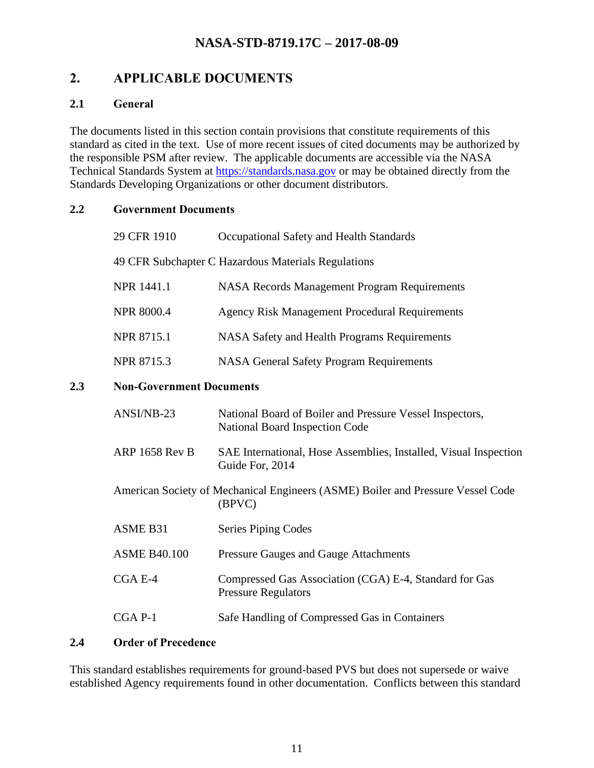## 2. APPLICABLE DOCUMENTS

### 2.1 General

The documents listed in this section contain provisions that constitute requirements of this standard as cited in the text. Use of more recent issues of cited documents may be authorized by the responsible PSM after review. The applicable documents are accessible via the NASA Technical Standards System at https://standards.nasa.gov or may be obtained directly from the Standards Developing Organizations or other document distributors.

### 2.2 Government Documents

| | |
|---|---|
| 29 CFR 1910 | Occupational Safety and Health Standards |
| 49 CFR Subchapter C Hazardous Materials Regulations | |
| NPR 1441.1 | NASA Records Management Program Requirements |
| NPR 8000.4 | Agency Risk Management Procedural Requirements |
| NPR 8715.1 | NASA Safety and Health Programs Requirements |
| NPR 8715.3 | NASA General Safety Program Requirements |

### 2.3 Non-Government Documents

| | |
|---|---|
| ANSI/NB-23 | National Board of Boiler and Pressure Vessel Inspectors, National Board Inspection Code |
| ARP 1658 Rev B | SAE International, Hose Assemblies, Installed, Visual Inspection Guide For, 2014 |
| American Society of Mechanical Engineers (ASME) Boiler and Pressure Vessel Code (BPVC) | |
| ASME B31 | Series Piping Codes |
| ASME B40.100 | Pressure Gauges and Gauge Attachments |
| CGA E-4 | Compressed Gas Association (CGA) E-4, Standard for Gas Pressure Regulators |
| CGA P-1 | Safe Handling of Compressed Gas in Containers |

### 2.4 Order of Precedence

This standard establishes requirements for ground-based PVS but does not supersede or waive established Agency requirements found in other documentation. Conflicts between this standard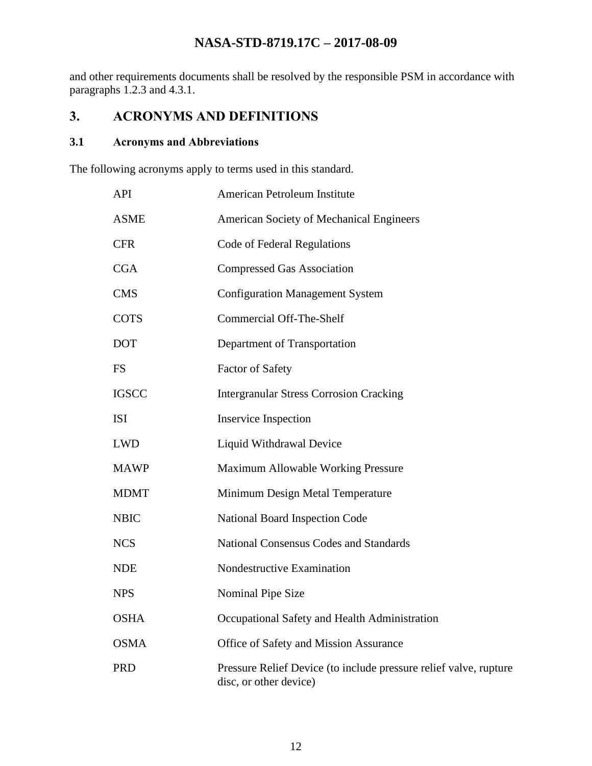and other requirements documents shall be resolved by the responsible PSM in accordance with paragraphs 1.2.3 and 4.3.1.

# 3. ACRONYMS AND DEFINITIONS

## 3.1 Acronyms and Abbreviations

The following acronyms apply to terms used in this standard.

| | |
|---|---|
| API | American Petroleum Institute |
| ASME | American Society of Mechanical Engineers |
| CFR | Code of Federal Regulations |
| CGA | Compressed Gas Association |
| CMS | Configuration Management System |
| COTS | Commercial Off-The-Shelf |
| DOT | Department of Transportation |
| FS | Factor of Safety |
| IGSCC | Intergranular Stress Corrosion Cracking |
| ISI | Inservice Inspection |
| LWD | Liquid Withdrawal Device |
| MAWP | Maximum Allowable Working Pressure |
| MDMT | Minimum Design Metal Temperature |
| NBIC | National Board Inspection Code |
| NCS | National Consensus Codes and Standards |
| NDE | Nondestructive Examination |
| NPS | Nominal Pipe Size |
| OSHA | Occupational Safety and Health Administration |
| OSMA | Office of Safety and Mission Assurance |
| PRD | Pressure Relief Device (to include pressure relief valve, rupture disc, or other device) |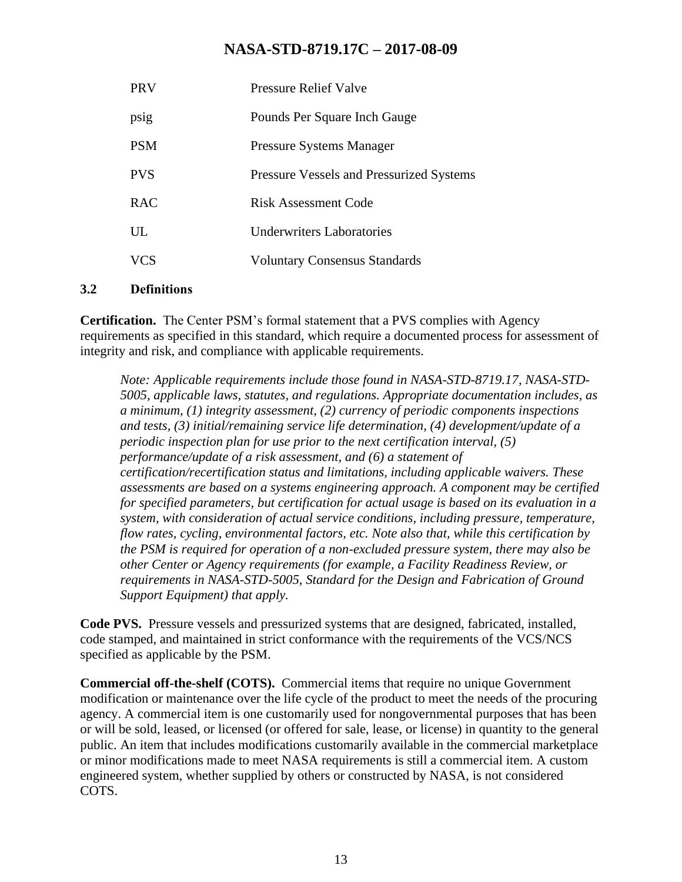| | |
|---|---|
| PRV | Pressure Relief Valve |
| psig | Pounds Per Square Inch Gauge |
| PSM | Pressure Systems Manager |
| PVS | Pressure Vessels and Pressurized Systems |
| RAC | Risk Assessment Code |
| UL | Underwriters Laboratories |
| VCS | Voluntary Consensus Standards |

### 3.2 Definitions

**Certification.** The Center PSM's formal statement that a PVS complies with Agency requirements as specified in this standard, which require a documented process for assessment of integrity and risk, and compliance with applicable requirements.

> *Note: Applicable requirements include those found in NASA-STD-8719.17, NASA-STD-5005, applicable laws, statutes, and regulations. Appropriate documentation includes, as a minimum, (1) integrity assessment, (2) currency of periodic components inspections and tests, (3) initial/remaining service life determination, (4) development/update of a periodic inspection plan for use prior to the next certification interval, (5) performance/update of a risk assessment, and (6) a statement of certification/recertification status and limitations, including applicable waivers. These assessments are based on a systems engineering approach. A component may be certified for specified parameters, but certification for actual usage is based on its evaluation in a system, with consideration of actual service conditions, including pressure, temperature, flow rates, cycling, environmental factors, etc. Note also that, while this certification by the PSM is required for operation of a non-excluded pressure system, there may also be other Center or Agency requirements (for example, a Facility Readiness Review, or requirements in NASA-STD-5005, Standard for the Design and Fabrication of Ground Support Equipment) that apply.*

**Code PVS.** Pressure vessels and pressurized systems that are designed, fabricated, installed, code stamped, and maintained in strict conformance with the requirements of the VCS/NCS specified as applicable by the PSM.

**Commercial off-the-shelf (COTS).** Commercial items that require no unique Government modification or maintenance over the life cycle of the product to meet the needs of the procuring agency. A commercial item is one customarily used for nongovernmental purposes that has been or will be sold, leased, or licensed (or offered for sale, lease, or license) in quantity to the general public. An item that includes modifications customarily available in the commercial marketplace or minor modifications made to meet NASA requirements is still a commercial item. A custom engineered system, whether supplied by others or constructed by NASA, is not considered COTS.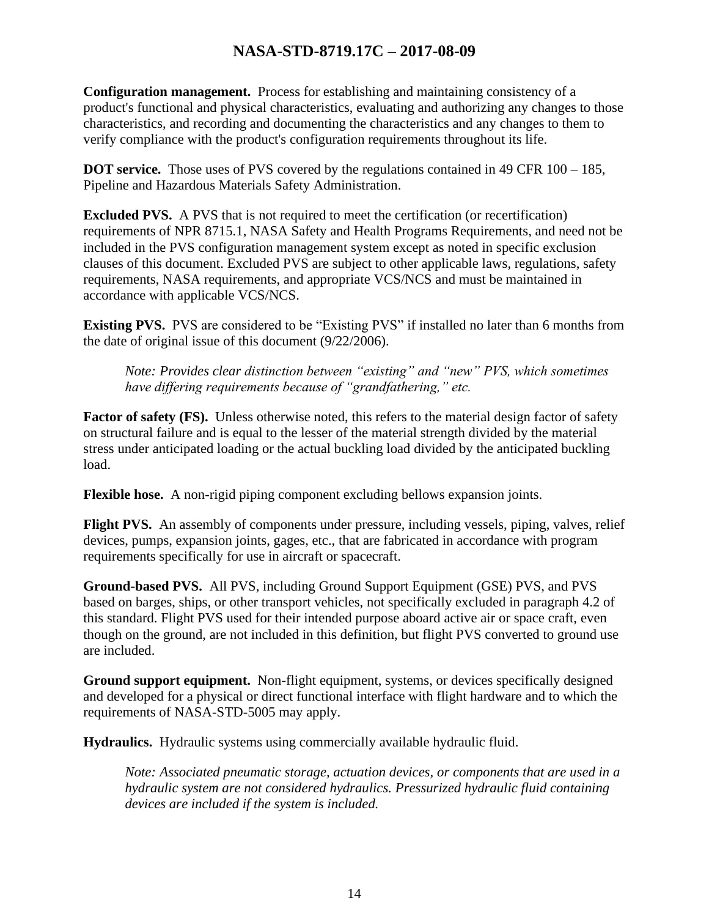**Configuration management.** Process for establishing and maintaining consistency of a product's functional and physical characteristics, evaluating and authorizing any changes to those characteristics, and recording and documenting the characteristics and any changes to them to verify compliance with the product's configuration requirements throughout its life.

**DOT service.** Those uses of PVS covered by the regulations contained in 49 CFR 100 – 185, Pipeline and Hazardous Materials Safety Administration.

**Excluded PVS.** A PVS that is not required to meet the certification (or recertification) requirements of NPR 8715.1, NASA Safety and Health Programs Requirements, and need not be included in the PVS configuration management system except as noted in specific exclusion clauses of this document. Excluded PVS are subject to other applicable laws, regulations, safety requirements, NASA requirements, and appropriate VCS/NCS and must be maintained in accordance with applicable VCS/NCS.

**Existing PVS.** PVS are considered to be "Existing PVS" if installed no later than 6 months from the date of original issue of this document (9/22/2006).

> *Note: Provides clear distinction between "existing" and "new" PVS, which sometimes have differing requirements because of "grandfathering," etc.*

**Factor of safety (FS).** Unless otherwise noted, this refers to the material design factor of safety on structural failure and is equal to the lesser of the material strength divided by the material stress under anticipated loading or the actual buckling load divided by the anticipated buckling load.

**Flexible hose.** A non-rigid piping component excluding bellows expansion joints.

**Flight PVS.** An assembly of components under pressure, including vessels, piping, valves, relief devices, pumps, expansion joints, gages, etc., that are fabricated in accordance with program requirements specifically for use in aircraft or spacecraft.

**Ground-based PVS.** All PVS, including Ground Support Equipment (GSE) PVS, and PVS based on barges, ships, or other transport vehicles, not specifically excluded in paragraph 4.2 of this standard. Flight PVS used for their intended purpose aboard active air or space craft, even though on the ground, are not included in this definition, but flight PVS converted to ground use are included.

**Ground support equipment.** Non-flight equipment, systems, or devices specifically designed and developed for a physical or direct functional interface with flight hardware and to which the requirements of NASA-STD-5005 may apply.

**Hydraulics.** Hydraulic systems using commercially available hydraulic fluid.

> *Note: Associated pneumatic storage, actuation devices, or components that are used in a hydraulic system are not considered hydraulics. Pressurized hydraulic fluid containing devices are included if the system is included.*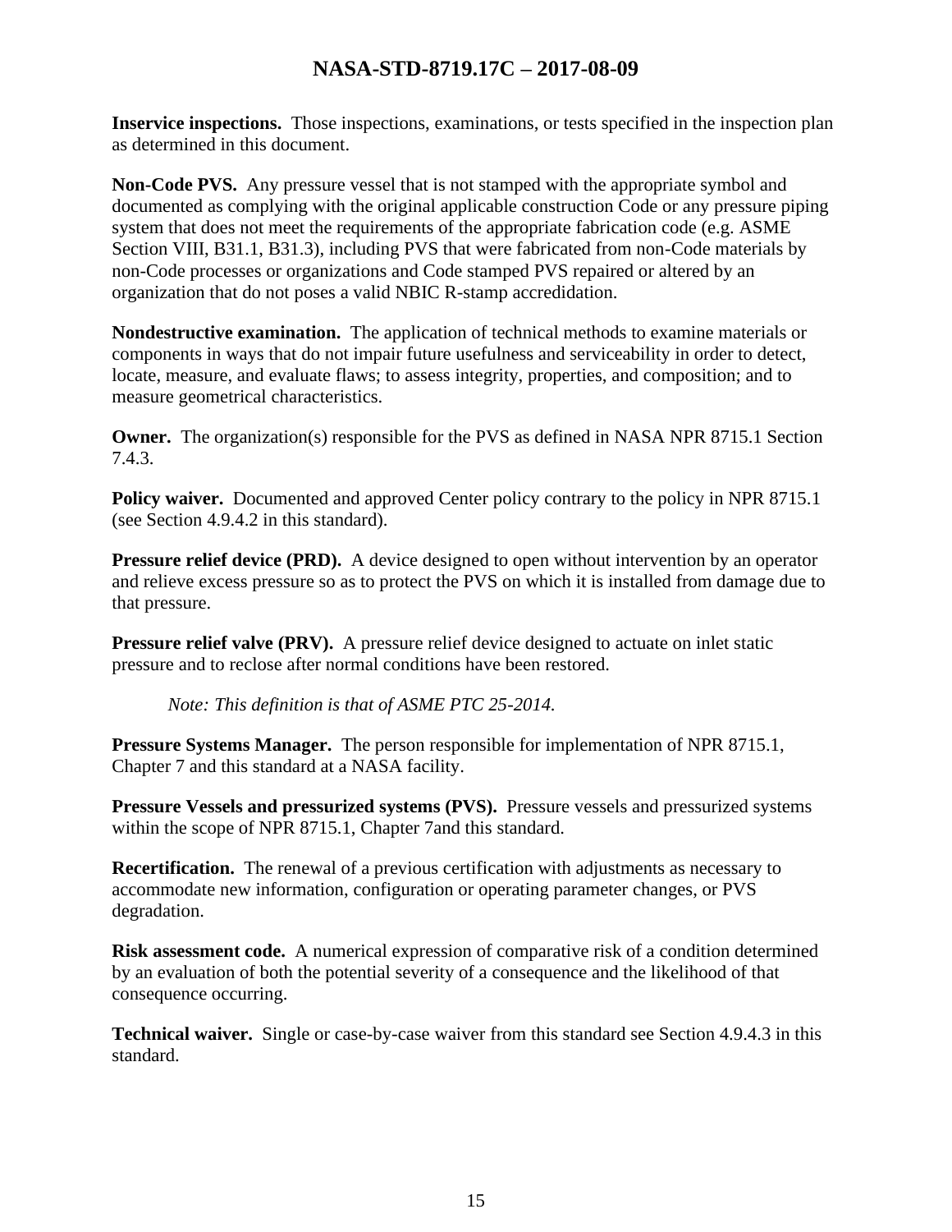**Inservice inspections.** Those inspections, examinations, or tests specified in the inspection plan as determined in this document.

**Non-Code PVS.** Any pressure vessel that is not stamped with the appropriate symbol and documented as complying with the original applicable construction Code or any pressure piping system that does not meet the requirements of the appropriate fabrication code (e.g. ASME Section VIII, B31.1, B31.3), including PVS that were fabricated from non-Code materials by non-Code processes or organizations and Code stamped PVS repaired or altered by an organization that do not poses a valid NBIC R-stamp accredidation.

**Nondestructive examination.** The application of technical methods to examine materials or components in ways that do not impair future usefulness and serviceability in order to detect, locate, measure, and evaluate flaws; to assess integrity, properties, and composition; and to measure geometrical characteristics.

**Owner.** The organization(s) responsible for the PVS as defined in NASA NPR 8715.1 Section 7.4.3.

**Policy waiver.** Documented and approved Center policy contrary to the policy in NPR 8715.1 (see Section 4.9.4.2 in this standard).

**Pressure relief device (PRD).** A device designed to open without intervention by an operator and relieve excess pressure so as to protect the PVS on which it is installed from damage due to that pressure.

**Pressure relief valve (PRV).** A pressure relief device designed to actuate on inlet static pressure and to reclose after normal conditions have been restored.

*Note: This definition is that of ASME PTC 25-2014.*

**Pressure Systems Manager.** The person responsible for implementation of NPR 8715.1, Chapter 7 and this standard at a NASA facility.

**Pressure Vessels and pressurized systems (PVS).** Pressure vessels and pressurized systems within the scope of NPR 8715.1, Chapter 7and this standard.

**Recertification.** The renewal of a previous certification with adjustments as necessary to accommodate new information, configuration or operating parameter changes, or PVS degradation.

**Risk assessment code.** A numerical expression of comparative risk of a condition determined by an evaluation of both the potential severity of a consequence and the likelihood of that consequence occurring.

**Technical waiver.** Single or case-by-case waiver from this standard see Section 4.9.4.3 in this standard.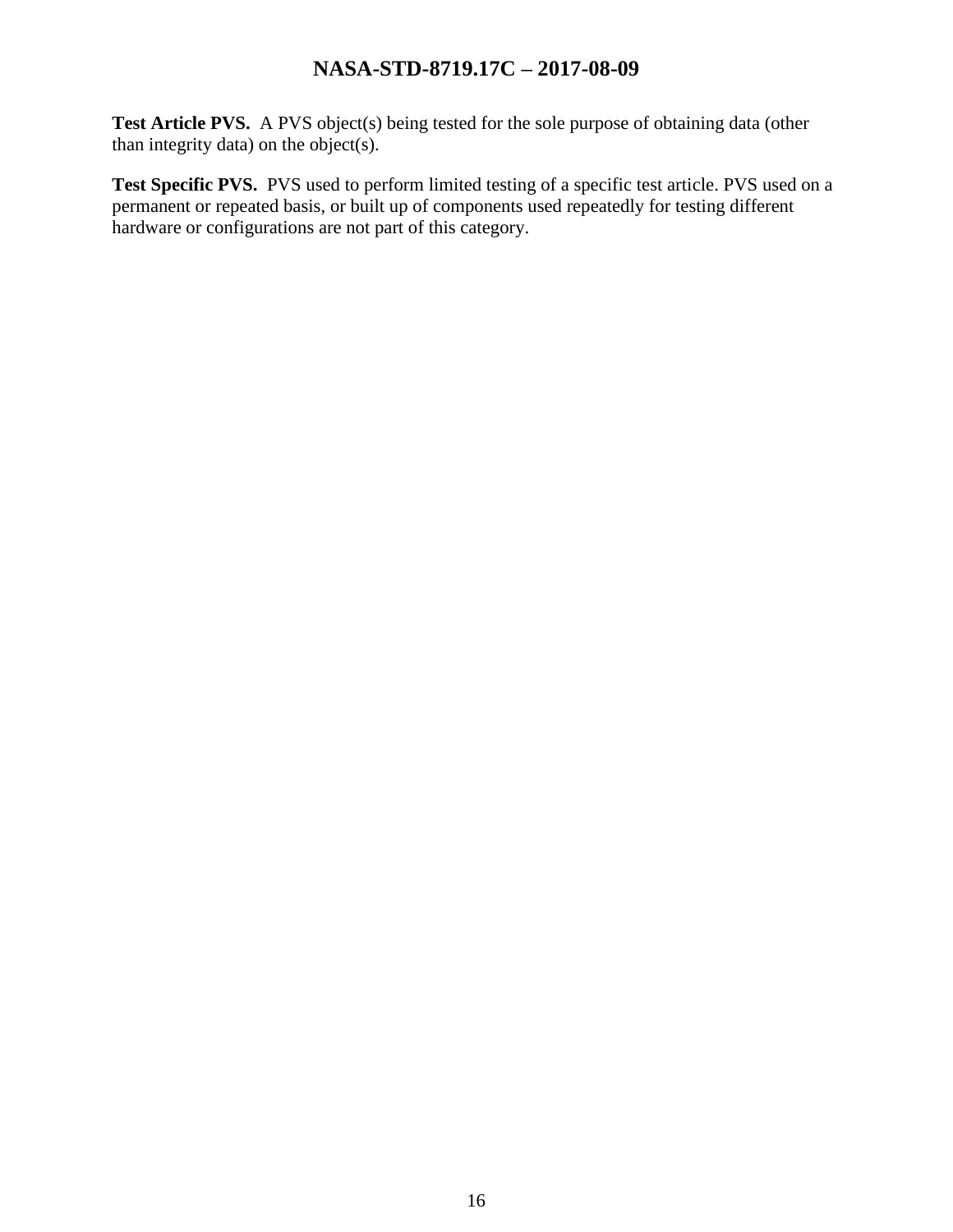**Test Article PVS.** A PVS object(s) being tested for the sole purpose of obtaining data (other than integrity data) on the object(s).

**Test Specific PVS.** PVS used to perform limited testing of a specific test article. PVS used on a permanent or repeated basis, or built up of components used repeatedly for testing different hardware or configurations are not part of this category.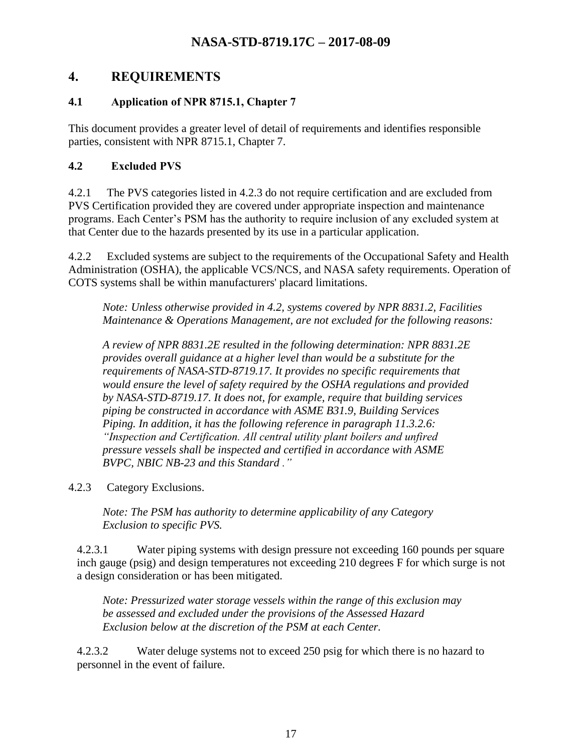## 4. REQUIREMENTS

### 4.1 Application of NPR 8715.1, Chapter 7

This document provides a greater level of detail of requirements and identifies responsible parties, consistent with NPR 8715.1, Chapter 7.

### 4.2 Excluded PVS

4.2.1 The PVS categories listed in 4.2.3 do not require certification and are excluded from PVS Certification provided they are covered under appropriate inspection and maintenance programs. Each Center's PSM has the authority to require inclusion of any excluded system at that Center due to the hazards presented by its use in a particular application.

4.2.2 Excluded systems are subject to the requirements of the Occupational Safety and Health Administration (OSHA), the applicable VCS/NCS, and NASA safety requirements. Operation of COTS systems shall be within manufacturers' placard limitations.

*Note: Unless otherwise provided in 4.2, systems covered by NPR 8831.2, Facilities Maintenance & Operations Management, are not excluded for the following reasons:*

*A review of NPR 8831.2E resulted in the following determination: NPR 8831.2E provides overall guidance at a higher level than would be a substitute for the requirements of NASA-STD-8719.17. It provides no specific requirements that would ensure the level of safety required by the OSHA regulations and provided by NASA-STD-8719.17. It does not, for example, require that building services piping be constructed in accordance with ASME B31.9, Building Services Piping. In addition, it has the following reference in paragraph 11.3.2.6: "Inspection and Certification. All central utility plant boilers and unfired pressure vessels shall be inspected and certified in accordance with ASME BVPC, NBIC NB-23 and this Standard ."*

4.2.3 Category Exclusions.

*Note: The PSM has authority to determine applicability of any Category Exclusion to specific PVS.*

4.2.3.1 Water piping systems with design pressure not exceeding 160 pounds per square inch gauge (psig) and design temperatures not exceeding 210 degrees F for which surge is not a design consideration or has been mitigated.

*Note: Pressurized water storage vessels within the range of this exclusion may be assessed and excluded under the provisions of the Assessed Hazard Exclusion below at the discretion of the PSM at each Center.*

4.2.3.2 Water deluge systems not to exceed 250 psig for which there is no hazard to personnel in the event of failure.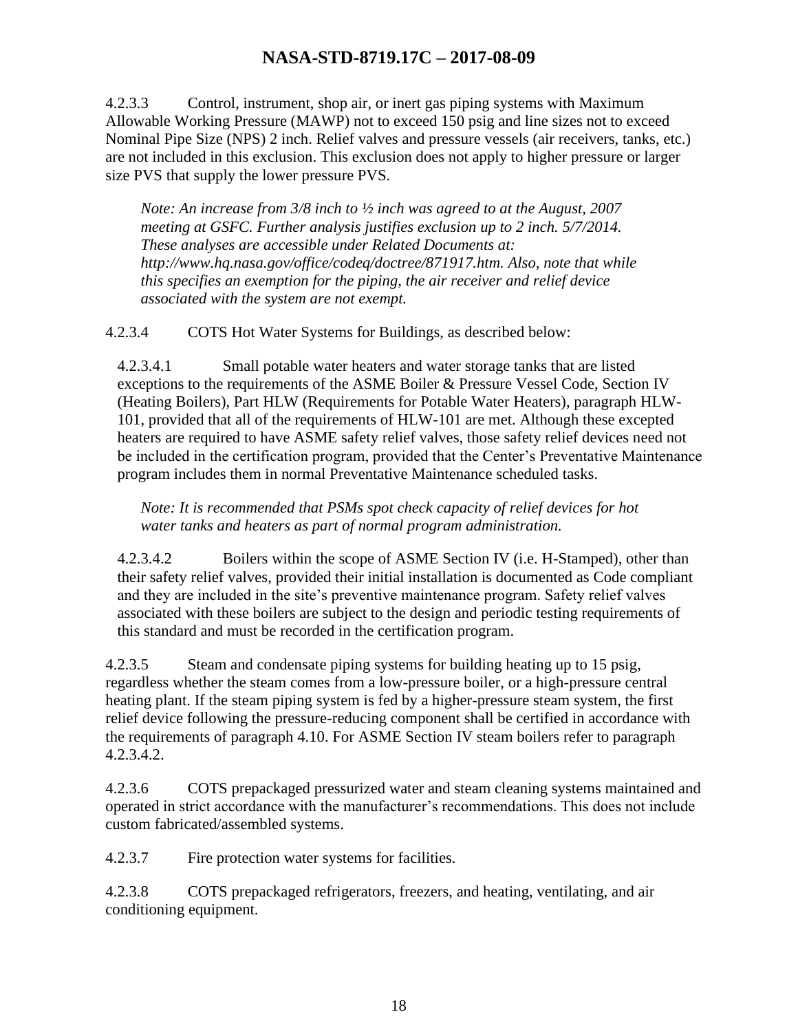4.2.3.3 Control, instrument, shop air, or inert gas piping systems with Maximum Allowable Working Pressure (MAWP) not to exceed 150 psig and line sizes not to exceed Nominal Pipe Size (NPS) 2 inch. Relief valves and pressure vessels (air receivers, tanks, etc.) are not included in this exclusion. This exclusion does not apply to higher pressure or larger size PVS that supply the lower pressure PVS.

*Note: An increase from 3/8 inch to ½ inch was agreed to at the August, 2007 meeting at GSFC. Further analysis justifies exclusion up to 2 inch. 5/7/2014. These analyses are accessible under Related Documents at: http://www.hq.nasa.gov/office/codeq/doctree/871917.htm. Also, note that while this specifies an exemption for the piping, the air receiver and relief device associated with the system are not exempt.*

4.2.3.4 COTS Hot Water Systems for Buildings, as described below:

4.2.3.4.1 Small potable water heaters and water storage tanks that are listed exceptions to the requirements of the ASME Boiler & Pressure Vessel Code, Section IV (Heating Boilers), Part HLW (Requirements for Potable Water Heaters), paragraph HLW-101, provided that all of the requirements of HLW-101 are met. Although these excepted heaters are required to have ASME safety relief valves, those safety relief devices need not be included in the certification program, provided that the Center's Preventative Maintenance program includes them in normal Preventative Maintenance scheduled tasks.

*Note: It is recommended that PSMs spot check capacity of relief devices for hot water tanks and heaters as part of normal program administration.*

4.2.3.4.2 Boilers within the scope of ASME Section IV (i.e. H-Stamped), other than their safety relief valves, provided their initial installation is documented as Code compliant and they are included in the site's preventive maintenance program. Safety relief valves associated with these boilers are subject to the design and periodic testing requirements of this standard and must be recorded in the certification program.

4.2.3.5 Steam and condensate piping systems for building heating up to 15 psig, regardless whether the steam comes from a low-pressure boiler, or a high-pressure central heating plant. If the steam piping system is fed by a higher-pressure steam system, the first relief device following the pressure-reducing component shall be certified in accordance with the requirements of paragraph 4.10. For ASME Section IV steam boilers refer to paragraph 4.2.3.4.2.

4.2.3.6 COTS prepackaged pressurized water and steam cleaning systems maintained and operated in strict accordance with the manufacturer's recommendations. This does not include custom fabricated/assembled systems.

4.2.3.7 Fire protection water systems for facilities.

4.2.3.8 COTS prepackaged refrigerators, freezers, and heating, ventilating, and air conditioning equipment.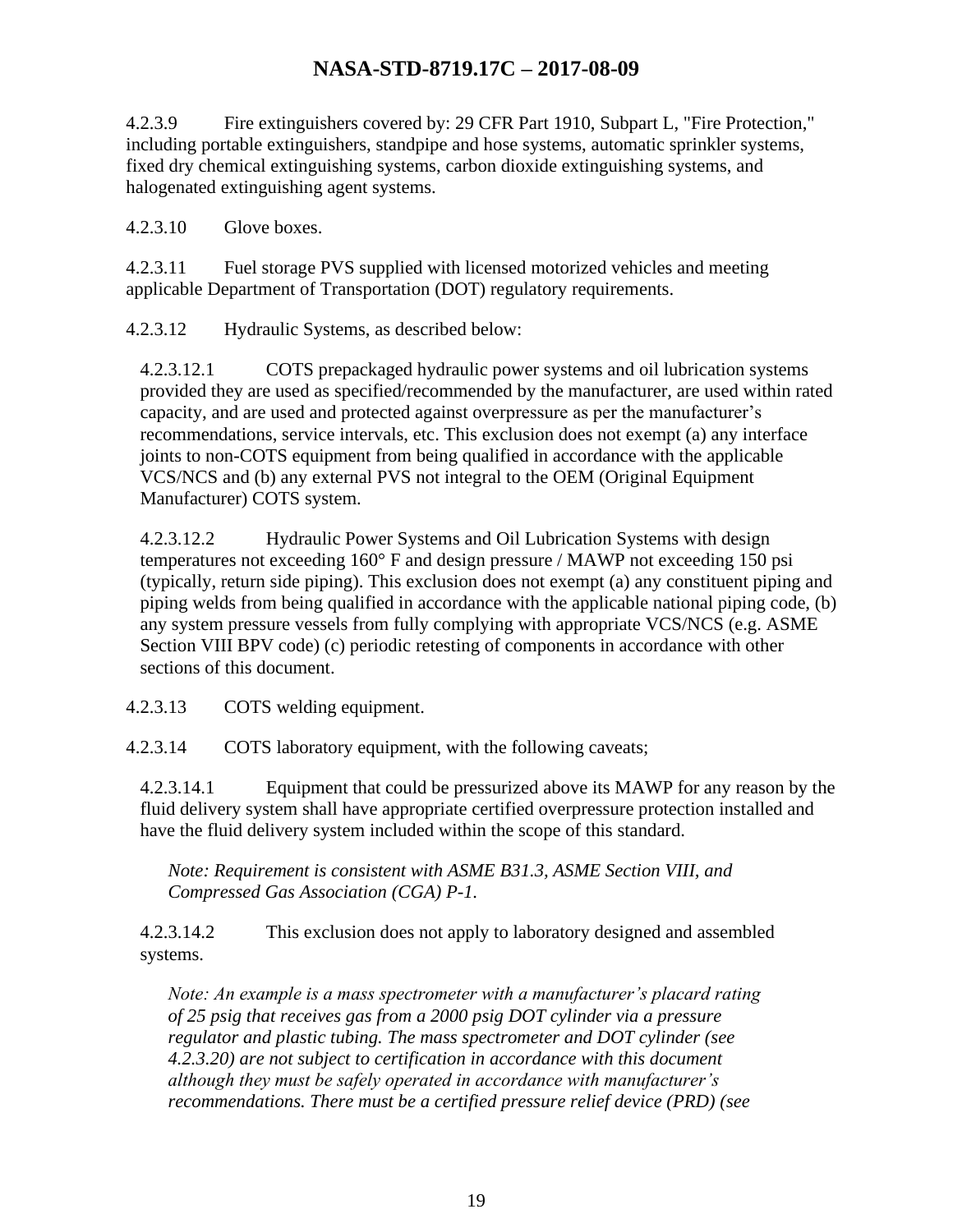4.2.3.9 Fire extinguishers covered by: 29 CFR Part 1910, Subpart L, "Fire Protection," including portable extinguishers, standpipe and hose systems, automatic sprinkler systems, fixed dry chemical extinguishing systems, carbon dioxide extinguishing systems, and halogenated extinguishing agent systems.

4.2.3.10 Glove boxes.

4.2.3.11 Fuel storage PVS supplied with licensed motorized vehicles and meeting applicable Department of Transportation (DOT) regulatory requirements.

4.2.3.12 Hydraulic Systems, as described below:

4.2.3.12.1 COTS prepackaged hydraulic power systems and oil lubrication systems provided they are used as specified/recommended by the manufacturer, are used within rated capacity, and are used and protected against overpressure as per the manufacturer's recommendations, service intervals, etc. This exclusion does not exempt (a) any interface joints to non-COTS equipment from being qualified in accordance with the applicable VCS/NCS and (b) any external PVS not integral to the OEM (Original Equipment Manufacturer) COTS system.

4.2.3.12.2 Hydraulic Power Systems and Oil Lubrication Systems with design temperatures not exceeding 160° F and design pressure / MAWP not exceeding 150 psi (typically, return side piping). This exclusion does not exempt (a) any constituent piping and piping welds from being qualified in accordance with the applicable national piping code, (b) any system pressure vessels from fully complying with appropriate VCS/NCS (e.g. ASME Section VIII BPV code) (c) periodic retesting of components in accordance with other sections of this document.

4.2.3.13 COTS welding equipment.

4.2.3.14 COTS laboratory equipment, with the following caveats;

4.2.3.14.1 Equipment that could be pressurized above its MAWP for any reason by the fluid delivery system shall have appropriate certified overpressure protection installed and have the fluid delivery system included within the scope of this standard.

*Note: Requirement is consistent with ASME B31.3, ASME Section VIII, and Compressed Gas Association (CGA) P-1.*

4.2.3.14.2 This exclusion does not apply to laboratory designed and assembled systems.

*Note: An example is a mass spectrometer with a manufacturer's placard rating of 25 psig that receives gas from a 2000 psig DOT cylinder via a pressure regulator and plastic tubing. The mass spectrometer and DOT cylinder (see 4.2.3.20) are not subject to certification in accordance with this document although they must be safely operated in accordance with manufacturer's recommendations. There must be a certified pressure relief device (PRD) (see*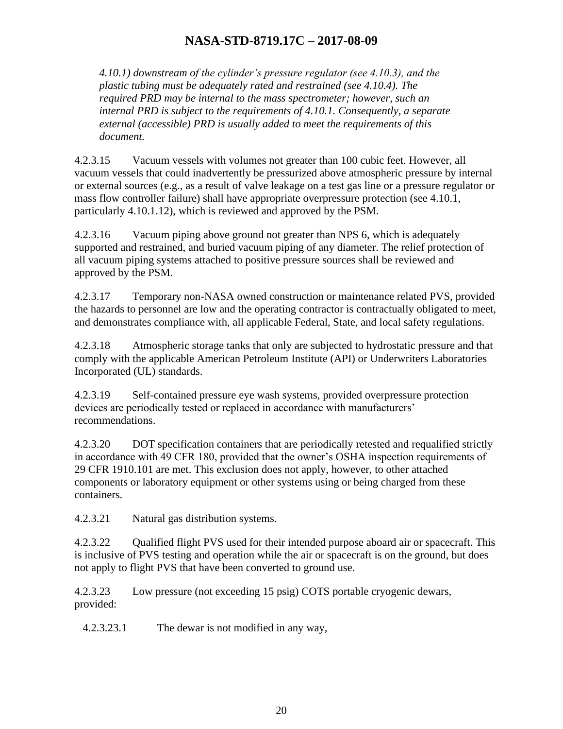*4.10.1) downstream of the cylinder's pressure regulator (see 4.10.3), and the plastic tubing must be adequately rated and restrained (see 4.10.4). The required PRD may be internal to the mass spectrometer; however, such an internal PRD is subject to the requirements of 4.10.1. Consequently, a separate external (accessible) PRD is usually added to meet the requirements of this document.*

4.2.3.15 Vacuum vessels with volumes not greater than 100 cubic feet. However, all vacuum vessels that could inadvertently be pressurized above atmospheric pressure by internal or external sources (e.g., as a result of valve leakage on a test gas line or a pressure regulator or mass flow controller failure) shall have appropriate overpressure protection (see 4.10.1, particularly 4.10.1.12), which is reviewed and approved by the PSM.

4.2.3.16 Vacuum piping above ground not greater than NPS 6, which is adequately supported and restrained, and buried vacuum piping of any diameter. The relief protection of all vacuum piping systems attached to positive pressure sources shall be reviewed and approved by the PSM.

4.2.3.17 Temporary non-NASA owned construction or maintenance related PVS, provided the hazards to personnel are low and the operating contractor is contractually obligated to meet, and demonstrates compliance with, all applicable Federal, State, and local safety regulations.

4.2.3.18 Atmospheric storage tanks that only are subjected to hydrostatic pressure and that comply with the applicable American Petroleum Institute (API) or Underwriters Laboratories Incorporated (UL) standards.

4.2.3.19 Self-contained pressure eye wash systems, provided overpressure protection devices are periodically tested or replaced in accordance with manufacturers' recommendations.

4.2.3.20 DOT specification containers that are periodically retested and requalified strictly in accordance with 49 CFR 180, provided that the owner's OSHA inspection requirements of 29 CFR 1910.101 are met. This exclusion does not apply, however, to other attached components or laboratory equipment or other systems using or being charged from these containers.

4.2.3.21 Natural gas distribution systems.

4.2.3.22 Qualified flight PVS used for their intended purpose aboard air or spacecraft. This is inclusive of PVS testing and operation while the air or spacecraft is on the ground, but does not apply to flight PVS that have been converted to ground use.

4.2.3.23 Low pressure (not exceeding 15 psig) COTS portable cryogenic dewars, provided:

4.2.3.23.1 The dewar is not modified in any way,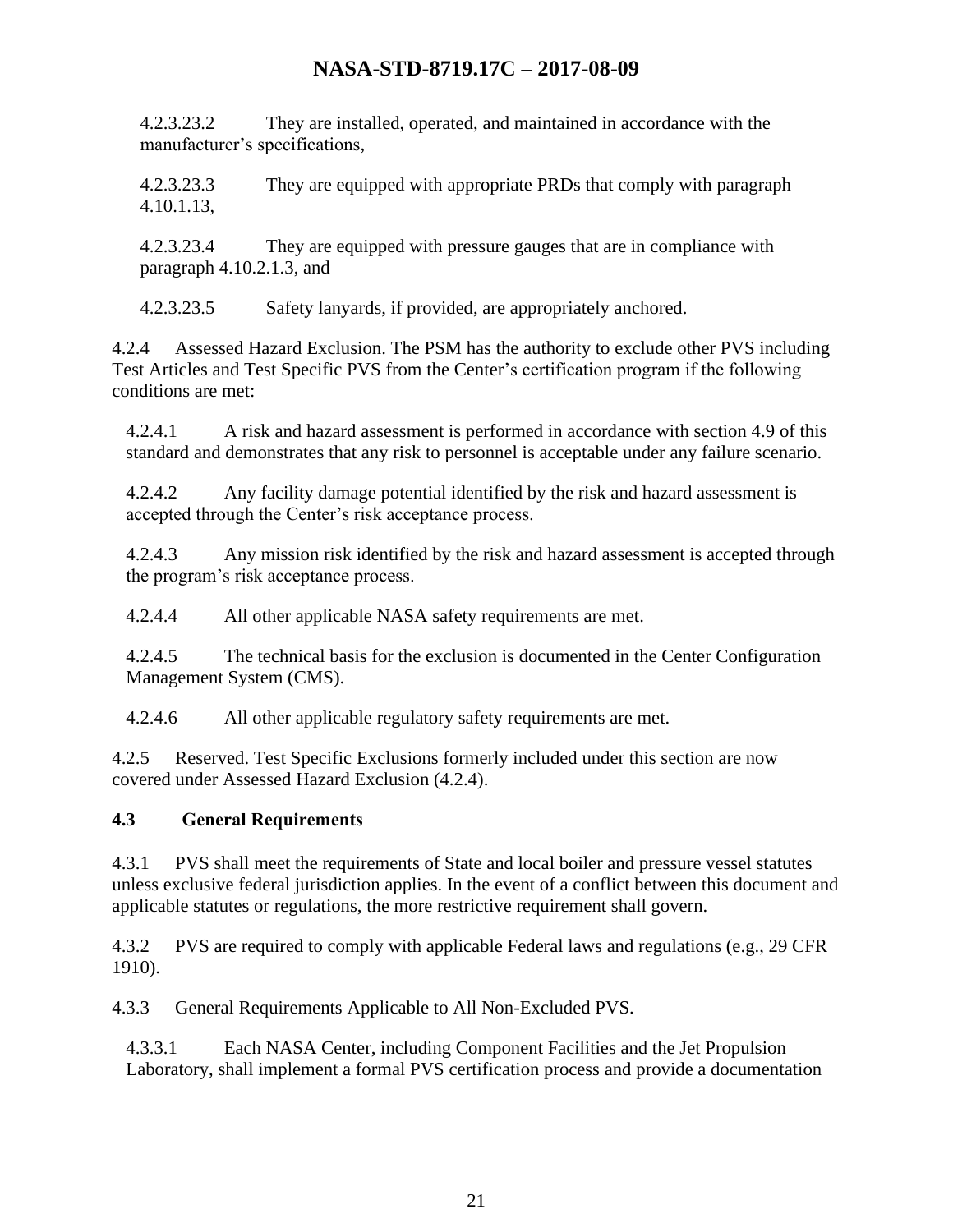4.2.3.23.2 They are installed, operated, and maintained in accordance with the manufacturer's specifications,

4.2.3.23.3 They are equipped with appropriate PRDs that comply with paragraph 4.10.1.13,

4.2.3.23.4 They are equipped with pressure gauges that are in compliance with paragraph 4.10.2.1.3, and

4.2.3.23.5 Safety lanyards, if provided, are appropriately anchored.

4.2.4 Assessed Hazard Exclusion. The PSM has the authority to exclude other PVS including Test Articles and Test Specific PVS from the Center's certification program if the following conditions are met:

4.2.4.1 A risk and hazard assessment is performed in accordance with section 4.9 of this standard and demonstrates that any risk to personnel is acceptable under any failure scenario.

4.2.4.2 Any facility damage potential identified by the risk and hazard assessment is accepted through the Center's risk acceptance process.

4.2.4.3 Any mission risk identified by the risk and hazard assessment is accepted through the program's risk acceptance process.

4.2.4.4 All other applicable NASA safety requirements are met.

4.2.4.5 The technical basis for the exclusion is documented in the Center Configuration Management System (CMS).

4.2.4.6 All other applicable regulatory safety requirements are met.

4.2.5 Reserved. Test Specific Exclusions formerly included under this section are now covered under Assessed Hazard Exclusion (4.2.4).

### 4.3 General Requirements

4.3.1 PVS shall meet the requirements of State and local boiler and pressure vessel statutes unless exclusive federal jurisdiction applies. In the event of a conflict between this document and applicable statutes or regulations, the more restrictive requirement shall govern.

4.3.2 PVS are required to comply with applicable Federal laws and regulations (e.g., 29 CFR 1910).

4.3.3 General Requirements Applicable to All Non-Excluded PVS.

4.3.3.1 Each NASA Center, including Component Facilities and the Jet Propulsion Laboratory, shall implement a formal PVS certification process and provide a documentation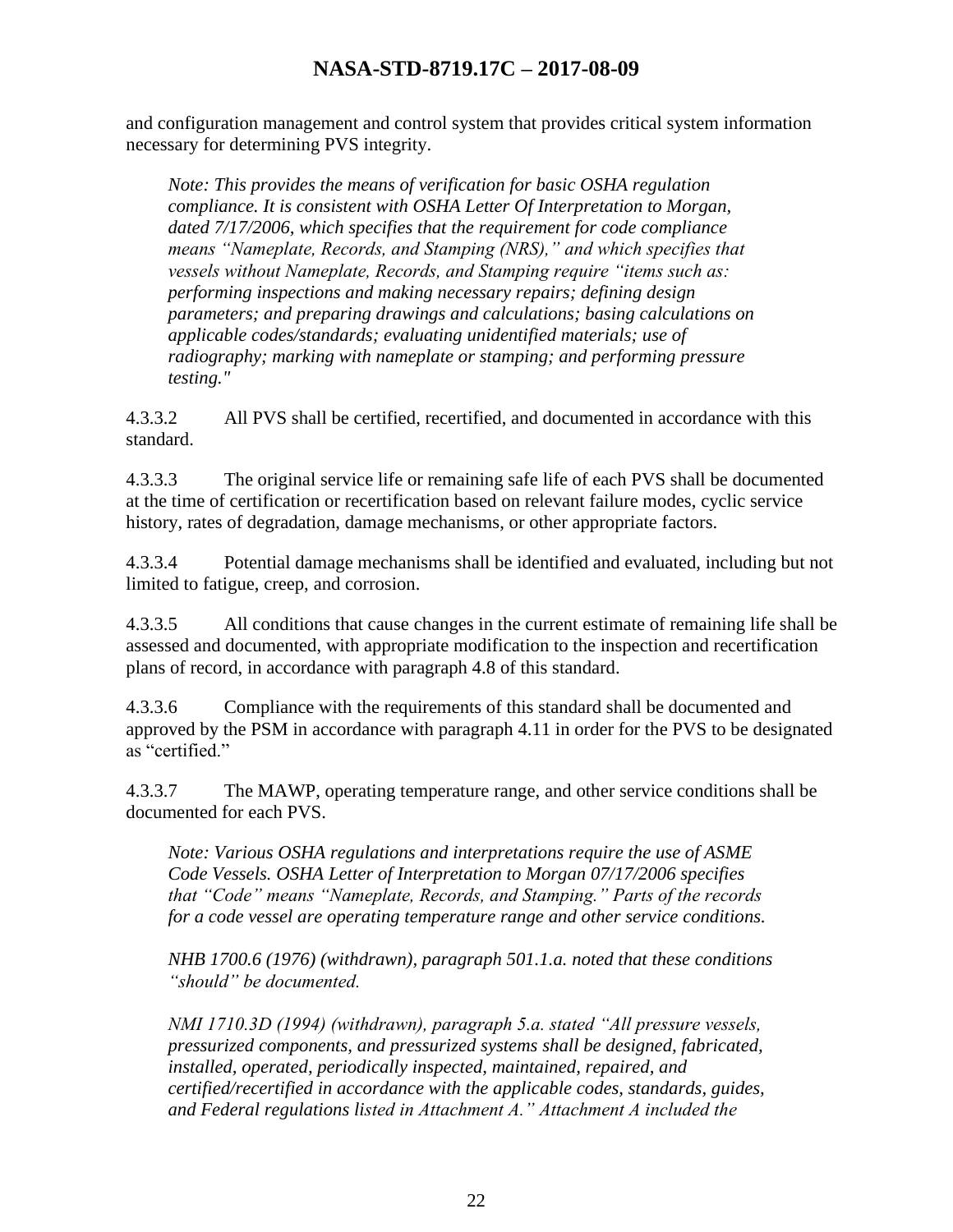and configuration management and control system that provides critical system information necessary for determining PVS integrity.

*Note: This provides the means of verification for basic OSHA regulation compliance. It is consistent with OSHA Letter Of Interpretation to Morgan, dated 7/17/2006, which specifies that the requirement for code compliance means "Nameplate, Records, and Stamping (NRS)," and which specifies that vessels without Nameplate, Records, and Stamping require "items such as: performing inspections and making necessary repairs; defining design parameters; and preparing drawings and calculations; basing calculations on applicable codes/standards; evaluating unidentified materials; use of radiography; marking with nameplate or stamping; and performing pressure testing."*

4.3.3.2 All PVS shall be certified, recertified, and documented in accordance with this standard.

4.3.3.3 The original service life or remaining safe life of each PVS shall be documented at the time of certification or recertification based on relevant failure modes, cyclic service history, rates of degradation, damage mechanisms, or other appropriate factors.

4.3.3.4 Potential damage mechanisms shall be identified and evaluated, including but not limited to fatigue, creep, and corrosion.

4.3.3.5 All conditions that cause changes in the current estimate of remaining life shall be assessed and documented, with appropriate modification to the inspection and recertification plans of record, in accordance with paragraph 4.8 of this standard.

4.3.3.6 Compliance with the requirements of this standard shall be documented and approved by the PSM in accordance with paragraph 4.11 in order for the PVS to be designated as "certified."

4.3.3.7 The MAWP, operating temperature range, and other service conditions shall be documented for each PVS.

*Note: Various OSHA regulations and interpretations require the use of ASME Code Vessels. OSHA Letter of Interpretation to Morgan 07/17/2006 specifies that "Code" means "Nameplate, Records, and Stamping." Parts of the records for a code vessel are operating temperature range and other service conditions.*

*NHB 1700.6 (1976) (withdrawn), paragraph 501.1.a. noted that these conditions "should" be documented.*

*NMI 1710.3D (1994) (withdrawn), paragraph 5.a. stated "All pressure vessels, pressurized components, and pressurized systems shall be designed, fabricated, installed, operated, periodically inspected, maintained, repaired, and certified/recertified in accordance with the applicable codes, standards, guides, and Federal regulations listed in Attachment A." Attachment A included the*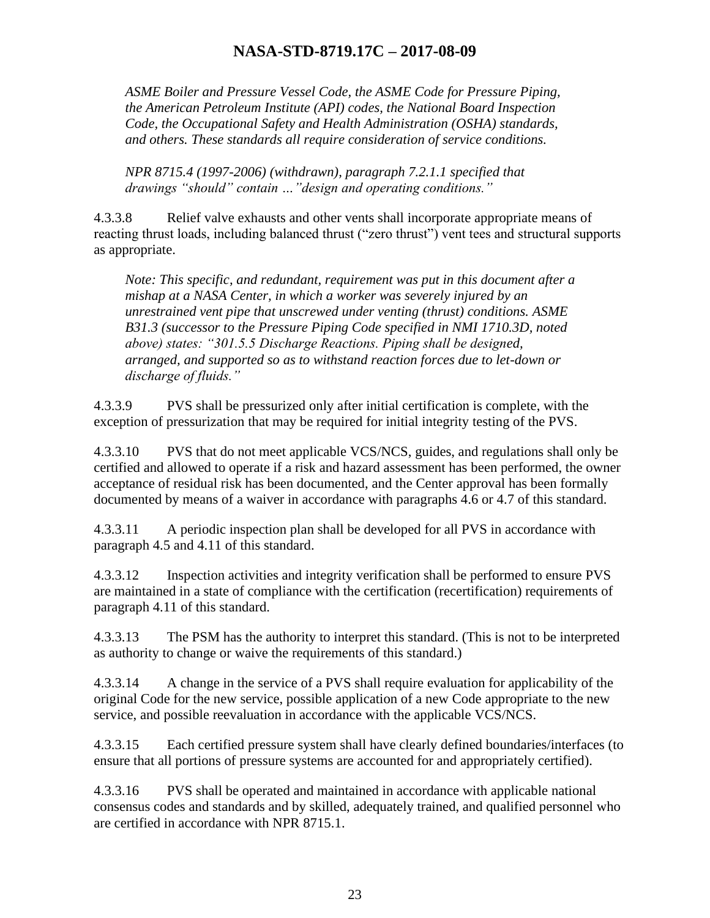*ASME Boiler and Pressure Vessel Code, the ASME Code for Pressure Piping, the American Petroleum Institute (API) codes, the National Board Inspection Code, the Occupational Safety and Health Administration (OSHA) standards, and others. These standards all require consideration of service conditions.*

*NPR 8715.4 (1997-2006) (withdrawn), paragraph 7.2.1.1 specified that drawings "should" contain …"design and operating conditions."*

4.3.3.8 Relief valve exhausts and other vents shall incorporate appropriate means of reacting thrust loads, including balanced thrust ("zero thrust") vent tees and structural supports as appropriate.

*Note: This specific, and redundant, requirement was put in this document after a mishap at a NASA Center, in which a worker was severely injured by an unrestrained vent pipe that unscrewed under venting (thrust) conditions. ASME B31.3 (successor to the Pressure Piping Code specified in NMI 1710.3D, noted above) states: "301.5.5 Discharge Reactions. Piping shall be designed, arranged, and supported so as to withstand reaction forces due to let-down or discharge of fluids."*

4.3.3.9 PVS shall be pressurized only after initial certification is complete, with the exception of pressurization that may be required for initial integrity testing of the PVS.

4.3.3.10 PVS that do not meet applicable VCS/NCS, guides, and regulations shall only be certified and allowed to operate if a risk and hazard assessment has been performed, the owner acceptance of residual risk has been documented, and the Center approval has been formally documented by means of a waiver in accordance with paragraphs 4.6 or 4.7 of this standard.

4.3.3.11 A periodic inspection plan shall be developed for all PVS in accordance with paragraph 4.5 and 4.11 of this standard.

4.3.3.12 Inspection activities and integrity verification shall be performed to ensure PVS are maintained in a state of compliance with the certification (recertification) requirements of paragraph 4.11 of this standard.

4.3.3.13 The PSM has the authority to interpret this standard. (This is not to be interpreted as authority to change or waive the requirements of this standard.)

4.3.3.14 A change in the service of a PVS shall require evaluation for applicability of the original Code for the new service, possible application of a new Code appropriate to the new service, and possible reevaluation in accordance with the applicable VCS/NCS.

4.3.3.15 Each certified pressure system shall have clearly defined boundaries/interfaces (to ensure that all portions of pressure systems are accounted for and appropriately certified).

4.3.3.16 PVS shall be operated and maintained in accordance with applicable national consensus codes and standards and by skilled, adequately trained, and qualified personnel who are certified in accordance with NPR 8715.1.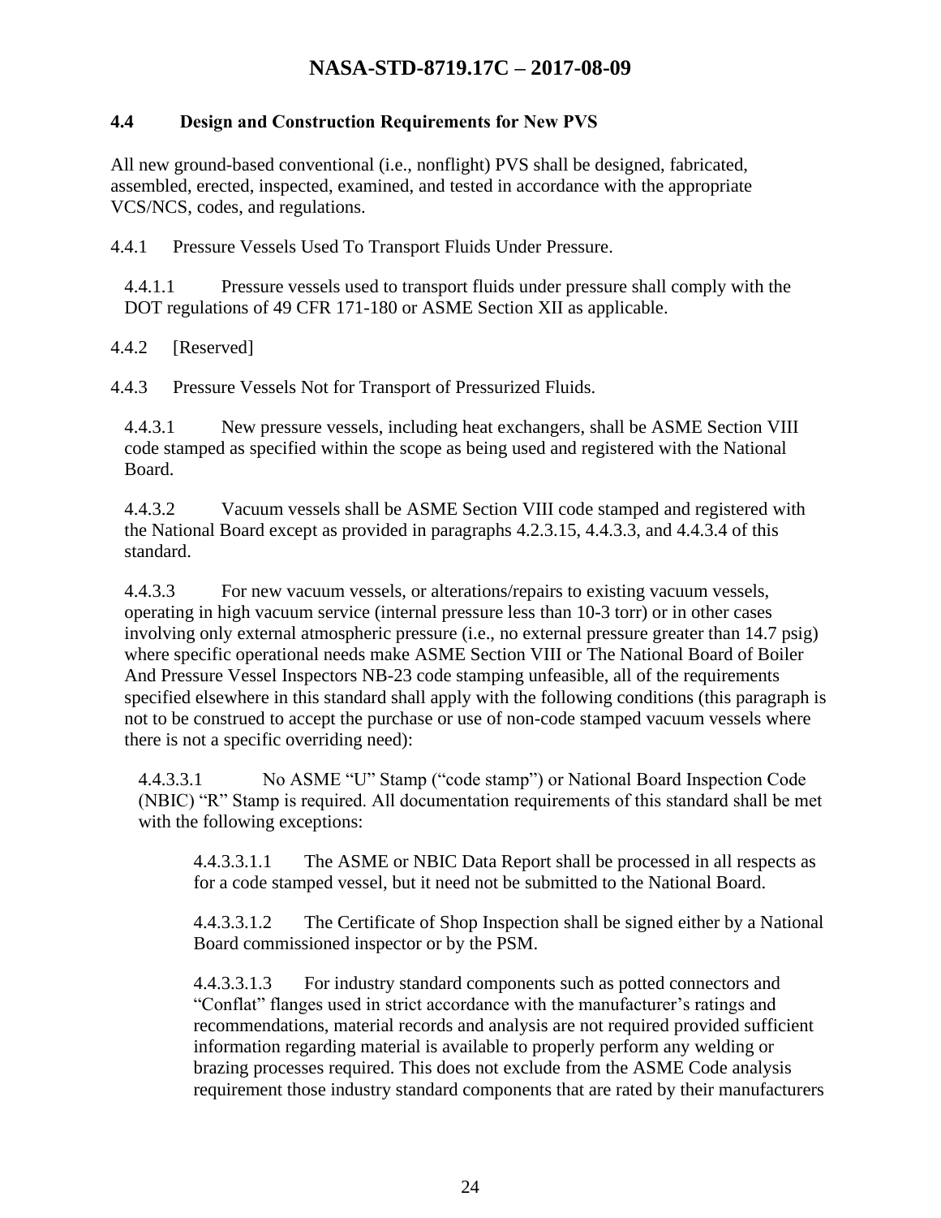### 4.4 Design and Construction Requirements for New PVS

All new ground-based conventional (i.e., nonflight) PVS shall be designed, fabricated, assembled, erected, inspected, examined, and tested in accordance with the appropriate VCS/NCS, codes, and regulations.

4.4.1 Pressure Vessels Used To Transport Fluids Under Pressure.

4.4.1.1 Pressure vessels used to transport fluids under pressure shall comply with the DOT regulations of 49 CFR 171-180 or ASME Section XII as applicable.

4.4.2 [Reserved]

4.4.3 Pressure Vessels Not for Transport of Pressurized Fluids.

4.4.3.1 New pressure vessels, including heat exchangers, shall be ASME Section VIII code stamped as specified within the scope as being used and registered with the National Board.

4.4.3.2 Vacuum vessels shall be ASME Section VIII code stamped and registered with the National Board except as provided in paragraphs 4.2.3.15, 4.4.3.3, and 4.4.3.4 of this standard.

4.4.3.3 For new vacuum vessels, or alterations/repairs to existing vacuum vessels, operating in high vacuum service (internal pressure less than 10-3 torr) or in other cases involving only external atmospheric pressure (i.e., no external pressure greater than 14.7 psig) where specific operational needs make ASME Section VIII or The National Board of Boiler And Pressure Vessel Inspectors NB-23 code stamping unfeasible, all of the requirements specified elsewhere in this standard shall apply with the following conditions (this paragraph is not to be construed to accept the purchase or use of non-code stamped vacuum vessels where there is not a specific overriding need):

4.4.3.3.1 No ASME "U" Stamp ("code stamp") or National Board Inspection Code (NBIC) "R" Stamp is required. All documentation requirements of this standard shall be met with the following exceptions:

4.4.3.3.1.1 The ASME or NBIC Data Report shall be processed in all respects as for a code stamped vessel, but it need not be submitted to the National Board.

4.4.3.3.1.2 The Certificate of Shop Inspection shall be signed either by a National Board commissioned inspector or by the PSM.

4.4.3.3.1.3 For industry standard components such as potted connectors and "Conflat" flanges used in strict accordance with the manufacturer's ratings and recommendations, material records and analysis are not required provided sufficient information regarding material is available to properly perform any welding or brazing processes required. This does not exclude from the ASME Code analysis requirement those industry standard components that are rated by their manufacturers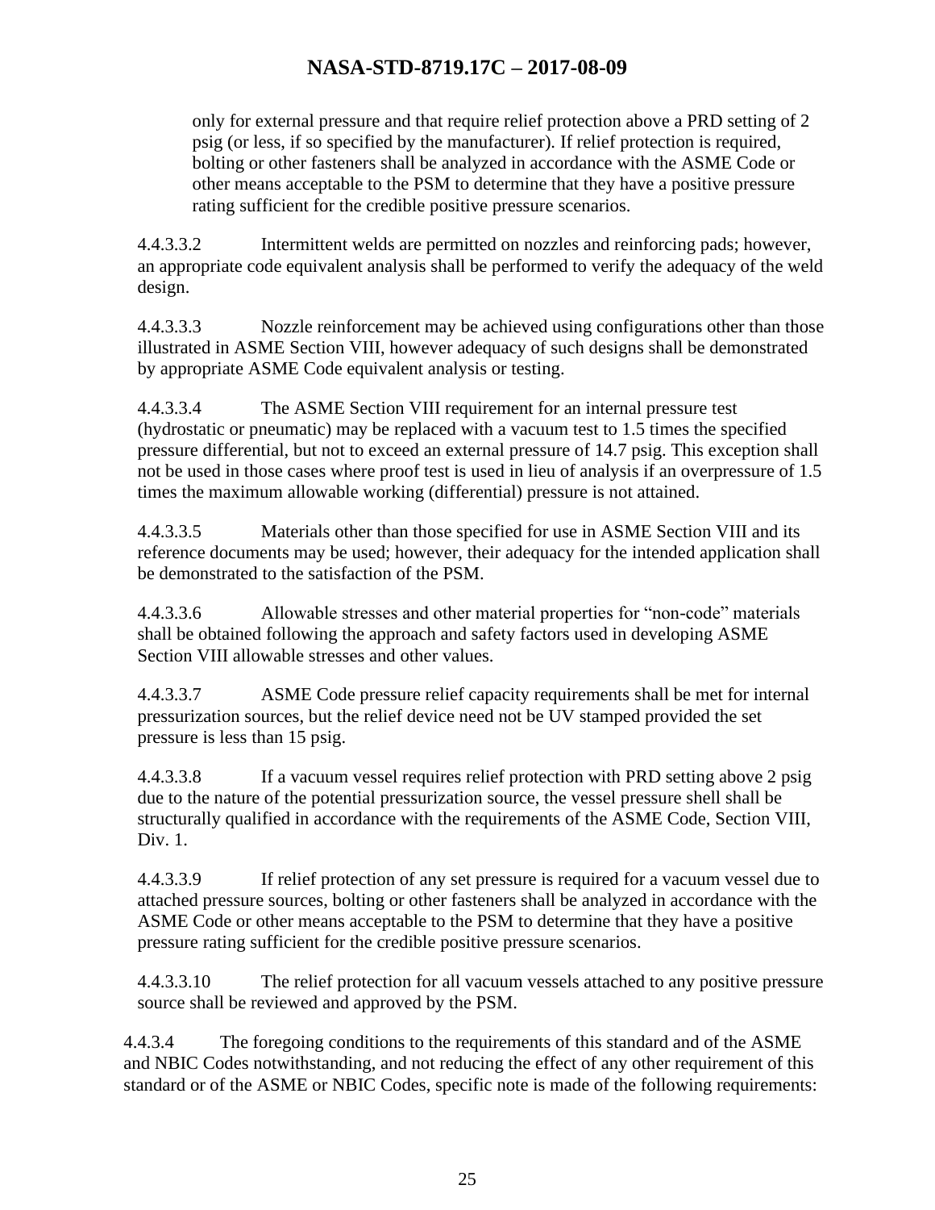only for external pressure and that require relief protection above a PRD setting of 2 psig (or less, if so specified by the manufacturer). If relief protection is required, bolting or other fasteners shall be analyzed in accordance with the ASME Code or other means acceptable to the PSM to determine that they have a positive pressure rating sufficient for the credible positive pressure scenarios.

4.4.3.3.2 Intermittent welds are permitted on nozzles and reinforcing pads; however, an appropriate code equivalent analysis shall be performed to verify the adequacy of the weld design.

4.4.3.3.3 Nozzle reinforcement may be achieved using configurations other than those illustrated in ASME Section VIII, however adequacy of such designs shall be demonstrated by appropriate ASME Code equivalent analysis or testing.

4.4.3.3.4 The ASME Section VIII requirement for an internal pressure test (hydrostatic or pneumatic) may be replaced with a vacuum test to 1.5 times the specified pressure differential, but not to exceed an external pressure of 14.7 psig. This exception shall not be used in those cases where proof test is used in lieu of analysis if an overpressure of 1.5 times the maximum allowable working (differential) pressure is not attained.

4.4.3.3.5 Materials other than those specified for use in ASME Section VIII and its reference documents may be used; however, their adequacy for the intended application shall be demonstrated to the satisfaction of the PSM.

4.4.3.3.6 Allowable stresses and other material properties for "non-code" materials shall be obtained following the approach and safety factors used in developing ASME Section VIII allowable stresses and other values.

4.4.3.3.7 ASME Code pressure relief capacity requirements shall be met for internal pressurization sources, but the relief device need not be UV stamped provided the set pressure is less than 15 psig.

4.4.3.3.8 If a vacuum vessel requires relief protection with PRD setting above 2 psig due to the nature of the potential pressurization source, the vessel pressure shell shall be structurally qualified in accordance with the requirements of the ASME Code, Section VIII, Div. 1.

4.4.3.3.9 If relief protection of any set pressure is required for a vacuum vessel due to attached pressure sources, bolting or other fasteners shall be analyzed in accordance with the ASME Code or other means acceptable to the PSM to determine that they have a positive pressure rating sufficient for the credible positive pressure scenarios.

4.4.3.3.10 The relief protection for all vacuum vessels attached to any positive pressure source shall be reviewed and approved by the PSM.

4.4.3.4 The foregoing conditions to the requirements of this standard and of the ASME and NBIC Codes notwithstanding, and not reducing the effect of any other requirement of this standard or of the ASME or NBIC Codes, specific note is made of the following requirements: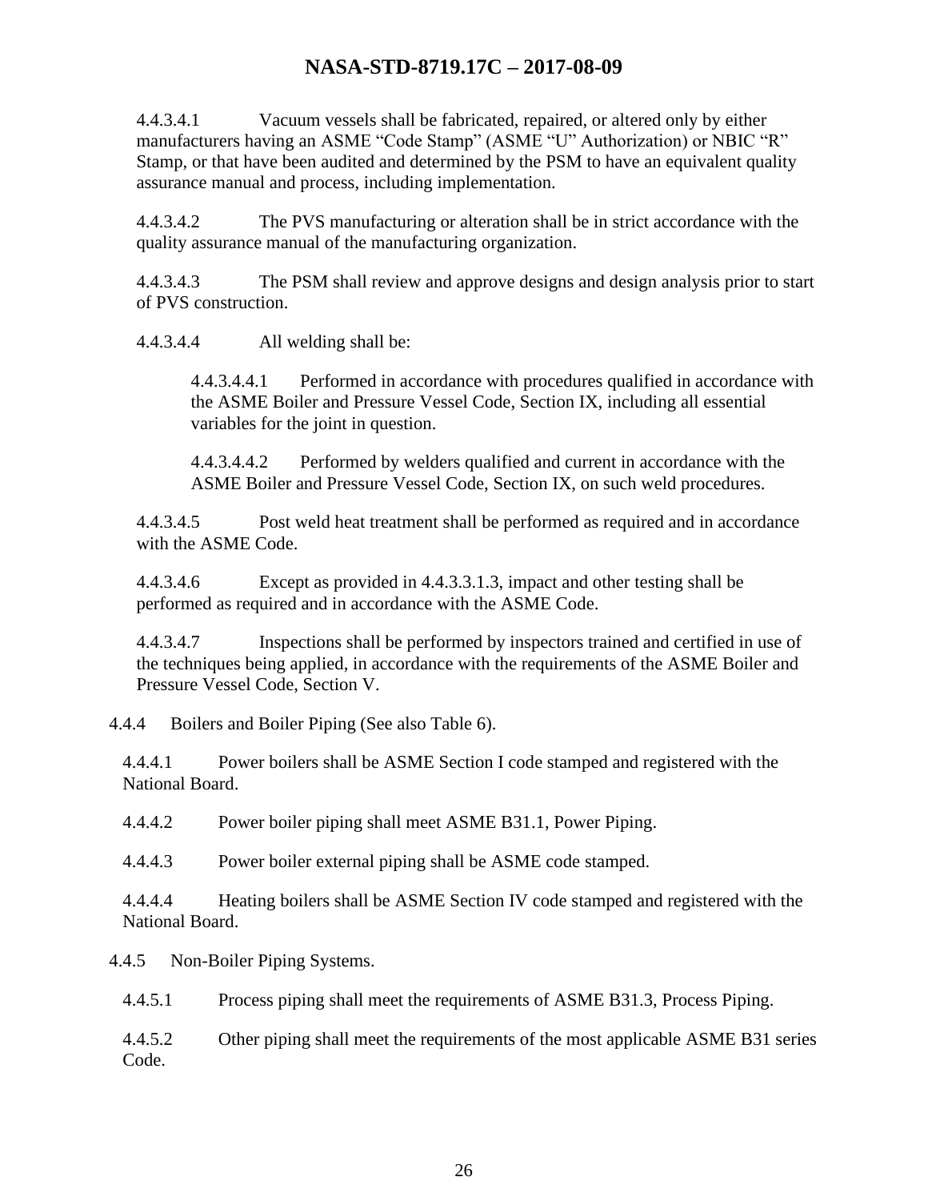4.4.3.4.1 Vacuum vessels shall be fabricated, repaired, or altered only by either manufacturers having an ASME "Code Stamp" (ASME "U" Authorization) or NBIC "R" Stamp, or that have been audited and determined by the PSM to have an equivalent quality assurance manual and process, including implementation.

4.4.3.4.2 The PVS manufacturing or alteration shall be in strict accordance with the quality assurance manual of the manufacturing organization.

4.4.3.4.3 The PSM shall review and approve designs and design analysis prior to start of PVS construction.

4.4.3.4.4 All welding shall be:

4.4.3.4.4.1 Performed in accordance with procedures qualified in accordance with the ASME Boiler and Pressure Vessel Code, Section IX, including all essential variables for the joint in question.

4.4.3.4.4.2 Performed by welders qualified and current in accordance with the ASME Boiler and Pressure Vessel Code, Section IX, on such weld procedures.

4.4.3.4.5 Post weld heat treatment shall be performed as required and in accordance with the ASME Code.

4.4.3.4.6 Except as provided in 4.4.3.3.1.3, impact and other testing shall be performed as required and in accordance with the ASME Code.

4.4.3.4.7 Inspections shall be performed by inspectors trained and certified in use of the techniques being applied, in accordance with the requirements of the ASME Boiler and Pressure Vessel Code, Section V.

4.4.4 Boilers and Boiler Piping (See also Table 6).

4.4.4.1 Power boilers shall be ASME Section I code stamped and registered with the National Board.

4.4.4.2 Power boiler piping shall meet ASME B31.1, Power Piping.

4.4.4.3 Power boiler external piping shall be ASME code stamped.

4.4.4.4 Heating boilers shall be ASME Section IV code stamped and registered with the National Board.

4.4.5 Non-Boiler Piping Systems.

4.4.5.1 Process piping shall meet the requirements of ASME B31.3, Process Piping.

4.4.5.2 Other piping shall meet the requirements of the most applicable ASME B31 series Code.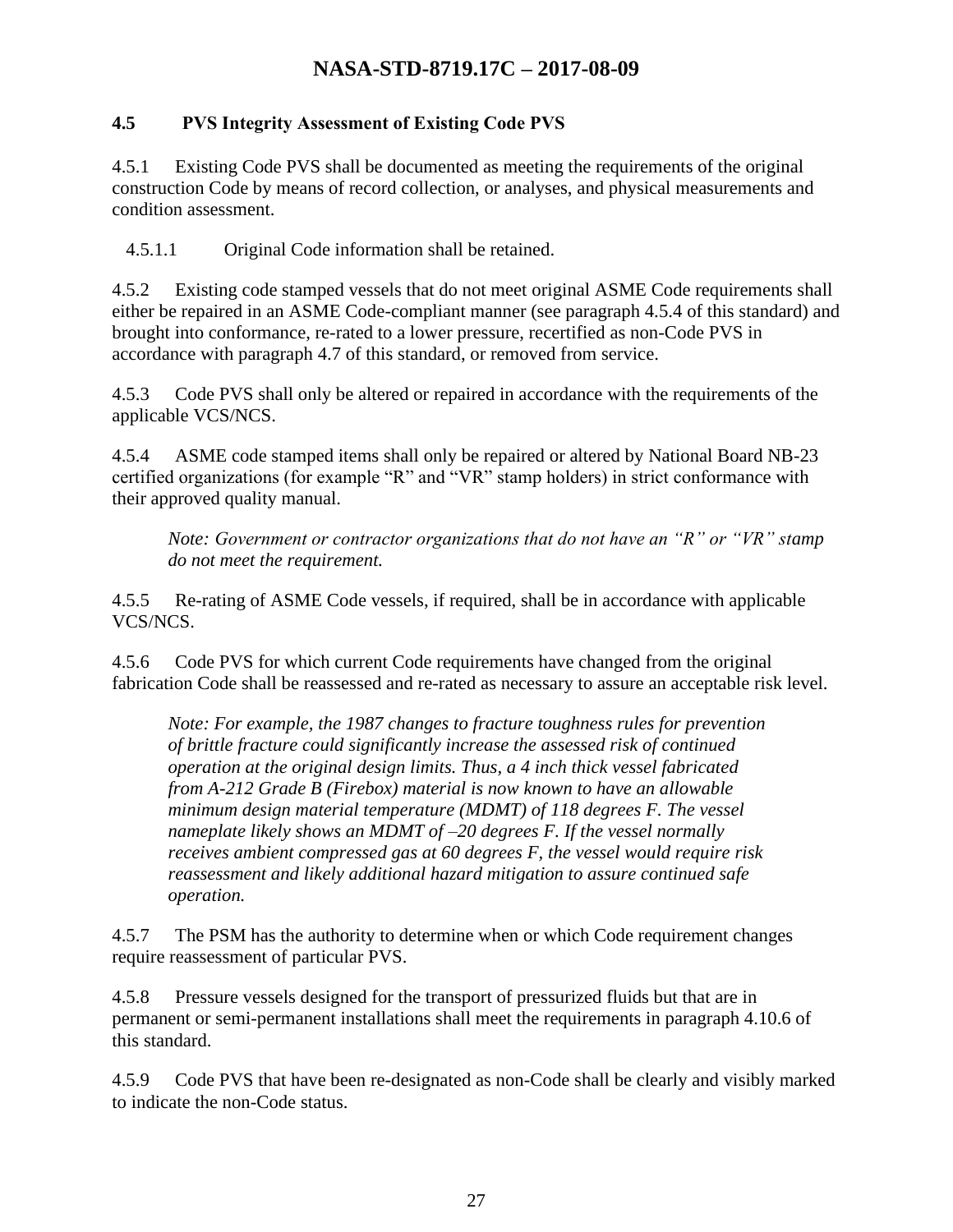### 4.5 PVS Integrity Assessment of Existing Code PVS

4.5.1 Existing Code PVS shall be documented as meeting the requirements of the original construction Code by means of record collection, or analyses, and physical measurements and condition assessment.

4.5.1.1 Original Code information shall be retained.

4.5.2 Existing code stamped vessels that do not meet original ASME Code requirements shall either be repaired in an ASME Code-compliant manner (see paragraph 4.5.4 of this standard) and brought into conformance, re-rated to a lower pressure, recertified as non-Code PVS in accordance with paragraph 4.7 of this standard, or removed from service.

4.5.3 Code PVS shall only be altered or repaired in accordance with the requirements of the applicable VCS/NCS.

4.5.4 ASME code stamped items shall only be repaired or altered by National Board NB-23 certified organizations (for example "R" and "VR" stamp holders) in strict conformance with their approved quality manual.

*Note: Government or contractor organizations that do not have an "R" or "VR" stamp do not meet the requirement.*

4.5.5 Re-rating of ASME Code vessels, if required, shall be in accordance with applicable VCS/NCS.

4.5.6 Code PVS for which current Code requirements have changed from the original fabrication Code shall be reassessed and re-rated as necessary to assure an acceptable risk level.

*Note: For example, the 1987 changes to fracture toughness rules for prevention of brittle fracture could significantly increase the assessed risk of continued operation at the original design limits. Thus, a 4 inch thick vessel fabricated from A-212 Grade B (Firebox) material is now known to have an allowable minimum design material temperature (MDMT) of 118 degrees F. The vessel nameplate likely shows an MDMT of –20 degrees F. If the vessel normally receives ambient compressed gas at 60 degrees F, the vessel would require risk reassessment and likely additional hazard mitigation to assure continued safe operation.*

4.5.7 The PSM has the authority to determine when or which Code requirement changes require reassessment of particular PVS.

4.5.8 Pressure vessels designed for the transport of pressurized fluids but that are in permanent or semi-permanent installations shall meet the requirements in paragraph 4.10.6 of this standard.

4.5.9 Code PVS that have been re-designated as non-Code shall be clearly and visibly marked to indicate the non-Code status.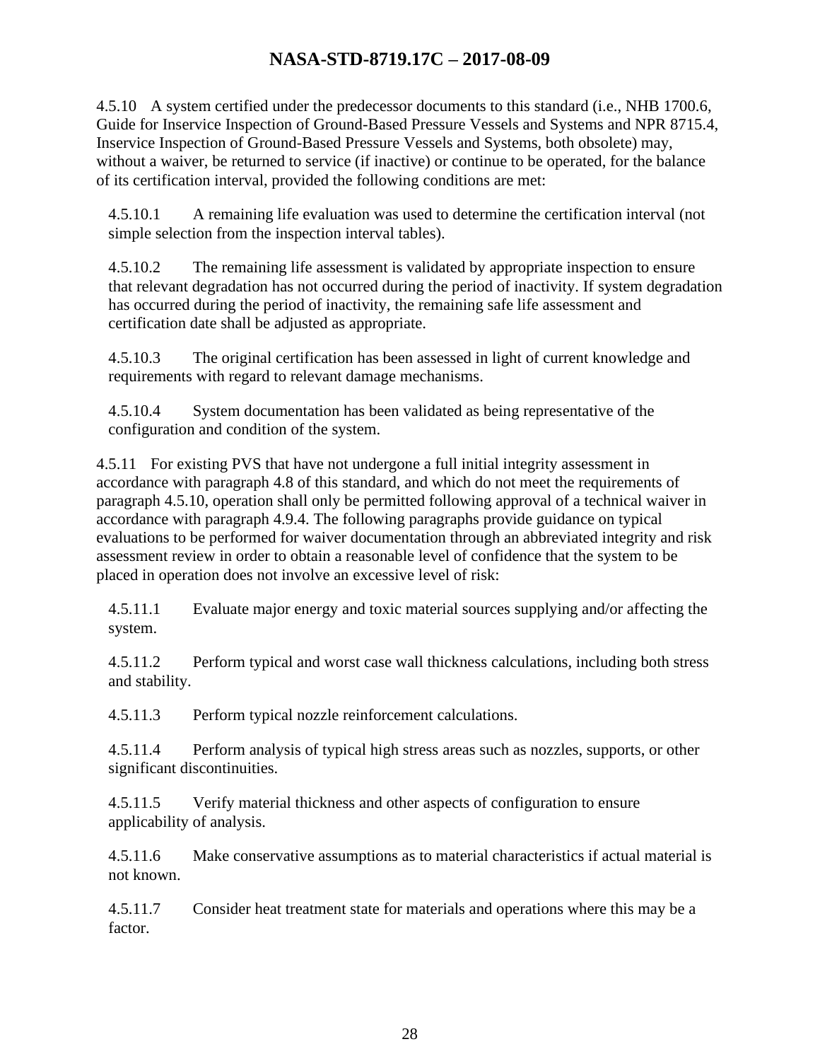4.5.10 A system certified under the predecessor documents to this standard (i.e., NHB 1700.6, Guide for Inservice Inspection of Ground-Based Pressure Vessels and Systems and NPR 8715.4, Inservice Inspection of Ground-Based Pressure Vessels and Systems, both obsolete) may, without a waiver, be returned to service (if inactive) or continue to be operated, for the balance of its certification interval, provided the following conditions are met:

4.5.10.1 A remaining life evaluation was used to determine the certification interval (not simple selection from the inspection interval tables).

4.5.10.2 The remaining life assessment is validated by appropriate inspection to ensure that relevant degradation has not occurred during the period of inactivity. If system degradation has occurred during the period of inactivity, the remaining safe life assessment and certification date shall be adjusted as appropriate.

4.5.10.3 The original certification has been assessed in light of current knowledge and requirements with regard to relevant damage mechanisms.

4.5.10.4 System documentation has been validated as being representative of the configuration and condition of the system.

4.5.11 For existing PVS that have not undergone a full initial integrity assessment in accordance with paragraph 4.8 of this standard, and which do not meet the requirements of paragraph 4.5.10, operation shall only be permitted following approval of a technical waiver in accordance with paragraph 4.9.4. The following paragraphs provide guidance on typical evaluations to be performed for waiver documentation through an abbreviated integrity and risk assessment review in order to obtain a reasonable level of confidence that the system to be placed in operation does not involve an excessive level of risk:

4.5.11.1 Evaluate major energy and toxic material sources supplying and/or affecting the system.

4.5.11.2 Perform typical and worst case wall thickness calculations, including both stress and stability.

4.5.11.3 Perform typical nozzle reinforcement calculations.

4.5.11.4 Perform analysis of typical high stress areas such as nozzles, supports, or other significant discontinuities.

4.5.11.5 Verify material thickness and other aspects of configuration to ensure applicability of analysis.

4.5.11.6 Make conservative assumptions as to material characteristics if actual material is not known.

4.5.11.7 Consider heat treatment state for materials and operations where this may be a factor.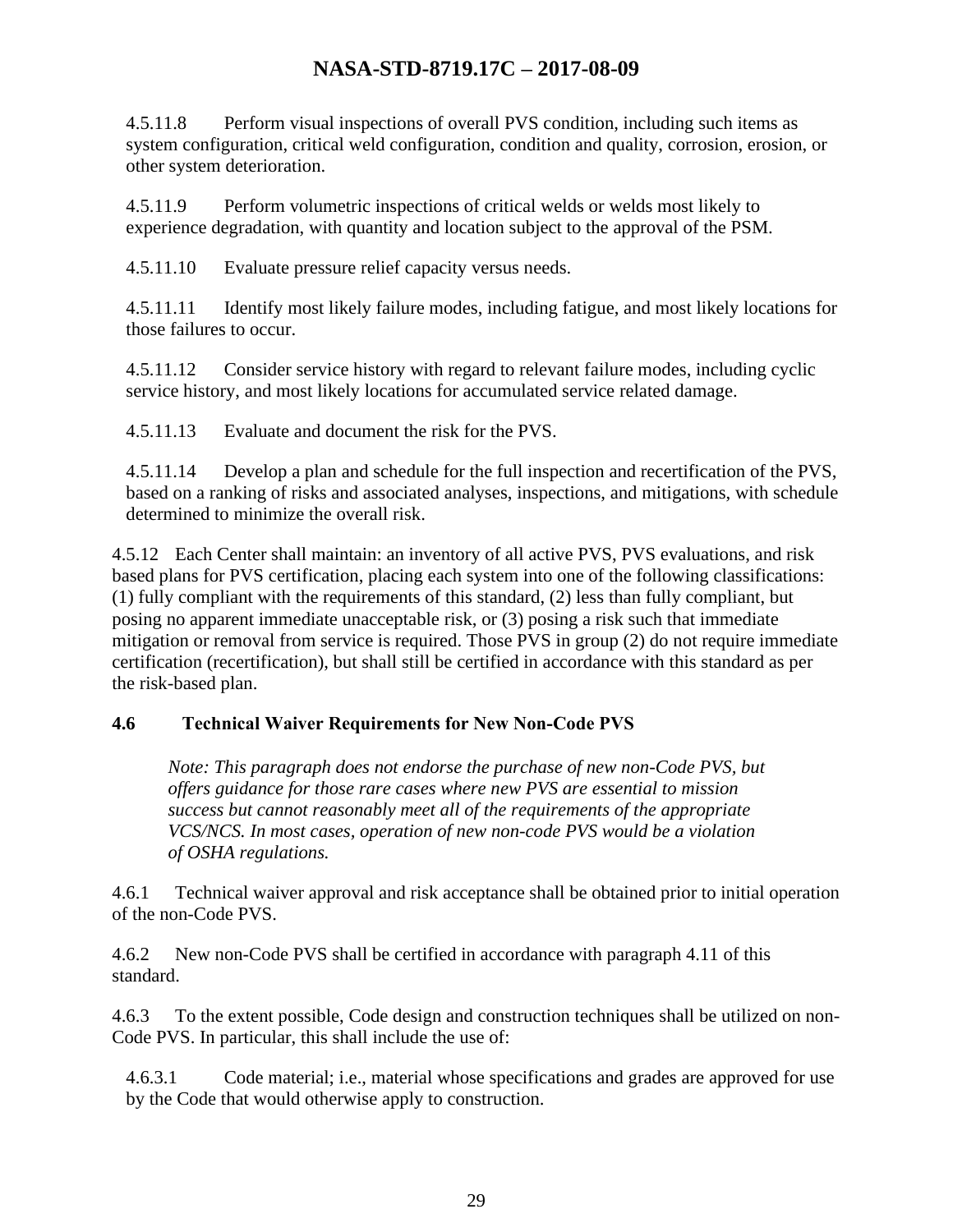4.5.11.8 Perform visual inspections of overall PVS condition, including such items as system configuration, critical weld configuration, condition and quality, corrosion, erosion, or other system deterioration.

4.5.11.9 Perform volumetric inspections of critical welds or welds most likely to experience degradation, with quantity and location subject to the approval of the PSM.

4.5.11.10 Evaluate pressure relief capacity versus needs.

4.5.11.11 Identify most likely failure modes, including fatigue, and most likely locations for those failures to occur.

4.5.11.12 Consider service history with regard to relevant failure modes, including cyclic service history, and most likely locations for accumulated service related damage.

4.5.11.13 Evaluate and document the risk for the PVS.

4.5.11.14 Develop a plan and schedule for the full inspection and recertification of the PVS, based on a ranking of risks and associated analyses, inspections, and mitigations, with schedule determined to minimize the overall risk.

4.5.12 Each Center shall maintain: an inventory of all active PVS, PVS evaluations, and risk based plans for PVS certification, placing each system into one of the following classifications: (1) fully compliant with the requirements of this standard, (2) less than fully compliant, but posing no apparent immediate unacceptable risk, or (3) posing a risk such that immediate mitigation or removal from service is required. Those PVS in group (2) do not require immediate certification (recertification), but shall still be certified in accordance with this standard as per the risk-based plan.

### 4.6 Technical Waiver Requirements for New Non-Code PVS

*Note: This paragraph does not endorse the purchase of new non-Code PVS, but offers guidance for those rare cases where new PVS are essential to mission success but cannot reasonably meet all of the requirements of the appropriate VCS/NCS. In most cases, operation of new non-code PVS would be a violation of OSHA regulations.*

4.6.1 Technical waiver approval and risk acceptance shall be obtained prior to initial operation of the non-Code PVS.

4.6.2 New non-Code PVS shall be certified in accordance with paragraph 4.11 of this standard.

4.6.3 To the extent possible, Code design and construction techniques shall be utilized on non-Code PVS. In particular, this shall include the use of:

4.6.3.1 Code material; i.e., material whose specifications and grades are approved for use by the Code that would otherwise apply to construction.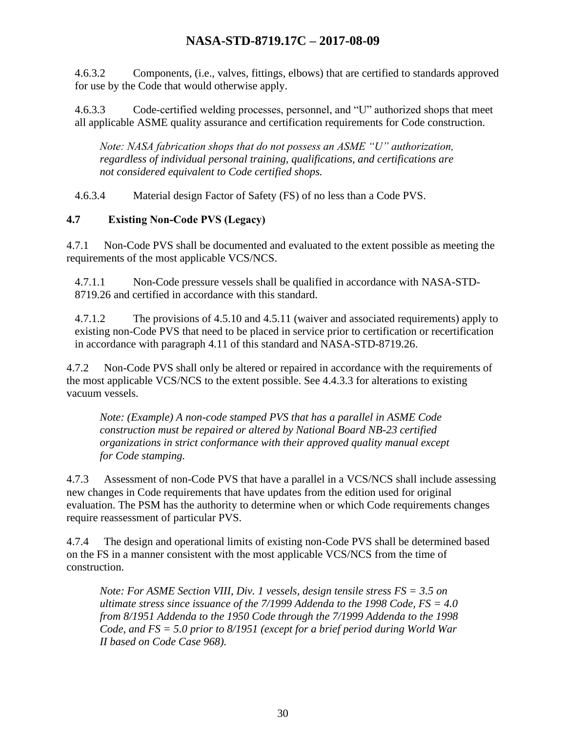4.6.3.2 Components, (i.e., valves, fittings, elbows) that are certified to standards approved for use by the Code that would otherwise apply.

4.6.3.3 Code-certified welding processes, personnel, and "U" authorized shops that meet all applicable ASME quality assurance and certification requirements for Code construction.

*Note: NASA fabrication shops that do not possess an ASME "U" authorization, regardless of individual personal training, qualifications, and certifications are not considered equivalent to Code certified shops.*

4.6.3.4 Material design Factor of Safety (FS) of no less than a Code PVS.

## 4.7 Existing Non-Code PVS (Legacy)

4.7.1 Non-Code PVS shall be documented and evaluated to the extent possible as meeting the requirements of the most applicable VCS/NCS.

4.7.1.1 Non-Code pressure vessels shall be qualified in accordance with NASA-STD-8719.26 and certified in accordance with this standard.

4.7.1.2 The provisions of 4.5.10 and 4.5.11 (waiver and associated requirements) apply to existing non-Code PVS that need to be placed in service prior to certification or recertification in accordance with paragraph 4.11 of this standard and NASA-STD-8719.26.

4.7.2 Non-Code PVS shall only be altered or repaired in accordance with the requirements of the most applicable VCS/NCS to the extent possible. See 4.4.3.3 for alterations to existing vacuum vessels.

*Note: (Example) A non-code stamped PVS that has a parallel in ASME Code construction must be repaired or altered by National Board NB-23 certified organizations in strict conformance with their approved quality manual except for Code stamping.*

4.7.3 Assessment of non-Code PVS that have a parallel in a VCS/NCS shall include assessing new changes in Code requirements that have updates from the edition used for original evaluation. The PSM has the authority to determine when or which Code requirements changes require reassessment of particular PVS.

4.7.4 The design and operational limits of existing non-Code PVS shall be determined based on the FS in a manner consistent with the most applicable VCS/NCS from the time of construction.

*Note: For ASME Section VIII, Div. 1 vessels, design tensile stress FS = 3.5 on ultimate stress since issuance of the 7/1999 Addenda to the 1998 Code, FS = 4.0 from 8/1951 Addenda to the 1950 Code through the 7/1999 Addenda to the 1998 Code, and FS = 5.0 prior to 8/1951 (except for a brief period during World War II based on Code Case 968).*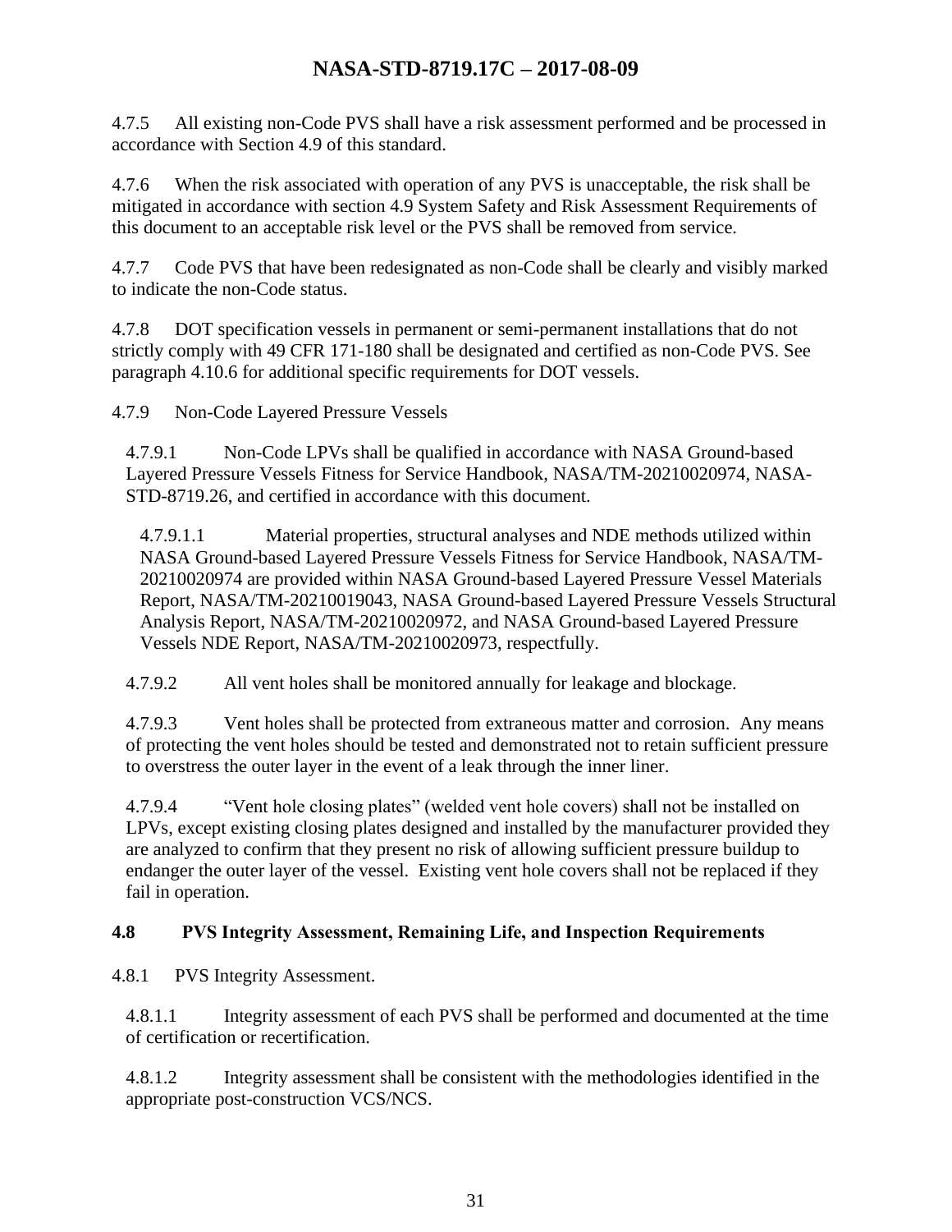4.7.5 All existing non-Code PVS shall have a risk assessment performed and be processed in accordance with Section 4.9 of this standard.

4.7.6 When the risk associated with operation of any PVS is unacceptable, the risk shall be mitigated in accordance with section 4.9 System Safety and Risk Assessment Requirements of this document to an acceptable risk level or the PVS shall be removed from service.

4.7.7 Code PVS that have been redesignated as non-Code shall be clearly and visibly marked to indicate the non-Code status.

4.7.8 DOT specification vessels in permanent or semi-permanent installations that do not strictly comply with 49 CFR 171-180 shall be designated and certified as non-Code PVS. See paragraph 4.10.6 for additional specific requirements for DOT vessels.

4.7.9 Non-Code Layered Pressure Vessels

4.7.9.1 Non-Code LPVs shall be qualified in accordance with NASA Ground-based Layered Pressure Vessels Fitness for Service Handbook, NASA/TM-20210020974, NASA-STD-8719.26, and certified in accordance with this document.

4.7.9.1.1 Material properties, structural analyses and NDE methods utilized within NASA Ground-based Layered Pressure Vessels Fitness for Service Handbook, NASA/TM-20210020974 are provided within NASA Ground-based Layered Pressure Vessel Materials Report, NASA/TM-20210019043, NASA Ground-based Layered Pressure Vessels Structural Analysis Report, NASA/TM-20210020972, and NASA Ground-based Layered Pressure Vessels NDE Report, NASA/TM-20210020973, respectfully.

4.7.9.2 All vent holes shall be monitored annually for leakage and blockage.

4.7.9.3 Vent holes shall be protected from extraneous matter and corrosion. Any means of protecting the vent holes should be tested and demonstrated not to retain sufficient pressure to overstress the outer layer in the event of a leak through the inner liner.

4.7.9.4 "Vent hole closing plates" (welded vent hole covers) shall not be installed on LPVs, except existing closing plates designed and installed by the manufacturer provided they are analyzed to confirm that they present no risk of allowing sufficient pressure buildup to endanger the outer layer of the vessel. Existing vent hole covers shall not be replaced if they fail in operation.

## 4.8 PVS Integrity Assessment, Remaining Life, and Inspection Requirements

4.8.1 PVS Integrity Assessment.

4.8.1.1 Integrity assessment of each PVS shall be performed and documented at the time of certification or recertification.

4.8.1.2 Integrity assessment shall be consistent with the methodologies identified in the appropriate post-construction VCS/NCS.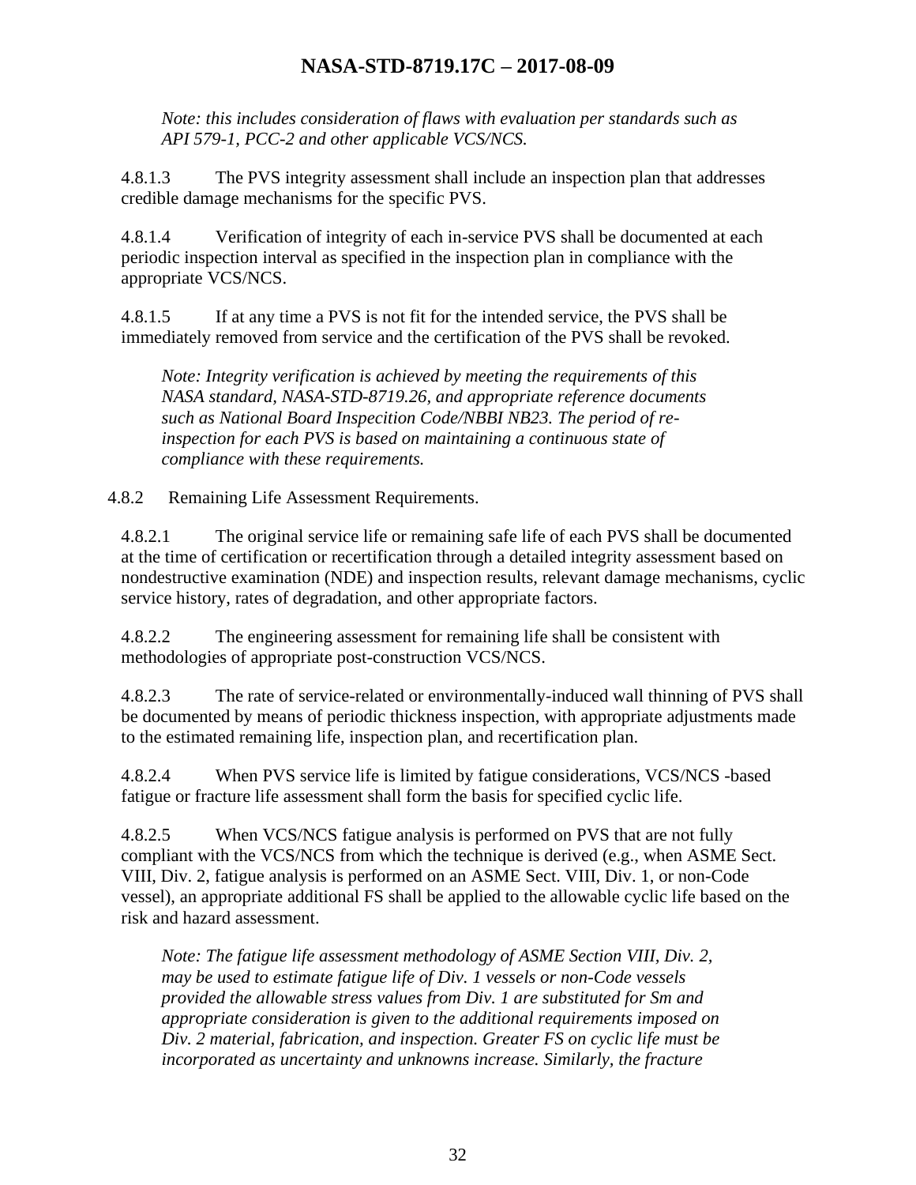*Note: this includes consideration of flaws with evaluation per standards such as API 579-1, PCC-2 and other applicable VCS/NCS.*

4.8.1.3 The PVS integrity assessment shall include an inspection plan that addresses credible damage mechanisms for the specific PVS.

4.8.1.4 Verification of integrity of each in-service PVS shall be documented at each periodic inspection interval as specified in the inspection plan in compliance with the appropriate VCS/NCS.

4.8.1.5 If at any time a PVS is not fit for the intended service, the PVS shall be immediately removed from service and the certification of the PVS shall be revoked.

*Note: Integrity verification is achieved by meeting the requirements of this NASA standard, NASA-STD-8719.26, and appropriate reference documents such as National Board Inspecition Code/NBBI NB23. The period of re-inspection for each PVS is based on maintaining a continuous state of compliance with these requirements.*

4.8.2 Remaining Life Assessment Requirements.

4.8.2.1 The original service life or remaining safe life of each PVS shall be documented at the time of certification or recertification through a detailed integrity assessment based on nondestructive examination (NDE) and inspection results, relevant damage mechanisms, cyclic service history, rates of degradation, and other appropriate factors.

4.8.2.2 The engineering assessment for remaining life shall be consistent with methodologies of appropriate post-construction VCS/NCS.

4.8.2.3 The rate of service-related or environmentally-induced wall thinning of PVS shall be documented by means of periodic thickness inspection, with appropriate adjustments made to the estimated remaining life, inspection plan, and recertification plan.

4.8.2.4 When PVS service life is limited by fatigue considerations, VCS/NCS -based fatigue or fracture life assessment shall form the basis for specified cyclic life.

4.8.2.5 When VCS/NCS fatigue analysis is performed on PVS that are not fully compliant with the VCS/NCS from which the technique is derived (e.g., when ASME Sect. VIII, Div. 2, fatigue analysis is performed on an ASME Sect. VIII, Div. 1, or non-Code vessel), an appropriate additional FS shall be applied to the allowable cyclic life based on the risk and hazard assessment.

*Note: The fatigue life assessment methodology of ASME Section VIII, Div. 2, may be used to estimate fatigue life of Div. 1 vessels or non-Code vessels provided the allowable stress values from Div. 1 are substituted for Sm and appropriate consideration is given to the additional requirements imposed on Div. 2 material, fabrication, and inspection. Greater FS on cyclic life must be incorporated as uncertainty and unknowns increase. Similarly, the fracture*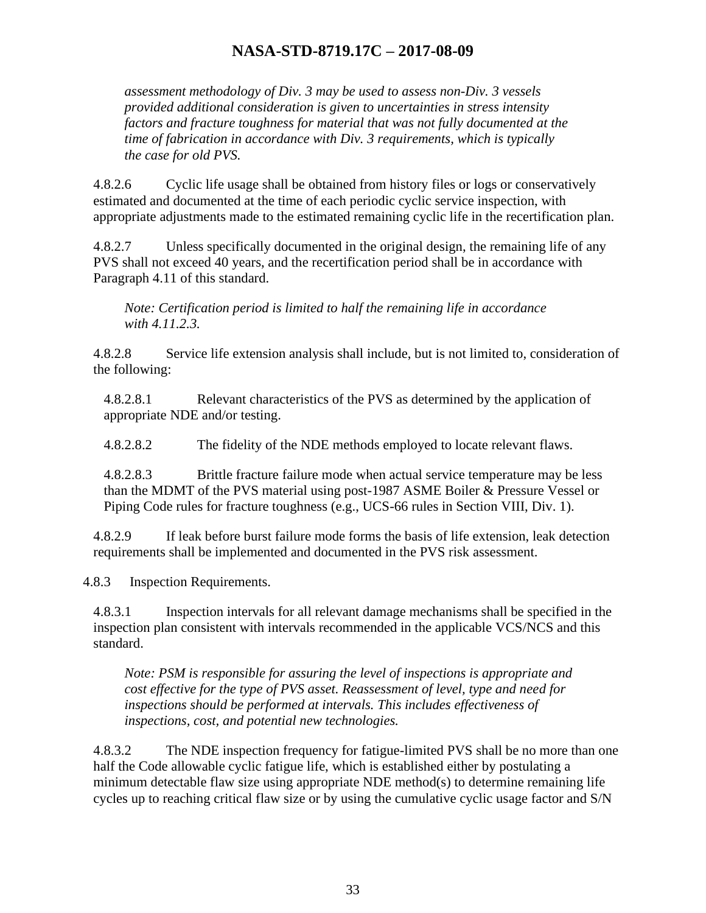*assessment methodology of Div. 3 may be used to assess non-Div. 3 vessels provided additional consideration is given to uncertainties in stress intensity factors and fracture toughness for material that was not fully documented at the time of fabrication in accordance with Div. 3 requirements, which is typically the case for old PVS.*

4.8.2.6 Cyclic life usage shall be obtained from history files or logs or conservatively estimated and documented at the time of each periodic cyclic service inspection, with appropriate adjustments made to the estimated remaining cyclic life in the recertification plan.

4.8.2.7 Unless specifically documented in the original design, the remaining life of any PVS shall not exceed 40 years, and the recertification period shall be in accordance with Paragraph 4.11 of this standard.

*Note: Certification period is limited to half the remaining life in accordance with 4.11.2.3.*

4.8.2.8 Service life extension analysis shall include, but is not limited to, consideration of the following:

4.8.2.8.1 Relevant characteristics of the PVS as determined by the application of appropriate NDE and/or testing.

4.8.2.8.2 The fidelity of the NDE methods employed to locate relevant flaws.

4.8.2.8.3 Brittle fracture failure mode when actual service temperature may be less than the MDMT of the PVS material using post-1987 ASME Boiler & Pressure Vessel or Piping Code rules for fracture toughness (e.g., UCS-66 rules in Section VIII, Div. 1).

4.8.2.9 If leak before burst failure mode forms the basis of life extension, leak detection requirements shall be implemented and documented in the PVS risk assessment.

4.8.3 Inspection Requirements.

4.8.3.1 Inspection intervals for all relevant damage mechanisms shall be specified in the inspection plan consistent with intervals recommended in the applicable VCS/NCS and this standard.

*Note: PSM is responsible for assuring the level of inspections is appropriate and cost effective for the type of PVS asset. Reassessment of level, type and need for inspections should be performed at intervals. This includes effectiveness of inspections, cost, and potential new technologies.*

4.8.3.2 The NDE inspection frequency for fatigue-limited PVS shall be no more than one half the Code allowable cyclic fatigue life, which is established either by postulating a minimum detectable flaw size using appropriate NDE method(s) to determine remaining life cycles up to reaching critical flaw size or by using the cumulative cyclic usage factor and S/N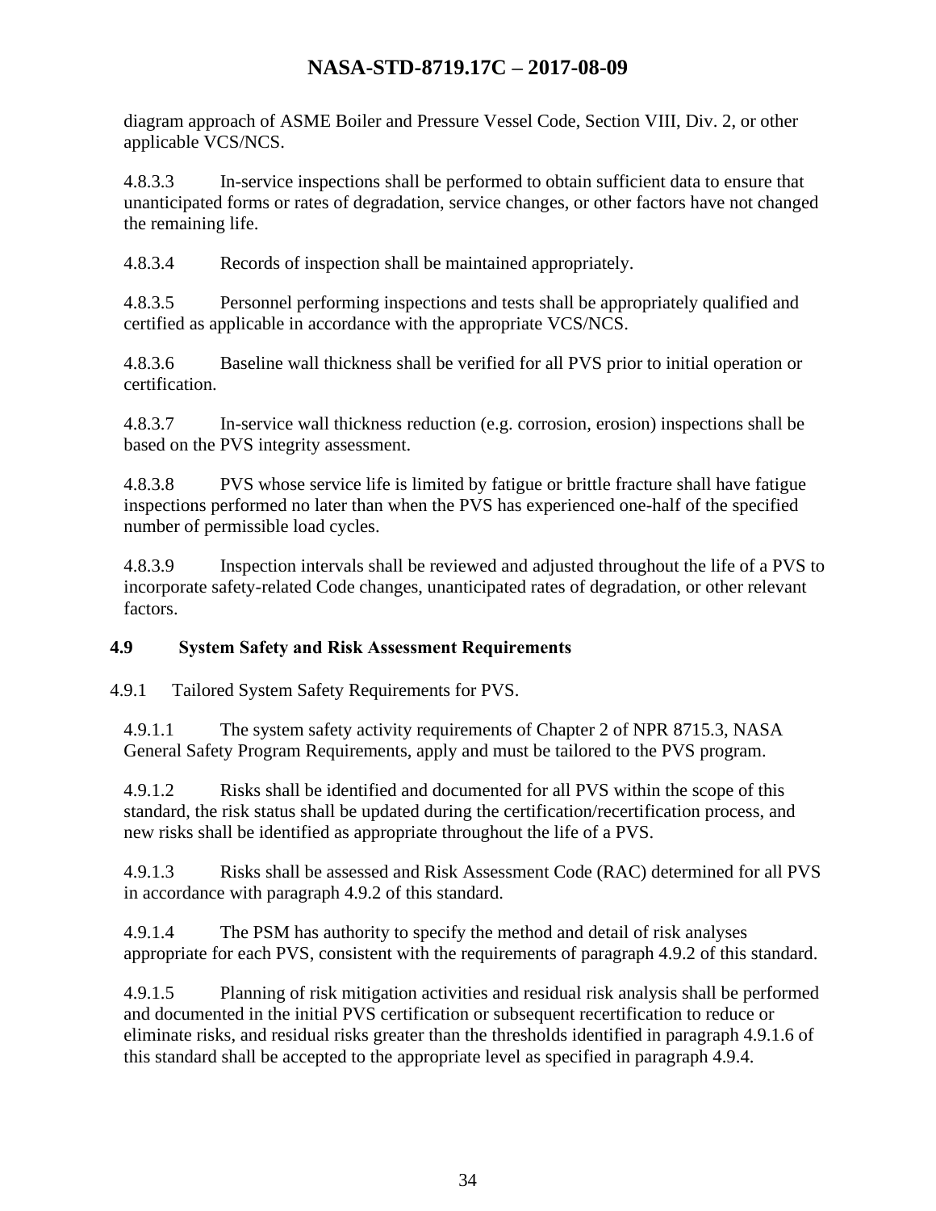diagram approach of ASME Boiler and Pressure Vessel Code, Section VIII, Div. 2, or other applicable VCS/NCS.

4.8.3.3 In-service inspections shall be performed to obtain sufficient data to ensure that unanticipated forms or rates of degradation, service changes, or other factors have not changed the remaining life.

4.8.3.4 Records of inspection shall be maintained appropriately.

4.8.3.5 Personnel performing inspections and tests shall be appropriately qualified and certified as applicable in accordance with the appropriate VCS/NCS.

4.8.3.6 Baseline wall thickness shall be verified for all PVS prior to initial operation or certification.

4.8.3.7 In-service wall thickness reduction (e.g. corrosion, erosion) inspections shall be based on the PVS integrity assessment.

4.8.3.8 PVS whose service life is limited by fatigue or brittle fracture shall have fatigue inspections performed no later than when the PVS has experienced one-half of the specified number of permissible load cycles.

4.8.3.9 Inspection intervals shall be reviewed and adjusted throughout the life of a PVS to incorporate safety-related Code changes, unanticipated rates of degradation, or other relevant factors.

## 4.9 System Safety and Risk Assessment Requirements

4.9.1 Tailored System Safety Requirements for PVS.

4.9.1.1 The system safety activity requirements of Chapter 2 of NPR 8715.3, NASA General Safety Program Requirements, apply and must be tailored to the PVS program.

4.9.1.2 Risks shall be identified and documented for all PVS within the scope of this standard, the risk status shall be updated during the certification/recertification process, and new risks shall be identified as appropriate throughout the life of a PVS.

4.9.1.3 Risks shall be assessed and Risk Assessment Code (RAC) determined for all PVS in accordance with paragraph 4.9.2 of this standard.

4.9.1.4 The PSM has authority to specify the method and detail of risk analyses appropriate for each PVS, consistent with the requirements of paragraph 4.9.2 of this standard.

4.9.1.5 Planning of risk mitigation activities and residual risk analysis shall be performed and documented in the initial PVS certification or subsequent recertification to reduce or eliminate risks, and residual risks greater than the thresholds identified in paragraph 4.9.1.6 of this standard shall be accepted to the appropriate level as specified in paragraph 4.9.4.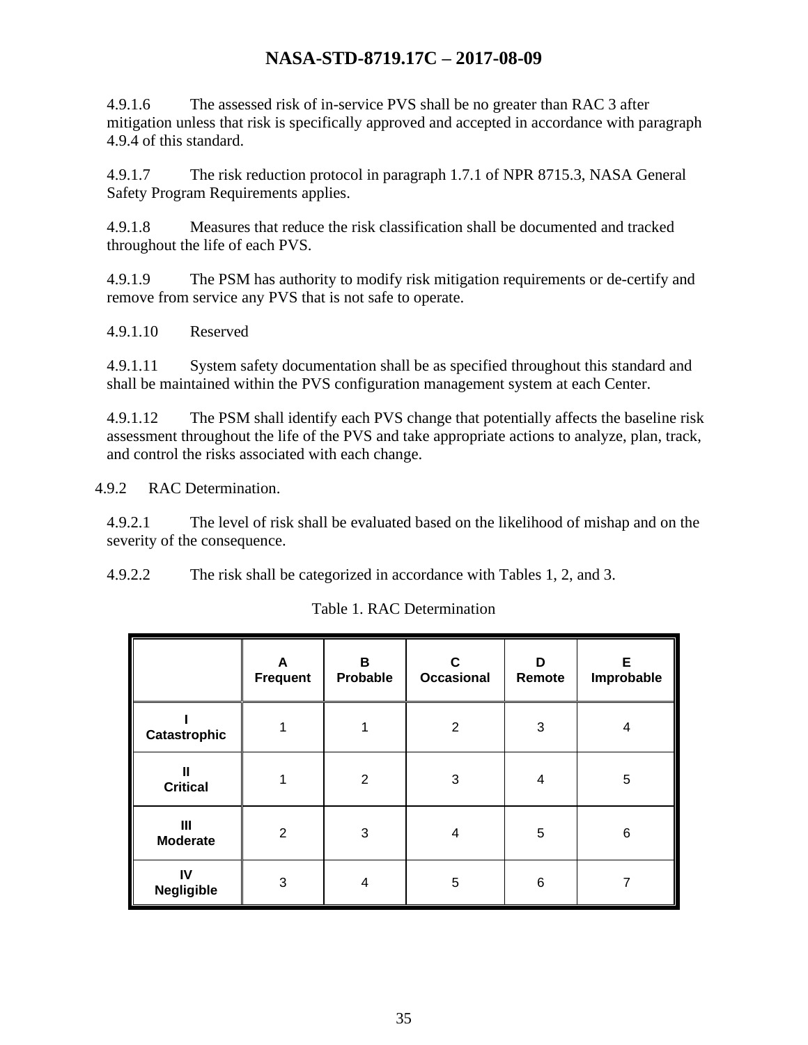4.9.1.6 The assessed risk of in-service PVS shall be no greater than RAC 3 after mitigation unless that risk is specifically approved and accepted in accordance with paragraph 4.9.4 of this standard.

4.9.1.7 The risk reduction protocol in paragraph 1.7.1 of NPR 8715.3, NASA General Safety Program Requirements applies.

4.9.1.8 Measures that reduce the risk classification shall be documented and tracked throughout the life of each PVS.

4.9.1.9 The PSM has authority to modify risk mitigation requirements or de-certify and remove from service any PVS that is not safe to operate.

4.9.1.10 Reserved

4.9.1.11 System safety documentation shall be as specified throughout this standard and shall be maintained within the PVS configuration management system at each Center.

4.9.1.12 The PSM shall identify each PVS change that potentially affects the baseline risk assessment throughout the life of the PVS and take appropriate actions to analyze, plan, track, and control the risks associated with each change.

4.9.2 RAC Determination.

4.9.2.1 The level of risk shall be evaluated based on the likelihood of mishap and on the severity of the consequence.

4.9.2.2 The risk shall be categorized in accordance with Tables 1, 2, and 3.

Table 1. RAC Determination

| | **A Frequent** | **B Probable** | **C Occasional** | **D Remote** | **E Improbable** |
|---|---|---|---|---|---|
| **I Catastrophic** | 1 | 1 | 2 | 3 | 4 |
| **II Critical** | 1 | 2 | 3 | 4 | 5 |
| **III Moderate** | 2 | 3 | 4 | 5 | 6 |
| **IV Negligible** | 3 | 4 | 5 | 6 | 7 |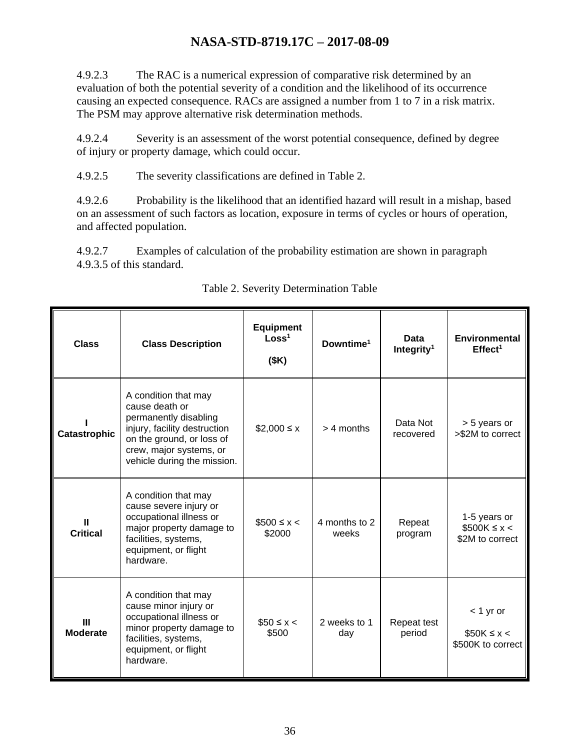4.9.2.3 The RAC is a numerical expression of comparative risk determined by an evaluation of both the potential severity of a condition and the likelihood of its occurrence causing an expected consequence. RACs are assigned a number from 1 to 7 in a risk matrix. The PSM may approve alternative risk determination methods.

4.9.2.4 Severity is an assessment of the worst potential consequence, defined by degree of injury or property damage, which could occur.

4.9.2.5 The severity classifications are defined in Table 2.

4.9.2.6 Probability is the likelihood that an identified hazard will result in a mishap, based on an assessment of such factors as location, exposure in terms of cycles or hours of operation, and affected population.

4.9.2.7 Examples of calculation of the probability estimation are shown in paragraph 4.9.3.5 of this standard.

Table 2. Severity Determination Table

| Class | Class Description | Equipment Loss[1] ($K) | Downtime[1] | Data Integrity[1] | Environmental Effect[1] |
|---|---|---|---|---|---|
| **I Catastrophic** | A condition that may cause death or permanently disabling injury, facility destruction on the ground, or loss of crew, major systems, or vehicle during the mission. | $2,000 ≤ x | > 4 months | Data Not recovered | > 5 years or >$2M to correct |
| **II Critical** | A condition that may cause severe injury or occupational illness or major property damage to facilities, systems, equipment, or flight hardware. | $500 ≤ x < $2000 | 4 months to 2 weeks | Repeat program | 1-5 years or $500K ≤ x < $2M to correct |
| **III Moderate** | A condition that may cause minor injury or occupational illness or minor property damage to facilities, systems, equipment, or flight hardware. | $50 ≤ x < $500 | 2 weeks to 1 day | Repeat test period | < 1 yr or $50K ≤ x < $500K to correct |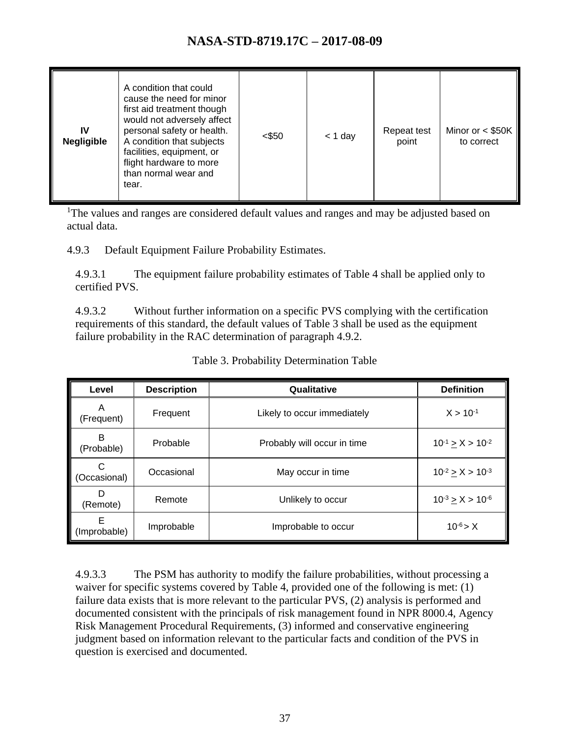| IV Negligible | A condition that could cause the need for minor first aid treatment though would not adversely affect personal safety or health. A condition that subjects facilities, equipment, or flight hardware to more than normal wear and tear. | <$50 | < 1 day | Repeat test point | Minor or < $50K to correct |
|---|---|---|---|---|---|

[1]The values and ranges are considered default values and ranges and may be adjusted based on actual data.

4.9.3 Default Equipment Failure Probability Estimates.

4.9.3.1 The equipment failure probability estimates of Table 4 shall be applied only to certified PVS.

4.9.3.2 Without further information on a specific PVS complying with the certification requirements of this standard, the default values of Table 3 shall be used as the equipment failure probability in the RAC determination of paragraph 4.9.2.

Table 3. Probability Determination Table

| Level | Description | Qualitative | Definition |
|---|---|---|---|
| A (Frequent) | Frequent | Likely to occur immediately | $X > 10^{-1}$ |
| B (Probable) | Probable | Probably will occur in time | $10^{-1} \geq X > 10^{-2}$ |
| C (Occasional) | Occasional | May occur in time | $10^{-2} \geq X > 10^{-3}$ |
| D (Remote) | Remote | Unlikely to occur | $10^{-3} \geq X > 10^{-6}$ |
| E (Improbable) | Improbable | Improbable to occur | $10^{-6} > X$ |

4.9.3.3 The PSM has authority to modify the failure probabilities, without processing a waiver for specific systems covered by Table 4, provided one of the following is met: (1) failure data exists that is more relevant to the particular PVS, (2) analysis is performed and documented consistent with the principals of risk management found in NPR 8000.4, Agency Risk Management Procedural Requirements, (3) informed and conservative engineering judgment based on information relevant to the particular facts and condition of the PVS in question is exercised and documented.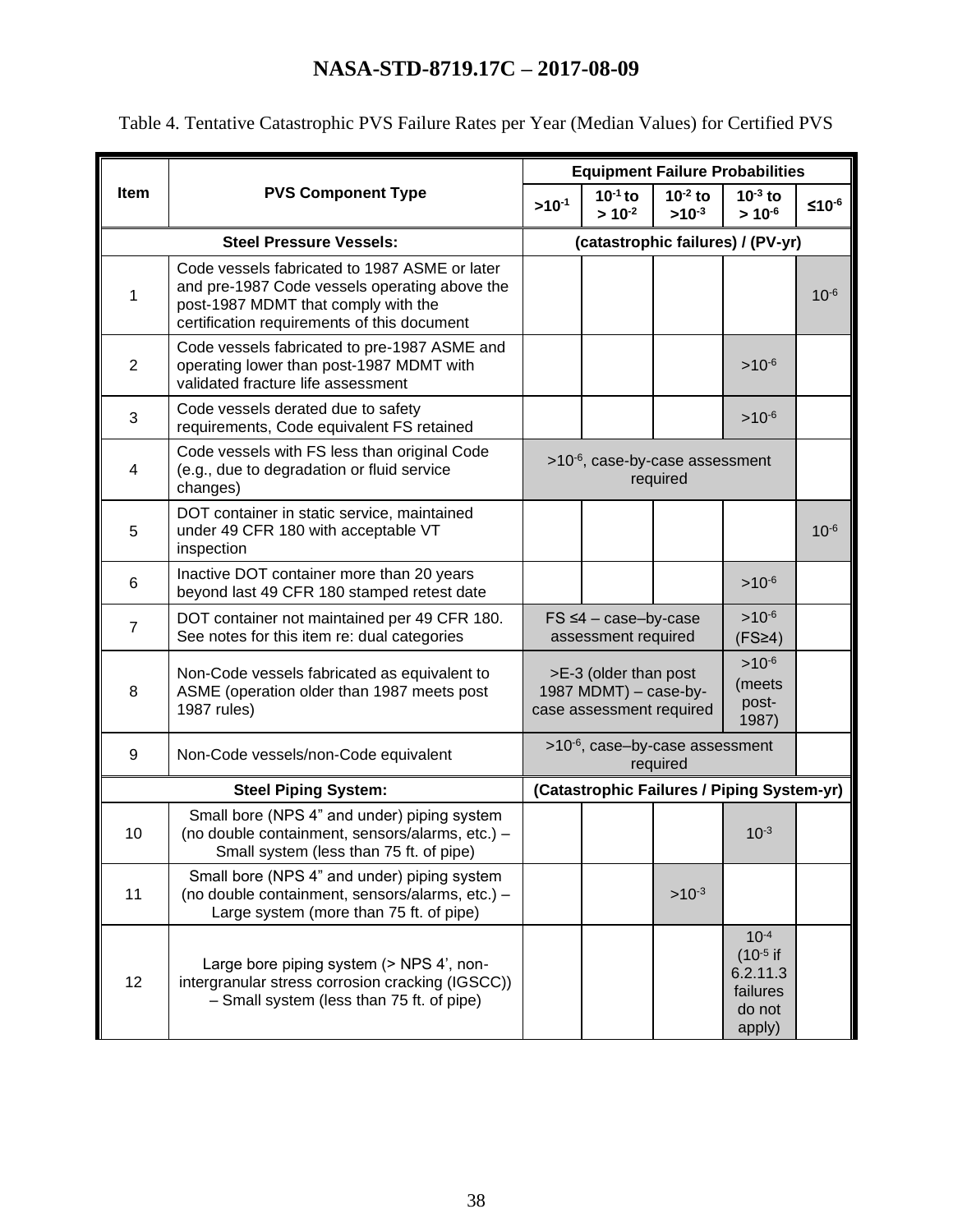Table 4. Tentative Catastrophic PVS Failure Rates per Year (Median Values) for Certified PVS

| Item | PVS Component Type | Equipment Failure Probabilities | | | | |
|---|---|---|---|---|---|---|
| | | $>10^{-1}$ | $10^{-1}$ to $> 10^{-2}$ | $10^{-2}$ to $>10^{-3}$ | $10^{-3}$ to $> 10^{-6}$ | $\leq 10^{-6}$ |
| **Steel Pressure Vessels:** | | **(catastrophic failures) / (PV-yr)** | | | | |
| 1 | Code vessels fabricated to 1987 ASME or later and pre-1987 Code vessels operating above the post-1987 MDMT that comply with the certification requirements of this document | | | | | $10^{-6}$ |
| 2 | Code vessels fabricated to pre-1987 ASME and operating lower than post-1987 MDMT with validated fracture life assessment | | | | $>10^{-6}$ | |
| 3 | Code vessels derated due to safety requirements, Code equivalent FS retained | | | | $>10^{-6}$ | |
| 4 | Code vessels with FS less than original Code (e.g., due to degradation or fluid service changes) | $>10^{-6}$, case-by-case assessment required | | | | |
| 5 | DOT container in static service, maintained under 49 CFR 180 with acceptable VT inspection | | | | | $10^{-6}$ |
| 6 | Inactive DOT container more than 20 years beyond last 49 CFR 180 stamped retest date | | | | $>10^{-6}$ | |
| 7 | DOT container not maintained per 49 CFR 180. See notes for this item re: dual categories | FS ≤4 – case–by-case assessment required | | | $>10^{-6}$ (FS≥4) | |
| 8 | Non-Code vessels fabricated as equivalent to ASME (operation older than 1987 meets post 1987 rules) | >E-3 (older than post 1987 MDMT) – case-by-case assessment required | | | $>10^{-6}$ (meets post-1987) | |
| 9 | Non-Code vessels/non-Code equivalent | $>10^{-6}$, case–by-case assessment required | | | | |
| **Steel Piping System:** | | **(Catastrophic Failures / Piping System-yr)** | | | | |
| 10 | Small bore (NPS 4" and under) piping system (no double containment, sensors/alarms, etc.) – Small system (less than 75 ft. of pipe) | | | | $10^{-3}$ | |
| 11 | Small bore (NPS 4" and under) piping system (no double containment, sensors/alarms, etc.) – Large system (more than 75 ft. of pipe) | | | $>10^{-3}$ | | |
| 12 | Large bore piping system (> NPS 4', non-intergranular stress corrosion cracking (IGSCC)) – Small system (less than 75 ft. of pipe) | | | | $10^{-4}$ ($10^{-5}$ if 6.2.11.3 failures do not apply) | |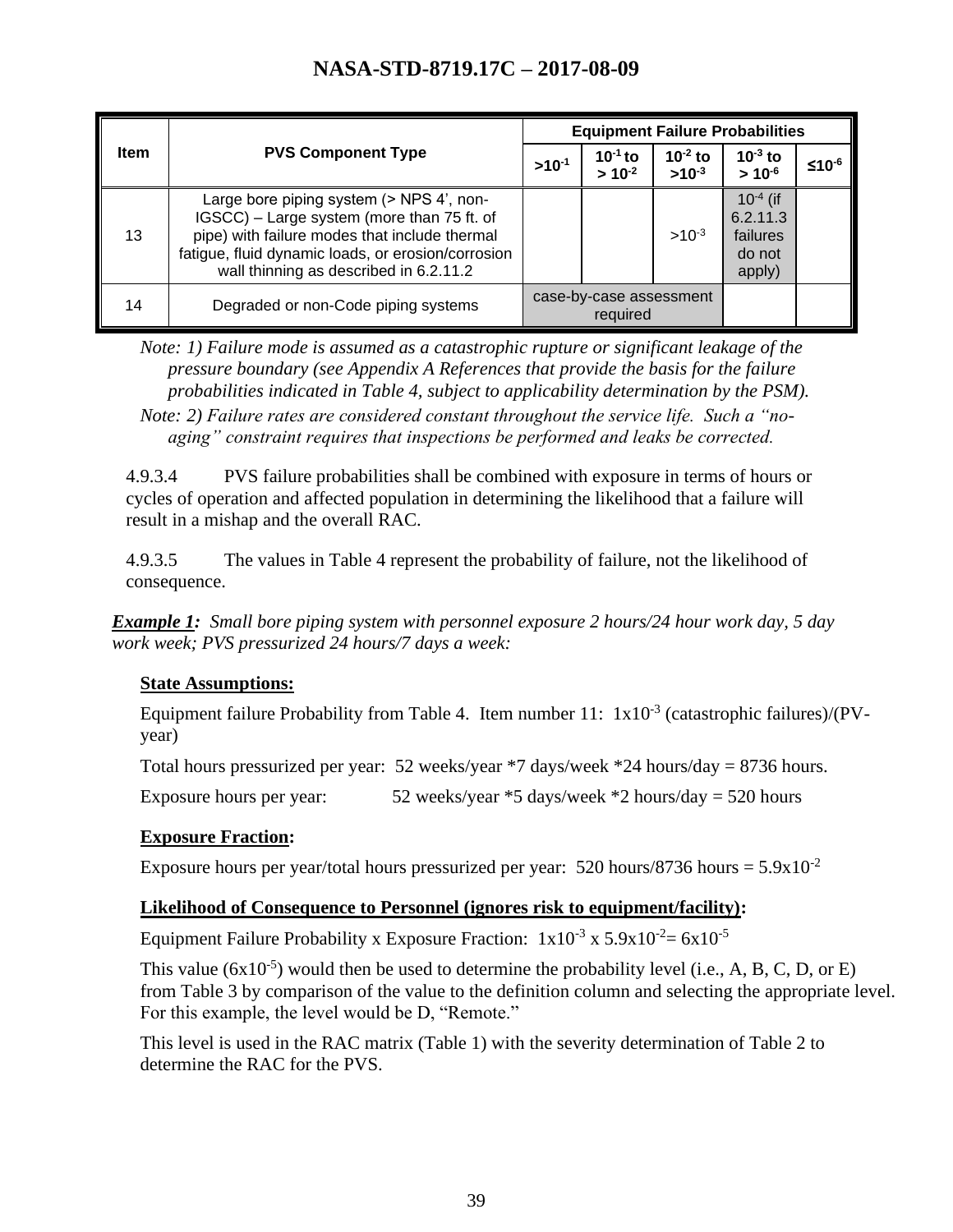| Item | PVS Component Type | Equipment Failure Probabilities | | | | |
|---|---|---|---|---|---|---|
| | | $>10^{-1}$ | $10^{-1}$ to $> 10^{-2}$ | $10^{-2}$ to $>10^{-3}$ | $10^{-3}$ to $> 10^{-6}$ | $\leq 10^{-6}$ |
| 13 | Large bore piping system (> NPS 4', non-IGSCC) – Large system (more than 75 ft. of pipe) with failure modes that include thermal fatigue, fluid dynamic loads, or erosion/corrosion wall thinning as described in 6.2.11.2 | | | $>10^{-3}$ | $10^{-4}$ (if 6.2.11.3 failures do not apply) | |
| 14 | Degraded or non-Code piping systems | case-by-case assessment required | | | | |

*Note: 1) Failure mode is assumed as a catastrophic rupture or significant leakage of the pressure boundary (see Appendix A References that provide the basis for the failure probabilities indicated in Table 4, subject to applicability determination by the PSM).*

*Note: 2) Failure rates are considered constant throughout the service life. Such a "no-aging" constraint requires that inspections be performed and leaks be corrected.*

4.9.3.4 PVS failure probabilities shall be combined with exposure in terms of hours or cycles of operation and affected population in determining the likelihood that a failure will result in a mishap and the overall RAC.

4.9.3.5 The values in Table 4 represent the probability of failure, not the likelihood of consequence.

***Example 1:*** *Small bore piping system with personnel exposure 2 hours/24 hour work day, 5 day work week; PVS pressurized 24 hours/7 days a week:*

**State Assumptions:**

Equipment failure Probability from Table 4. Item number 11: $1x10^{-3}$ (catastrophic failures)/(PV-year)

Total hours pressurized per year: 52 weeks/year *7 days/week *24 hours/day = 8736 hours.

Exposure hours per year: 52 weeks/year *5 days/week *2 hours/day = 520 hours

**Exposure Fraction:**

Exposure hours per year/total hours pressurized per year: 520 hours/8736 hours = $5.9x10^{-2}$

**Likelihood of Consequence to Personnel (ignores risk to equipment/facility):**

Equipment Failure Probability x Exposure Fraction: $1x10^{-3}$ x $5.9x10^{-2}$= $6x10^{-5}$

This value ($6x10^{-5}$) would then be used to determine the probability level (i.e., A, B, C, D, or E) from Table 3 by comparison of the value to the definition column and selecting the appropriate level. For this example, the level would be D, "Remote."

This level is used in the RAC matrix (Table 1) with the severity determination of Table 2 to determine the RAC for the PVS.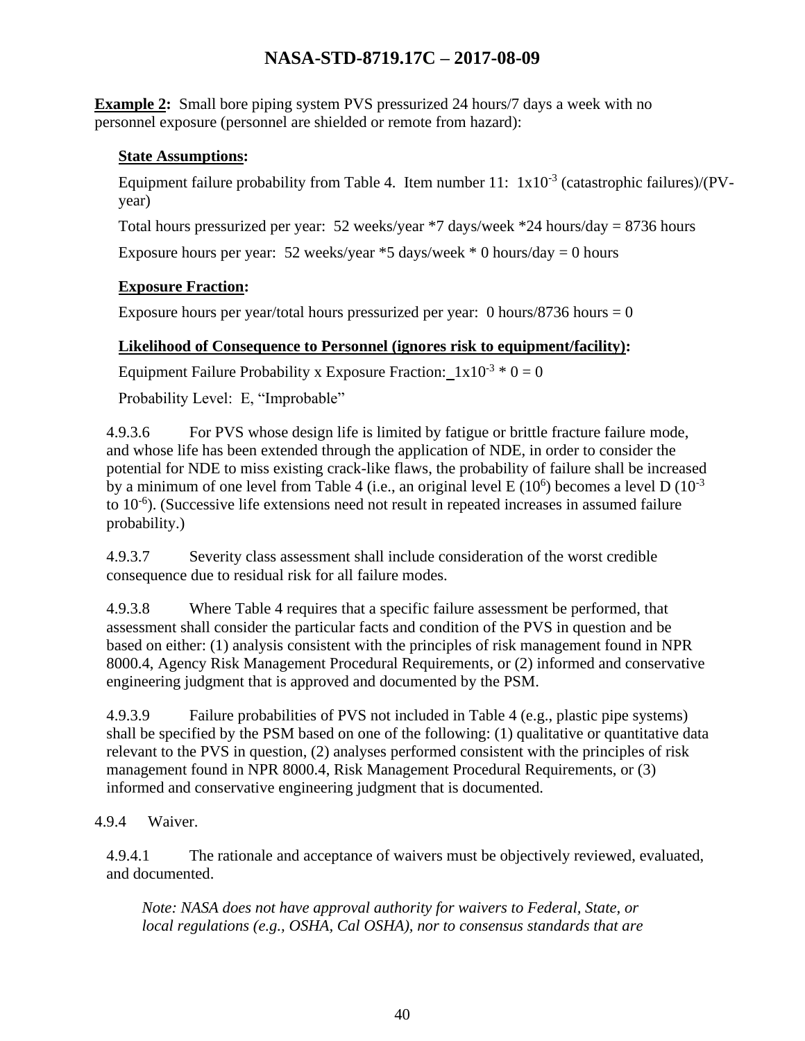**Example 2:** Small bore piping system PVS pressurized 24 hours/7 days a week with no personnel exposure (personnel are shielded or remote from hazard):

**State Assumptions:**

Equipment failure probability from Table 4. Item number 11: $1 \times 10^{-3}$ (catastrophic failures)/(PV-year)

Total hours pressurized per year: 52 weeks/year *7 days/week *24 hours/day = 8736 hours

Exposure hours per year: 52 weeks/year *5 days/week * 0 hours/day = 0 hours

**Exposure Fraction:**

Exposure hours per year/total hours pressurized per year: 0 hours/8736 hours = 0

**Likelihood of Consequence to Personnel (ignores risk to equipment/facility):**

Equipment Failure Probability x Exposure Fraction: $1 \times 10^{-3} * 0 = 0$

Probability Level: E, "Improbable"

4.9.3.6 For PVS whose design life is limited by fatigue or brittle fracture failure mode, and whose life has been extended through the application of NDE, in order to consider the potential for NDE to miss existing crack-like flaws, the probability of failure shall be increased by a minimum of one level from Table 4 (i.e., an original level E ($10^{6}$) becomes a level D ($10^{-3}$ to $10^{-6}$). (Successive life extensions need not result in repeated increases in assumed failure probability.)

4.9.3.7 Severity class assessment shall include consideration of the worst credible consequence due to residual risk for all failure modes.

4.9.3.8 Where Table 4 requires that a specific failure assessment be performed, that assessment shall consider the particular facts and condition of the PVS in question and be based on either: (1) analysis consistent with the principles of risk management found in NPR 8000.4, Agency Risk Management Procedural Requirements, or (2) informed and conservative engineering judgment that is approved and documented by the PSM.

4.9.3.9 Failure probabilities of PVS not included in Table 4 (e.g., plastic pipe systems) shall be specified by the PSM based on one of the following: (1) qualitative or quantitative data relevant to the PVS in question, (2) analyses performed consistent with the principles of risk management found in NPR 8000.4, Risk Management Procedural Requirements, or (3) informed and conservative engineering judgment that is documented.

4.9.4 Waiver.

4.9.4.1 The rationale and acceptance of waivers must be objectively reviewed, evaluated, and documented.

*Note: NASA does not have approval authority for waivers to Federal, State, or local regulations (e.g., OSHA, Cal OSHA), nor to consensus standards that are*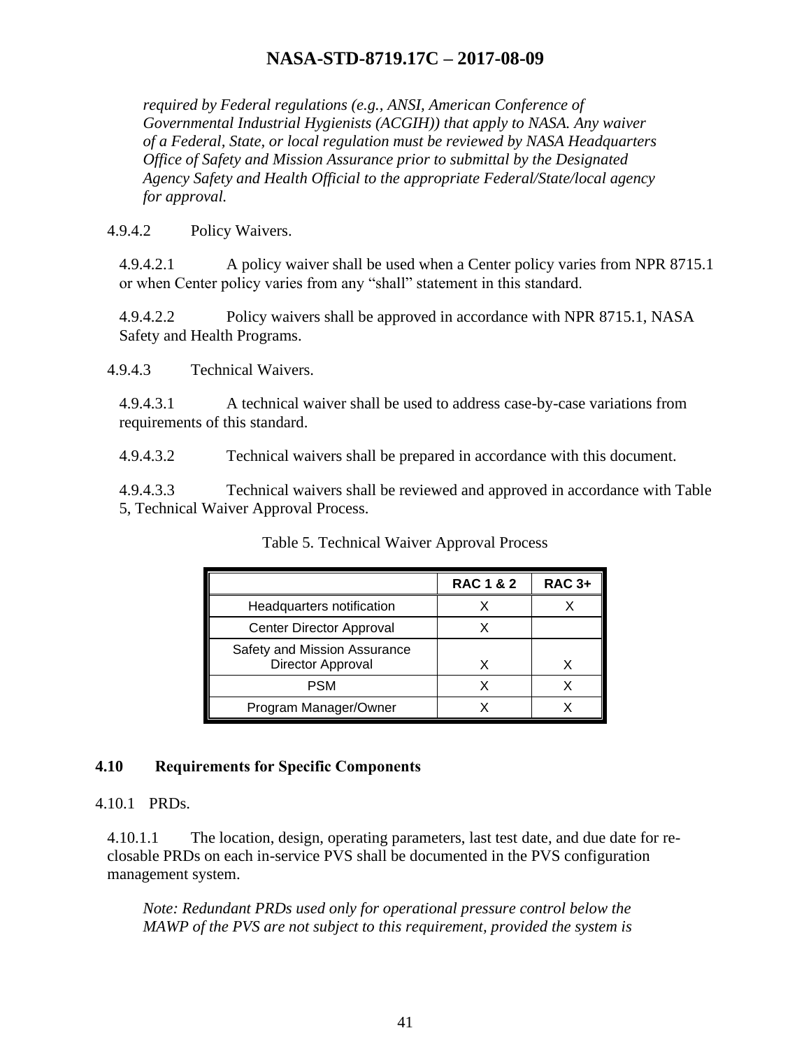*required by Federal regulations (e.g., ANSI, American Conference of Governmental Industrial Hygienists (ACGIH)) that apply to NASA. Any waiver of a Federal, State, or local regulation must be reviewed by NASA Headquarters Office of Safety and Mission Assurance prior to submittal by the Designated Agency Safety and Health Official to the appropriate Federal/State/local agency for approval.*

4.9.4.2 Policy Waivers.

4.9.4.2.1 A policy waiver shall be used when a Center policy varies from NPR 8715.1 or when Center policy varies from any "shall" statement in this standard.

4.9.4.2.2 Policy waivers shall be approved in accordance with NPR 8715.1, NASA Safety and Health Programs.

4.9.4.3 Technical Waivers.

4.9.4.3.1 A technical waiver shall be used to address case-by-case variations from requirements of this standard.

4.9.4.3.2 Technical waivers shall be prepared in accordance with this document.

4.9.4.3.3 Technical waivers shall be reviewed and approved in accordance with Table 5, Technical Waiver Approval Process.

Table 5. Technical Waiver Approval Process

| | RAC 1 & 2 | RAC 3+ |
|---|---|---|
| Headquarters notification | X | X |
| Center Director Approval | X | |
| Safety and Mission Assurance Director Approval | X | X |
| PSM | X | X |
| Program Manager/Owner | X | X |

## 4.10 Requirements for Specific Components

4.10.1 PRDs.

4.10.1.1 The location, design, operating parameters, last test date, and due date for re-closable PRDs on each in-service PVS shall be documented in the PVS configuration management system.

*Note: Redundant PRDs used only for operational pressure control below the MAWP of the PVS are not subject to this requirement, provided the system is*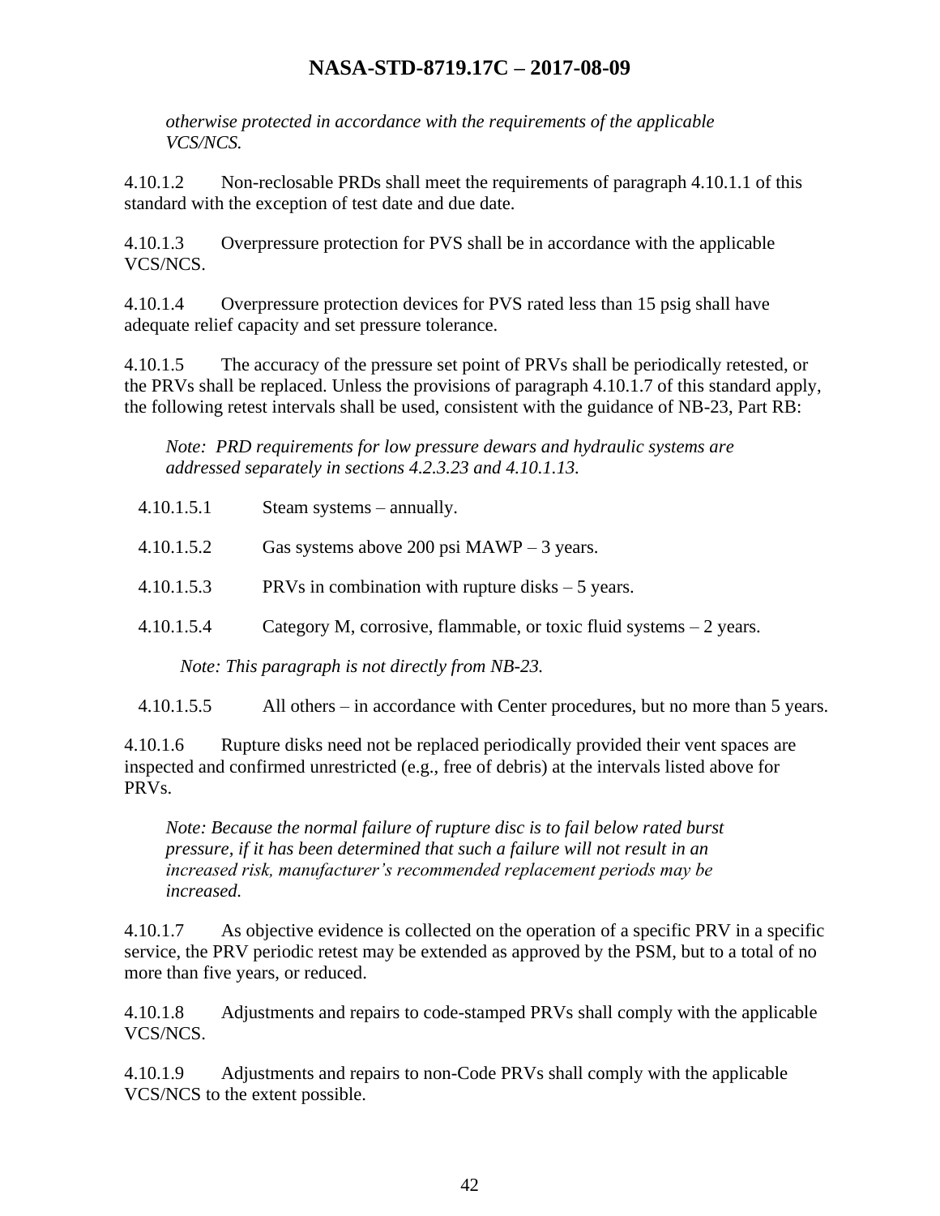*otherwise protected in accordance with the requirements of the applicable VCS/NCS.*

4.10.1.2 Non-reclosable PRDs shall meet the requirements of paragraph 4.10.1.1 of this standard with the exception of test date and due date.

4.10.1.3 Overpressure protection for PVS shall be in accordance with the applicable VCS/NCS.

4.10.1.4 Overpressure protection devices for PVS rated less than 15 psig shall have adequate relief capacity and set pressure tolerance.

4.10.1.5 The accuracy of the pressure set point of PRVs shall be periodically retested, or the PRVs shall be replaced. Unless the provisions of paragraph 4.10.1.7 of this standard apply, the following retest intervals shall be used, consistent with the guidance of NB-23, Part RB:

*Note: PRD requirements for low pressure dewars and hydraulic systems are addressed separately in sections 4.2.3.23 and 4.10.1.13.*

4.10.1.5.1 Steam systems – annually.

4.10.1.5.2 Gas systems above 200 psi MAWP – 3 years.

4.10.1.5.3 PRVs in combination with rupture disks – 5 years.

4.10.1.5.4 Category M, corrosive, flammable, or toxic fluid systems – 2 years.

*Note: This paragraph is not directly from NB-23.*

4.10.1.5.5 All others – in accordance with Center procedures, but no more than 5 years.

4.10.1.6 Rupture disks need not be replaced periodically provided their vent spaces are inspected and confirmed unrestricted (e.g., free of debris) at the intervals listed above for PRVs.

*Note: Because the normal failure of rupture disc is to fail below rated burst pressure, if it has been determined that such a failure will not result in an increased risk, manufacturer's recommended replacement periods may be increased.*

4.10.1.7 As objective evidence is collected on the operation of a specific PRV in a specific service, the PRV periodic retest may be extended as approved by the PSM, but to a total of no more than five years, or reduced.

4.10.1.8 Adjustments and repairs to code-stamped PRVs shall comply with the applicable VCS/NCS.

4.10.1.9 Adjustments and repairs to non-Code PRVs shall comply with the applicable VCS/NCS to the extent possible.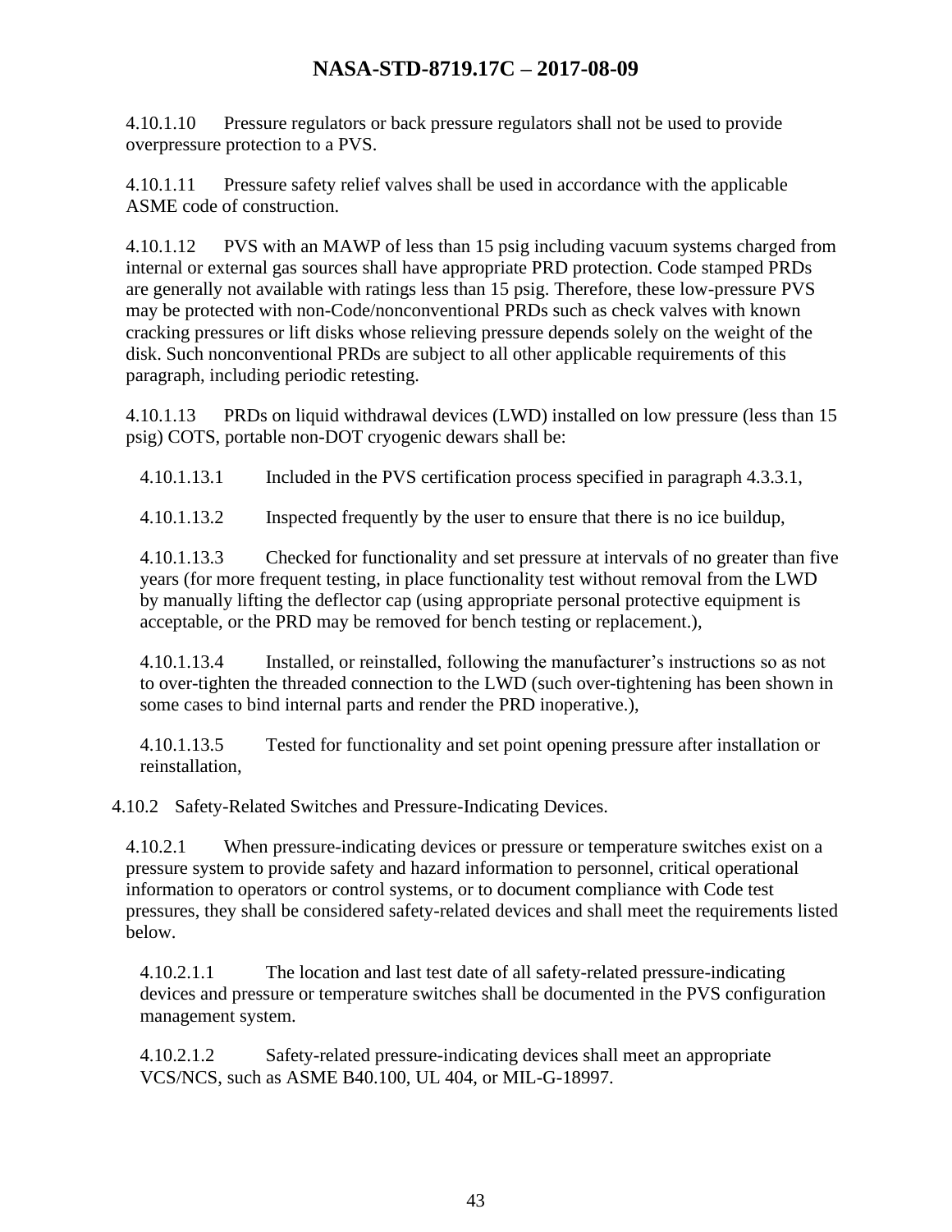4.10.1.10 Pressure regulators or back pressure regulators shall not be used to provide overpressure protection to a PVS.

4.10.1.11 Pressure safety relief valves shall be used in accordance with the applicable ASME code of construction.

4.10.1.12 PVS with an MAWP of less than 15 psig including vacuum systems charged from internal or external gas sources shall have appropriate PRD protection. Code stamped PRDs are generally not available with ratings less than 15 psig. Therefore, these low-pressure PVS may be protected with non-Code/nonconventional PRDs such as check valves with known cracking pressures or lift disks whose relieving pressure depends solely on the weight of the disk. Such nonconventional PRDs are subject to all other applicable requirements of this paragraph, including periodic retesting.

4.10.1.13 PRDs on liquid withdrawal devices (LWD) installed on low pressure (less than 15 psig) COTS, portable non-DOT cryogenic dewars shall be:

4.10.1.13.1 Included in the PVS certification process specified in paragraph 4.3.3.1,

4.10.1.13.2 Inspected frequently by the user to ensure that there is no ice buildup,

4.10.1.13.3 Checked for functionality and set pressure at intervals of no greater than five years (for more frequent testing, in place functionality test without removal from the LWD by manually lifting the deflector cap (using appropriate personal protective equipment is acceptable, or the PRD may be removed for bench testing or replacement.),

4.10.1.13.4 Installed, or reinstalled, following the manufacturer's instructions so as not to over-tighten the threaded connection to the LWD (such over-tightening has been shown in some cases to bind internal parts and render the PRD inoperative.),

4.10.1.13.5 Tested for functionality and set point opening pressure after installation or reinstallation,

### 4.10.2 Safety-Related Switches and Pressure-Indicating Devices.

4.10.2.1 When pressure-indicating devices or pressure or temperature switches exist on a pressure system to provide safety and hazard information to personnel, critical operational information to operators or control systems, or to document compliance with Code test pressures, they shall be considered safety-related devices and shall meet the requirements listed below.

4.10.2.1.1 The location and last test date of all safety-related pressure-indicating devices and pressure or temperature switches shall be documented in the PVS configuration management system.

4.10.2.1.2 Safety-related pressure-indicating devices shall meet an appropriate VCS/NCS, such as ASME B40.100, UL 404, or MIL-G-18997.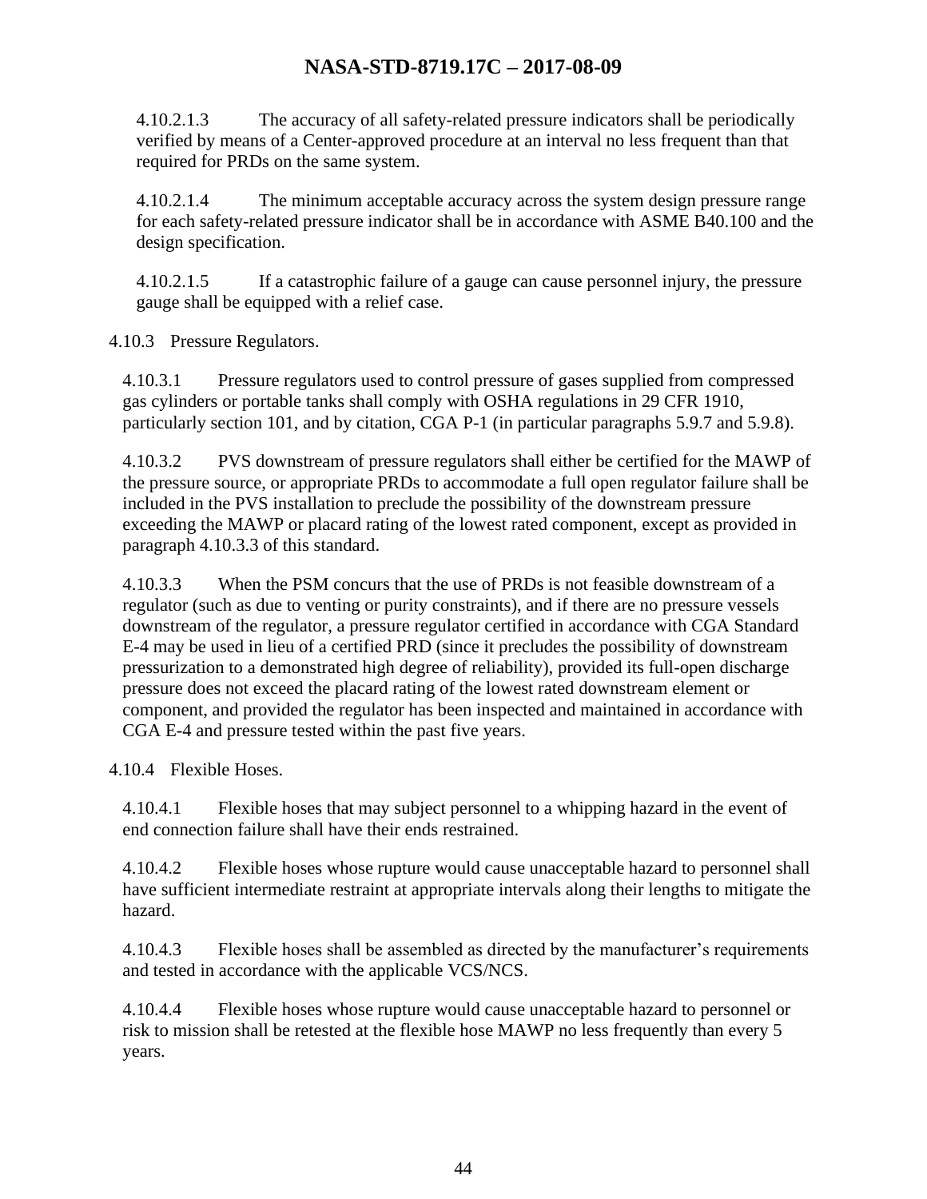4.10.2.1.3 The accuracy of all safety-related pressure indicators shall be periodically verified by means of a Center-approved procedure at an interval no less frequent than that required for PRDs on the same system.

4.10.2.1.4 The minimum acceptable accuracy across the system design pressure range for each safety-related pressure indicator shall be in accordance with ASME B40.100 and the design specification.

4.10.2.1.5 If a catastrophic failure of a gauge can cause personnel injury, the pressure gauge shall be equipped with a relief case.

4.10.3 Pressure Regulators.

4.10.3.1 Pressure regulators used to control pressure of gases supplied from compressed gas cylinders or portable tanks shall comply with OSHA regulations in 29 CFR 1910, particularly section 101, and by citation, CGA P-1 (in particular paragraphs 5.9.7 and 5.9.8).

4.10.3.2 PVS downstream of pressure regulators shall either be certified for the MAWP of the pressure source, or appropriate PRDs to accommodate a full open regulator failure shall be included in the PVS installation to preclude the possibility of the downstream pressure exceeding the MAWP or placard rating of the lowest rated component, except as provided in paragraph 4.10.3.3 of this standard.

4.10.3.3 When the PSM concurs that the use of PRDs is not feasible downstream of a regulator (such as due to venting or purity constraints), and if there are no pressure vessels downstream of the regulator, a pressure regulator certified in accordance with CGA Standard E-4 may be used in lieu of a certified PRD (since it precludes the possibility of downstream pressurization to a demonstrated high degree of reliability), provided its full-open discharge pressure does not exceed the placard rating of the lowest rated downstream element or component, and provided the regulator has been inspected and maintained in accordance with CGA E-4 and pressure tested within the past five years.

4.10.4 Flexible Hoses.

4.10.4.1 Flexible hoses that may subject personnel to a whipping hazard in the event of end connection failure shall have their ends restrained.

4.10.4.2 Flexible hoses whose rupture would cause unacceptable hazard to personnel shall have sufficient intermediate restraint at appropriate intervals along their lengths to mitigate the hazard.

4.10.4.3 Flexible hoses shall be assembled as directed by the manufacturer's requirements and tested in accordance with the applicable VCS/NCS.

4.10.4.4 Flexible hoses whose rupture would cause unacceptable hazard to personnel or risk to mission shall be retested at the flexible hose MAWP no less frequently than every 5 years.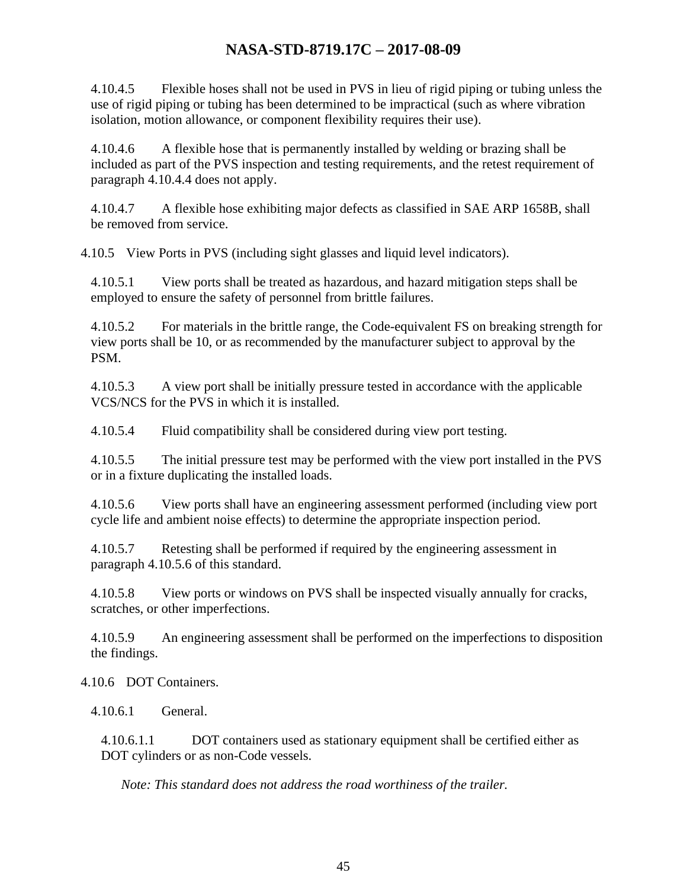4.10.4.5 Flexible hoses shall not be used in PVS in lieu of rigid piping or tubing unless the use of rigid piping or tubing has been determined to be impractical (such as where vibration isolation, motion allowance, or component flexibility requires their use).

4.10.4.6 A flexible hose that is permanently installed by welding or brazing shall be included as part of the PVS inspection and testing requirements, and the retest requirement of paragraph 4.10.4.4 does not apply.

4.10.4.7 A flexible hose exhibiting major defects as classified in SAE ARP 1658B, shall be removed from service.

4.10.5 View Ports in PVS (including sight glasses and liquid level indicators).

4.10.5.1 View ports shall be treated as hazardous, and hazard mitigation steps shall be employed to ensure the safety of personnel from brittle failures.

4.10.5.2 For materials in the brittle range, the Code-equivalent FS on breaking strength for view ports shall be 10, or as recommended by the manufacturer subject to approval by the PSM.

4.10.5.3 A view port shall be initially pressure tested in accordance with the applicable VCS/NCS for the PVS in which it is installed.

4.10.5.4 Fluid compatibility shall be considered during view port testing.

4.10.5.5 The initial pressure test may be performed with the view port installed in the PVS or in a fixture duplicating the installed loads.

4.10.5.6 View ports shall have an engineering assessment performed (including view port cycle life and ambient noise effects) to determine the appropriate inspection period.

4.10.5.7 Retesting shall be performed if required by the engineering assessment in paragraph 4.10.5.6 of this standard.

4.10.5.8 View ports or windows on PVS shall be inspected visually annually for cracks, scratches, or other imperfections.

4.10.5.9 An engineering assessment shall be performed on the imperfections to disposition the findings.

4.10.6 DOT Containers.

4.10.6.1 General.

4.10.6.1.1 DOT containers used as stationary equipment shall be certified either as DOT cylinders or as non-Code vessels.

*Note: This standard does not address the road worthiness of the trailer.*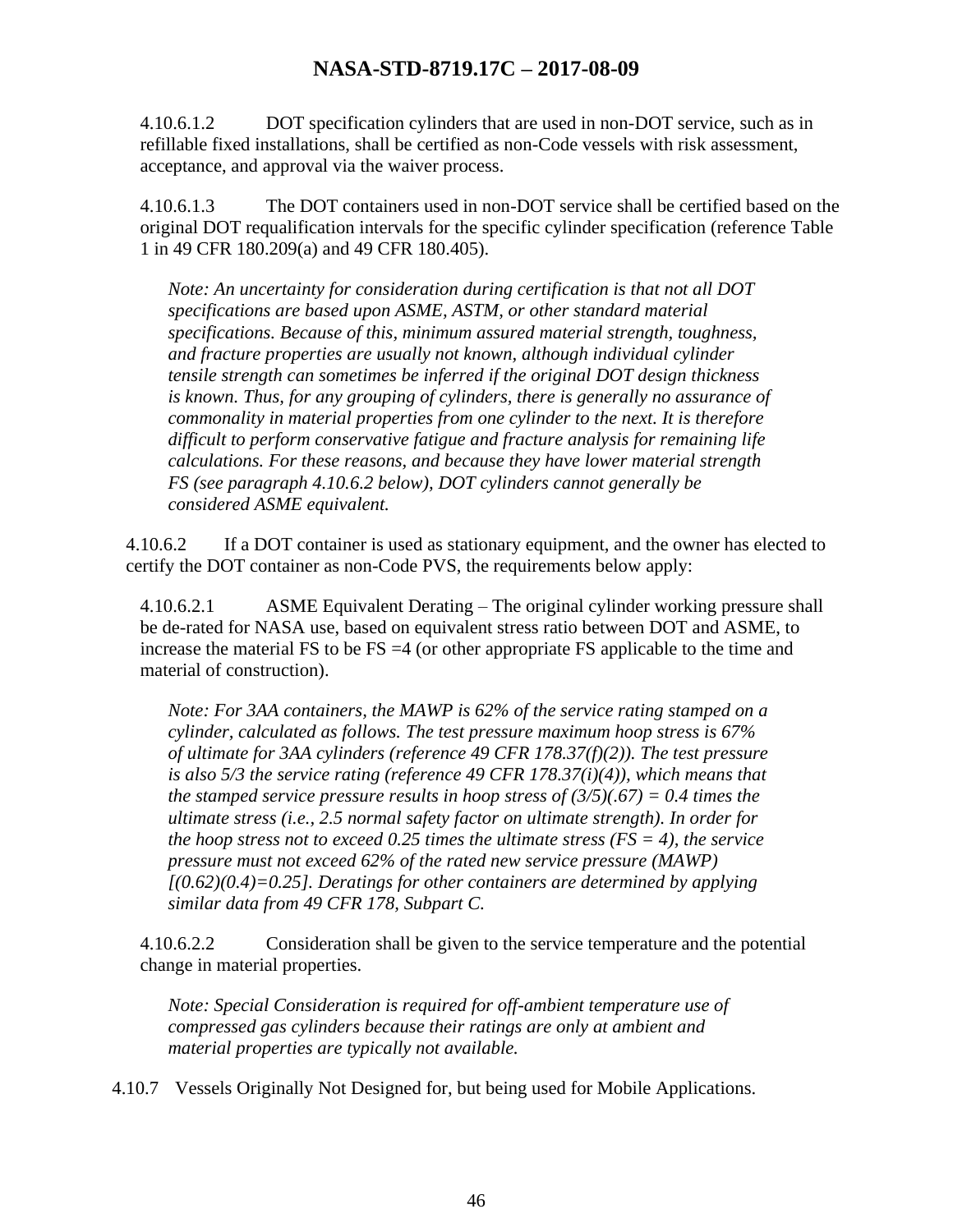4.10.6.1.2 DOT specification cylinders that are used in non-DOT service, such as in refillable fixed installations, shall be certified as non-Code vessels with risk assessment, acceptance, and approval via the waiver process.

4.10.6.1.3 The DOT containers used in non-DOT service shall be certified based on the original DOT requalification intervals for the specific cylinder specification (reference Table 1 in 49 CFR 180.209(a) and 49 CFR 180.405).

*Note: An uncertainty for consideration during certification is that not all DOT specifications are based upon ASME, ASTM, or other standard material specifications. Because of this, minimum assured material strength, toughness, and fracture properties are usually not known, although individual cylinder tensile strength can sometimes be inferred if the original DOT design thickness is known. Thus, for any grouping of cylinders, there is generally no assurance of commonality in material properties from one cylinder to the next. It is therefore difficult to perform conservative fatigue and fracture analysis for remaining life calculations. For these reasons, and because they have lower material strength FS (see paragraph 4.10.6.2 below), DOT cylinders cannot generally be considered ASME equivalent.*

4.10.6.2 If a DOT container is used as stationary equipment, and the owner has elected to certify the DOT container as non-Code PVS, the requirements below apply:

4.10.6.2.1 ASME Equivalent Derating – The original cylinder working pressure shall be de-rated for NASA use, based on equivalent stress ratio between DOT and ASME, to increase the material FS to be FS =4 (or other appropriate FS applicable to the time and material of construction).

*Note: For 3AA containers, the MAWP is 62% of the service rating stamped on a cylinder, calculated as follows. The test pressure maximum hoop stress is 67% of ultimate for 3AA cylinders (reference 49 CFR 178.37(f)(2)). The test pressure is also 5/3 the service rating (reference 49 CFR 178.37(i)(4)), which means that the stamped service pressure results in hoop stress of $(3/5)(.67) = 0.4$ times the ultimate stress (i.e., 2.5 normal safety factor on ultimate strength). In order for the hoop stress not to exceed 0.25 times the ultimate stress (FS = 4), the service pressure must not exceed 62% of the rated new service pressure (MAWP) $[(0.62)(0.4)=0.25]$. Deratings for other containers are determined by applying similar data from 49 CFR 178, Subpart C.*

4.10.6.2.2 Consideration shall be given to the service temperature and the potential change in material properties.

*Note: Special Consideration is required for off-ambient temperature use of compressed gas cylinders because their ratings are only at ambient and material properties are typically not available.*

4.10.7 Vessels Originally Not Designed for, but being used for Mobile Applications.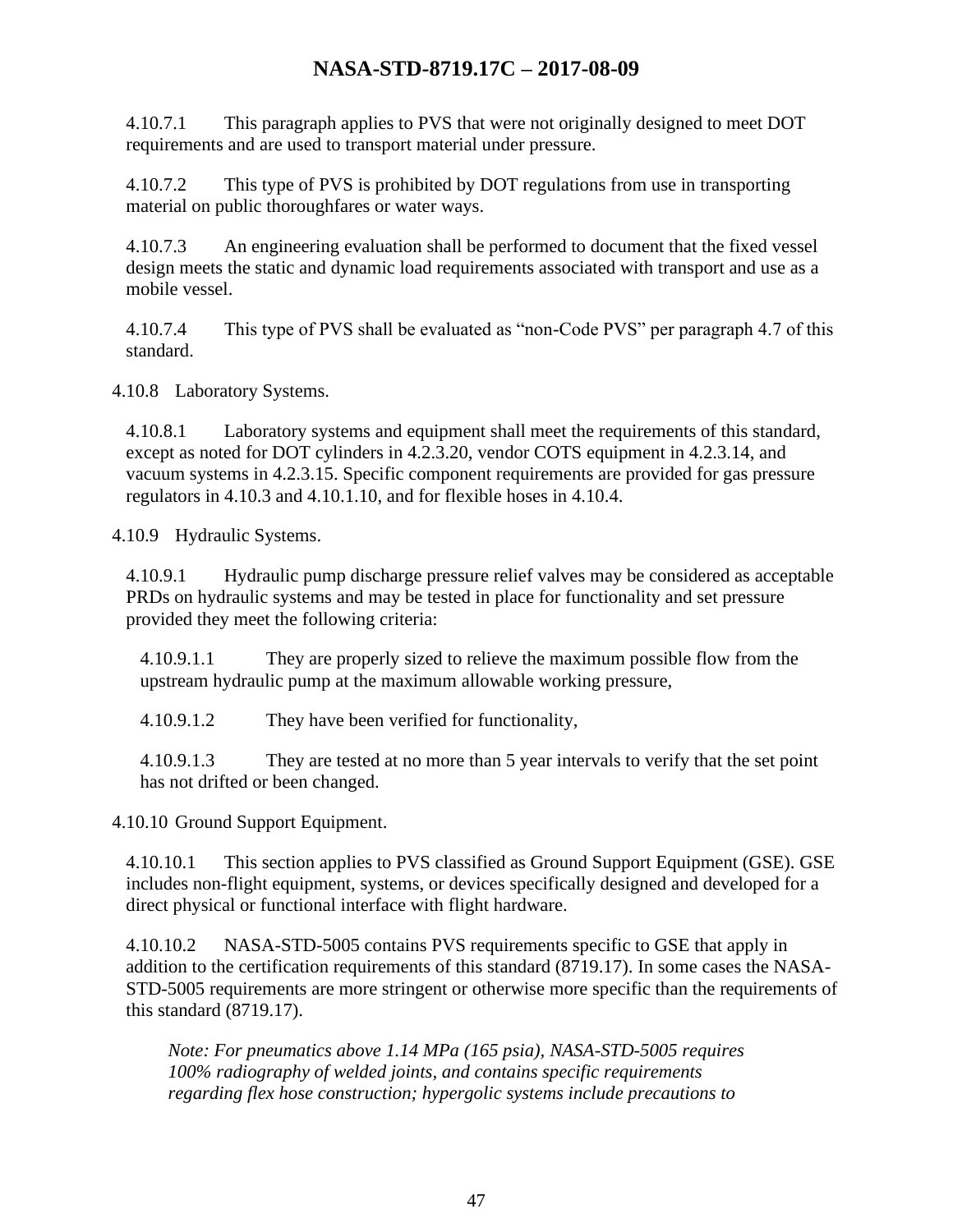4.10.7.1 This paragraph applies to PVS that were not originally designed to meet DOT requirements and are used to transport material under pressure.

4.10.7.2 This type of PVS is prohibited by DOT regulations from use in transporting material on public thoroughfares or water ways.

4.10.7.3 An engineering evaluation shall be performed to document that the fixed vessel design meets the static and dynamic load requirements associated with transport and use as a mobile vessel.

4.10.7.4 This type of PVS shall be evaluated as "non-Code PVS" per paragraph 4.7 of this standard.

4.10.8 Laboratory Systems.

4.10.8.1 Laboratory systems and equipment shall meet the requirements of this standard, except as noted for DOT cylinders in 4.2.3.20, vendor COTS equipment in 4.2.3.14, and vacuum systems in 4.2.3.15. Specific component requirements are provided for gas pressure regulators in 4.10.3 and 4.10.1.10, and for flexible hoses in 4.10.4.

4.10.9 Hydraulic Systems.

4.10.9.1 Hydraulic pump discharge pressure relief valves may be considered as acceptable PRDs on hydraulic systems and may be tested in place for functionality and set pressure provided they meet the following criteria:

4.10.9.1.1 They are properly sized to relieve the maximum possible flow from the upstream hydraulic pump at the maximum allowable working pressure,

4.10.9.1.2 They have been verified for functionality,

4.10.9.1.3 They are tested at no more than 5 year intervals to verify that the set point has not drifted or been changed.

4.10.10 Ground Support Equipment.

4.10.10.1 This section applies to PVS classified as Ground Support Equipment (GSE). GSE includes non-flight equipment, systems, or devices specifically designed and developed for a direct physical or functional interface with flight hardware.

4.10.10.2 NASA-STD-5005 contains PVS requirements specific to GSE that apply in addition to the certification requirements of this standard (8719.17). In some cases the NASA-STD-5005 requirements are more stringent or otherwise more specific than the requirements of this standard (8719.17).

*Note: For pneumatics above 1.14 MPa (165 psia), NASA-STD-5005 requires 100% radiography of welded joints, and contains specific requirements regarding flex hose construction; hypergolic systems include precautions to*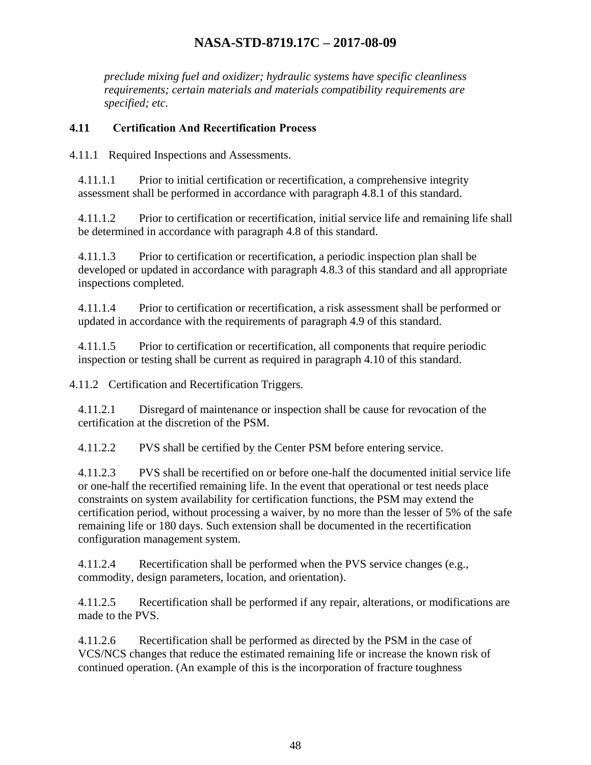*preclude mixing fuel and oxidizer; hydraulic systems have specific cleanliness requirements; certain materials and materials compatibility requirements are specified; etc.*

## 4.11 Certification And Recertification Process

4.11.1 Required Inspections and Assessments.

4.11.1.1 Prior to initial certification or recertification, a comprehensive integrity assessment shall be performed in accordance with paragraph 4.8.1 of this standard.

4.11.1.2 Prior to certification or recertification, initial service life and remaining life shall be determined in accordance with paragraph 4.8 of this standard.

4.11.1.3 Prior to certification or recertification, a periodic inspection plan shall be developed or updated in accordance with paragraph 4.8.3 of this standard and all appropriate inspections completed.

4.11.1.4 Prior to certification or recertification, a risk assessment shall be performed or updated in accordance with the requirements of paragraph 4.9 of this standard.

4.11.1.5 Prior to certification or recertification, all components that require periodic inspection or testing shall be current as required in paragraph 4.10 of this standard.

4.11.2 Certification and Recertification Triggers.

4.11.2.1 Disregard of maintenance or inspection shall be cause for revocation of the certification at the discretion of the PSM.

4.11.2.2 PVS shall be certified by the Center PSM before entering service.

4.11.2.3 PVS shall be recertified on or before one-half the documented initial service life or one-half the recertified remaining life. In the event that operational or test needs place constraints on system availability for certification functions, the PSM may extend the certification period, without processing a waiver, by no more than the lesser of 5% of the safe remaining life or 180 days. Such extension shall be documented in the recertification configuration management system.

4.11.2.4 Recertification shall be performed when the PVS service changes (e.g., commodity, design parameters, location, and orientation).

4.11.2.5 Recertification shall be performed if any repair, alterations, or modifications are made to the PVS.

4.11.2.6 Recertification shall be performed as directed by the PSM in the case of VCS/NCS changes that reduce the estimated remaining life or increase the known risk of continued operation. (An example of this is the incorporation of fracture toughness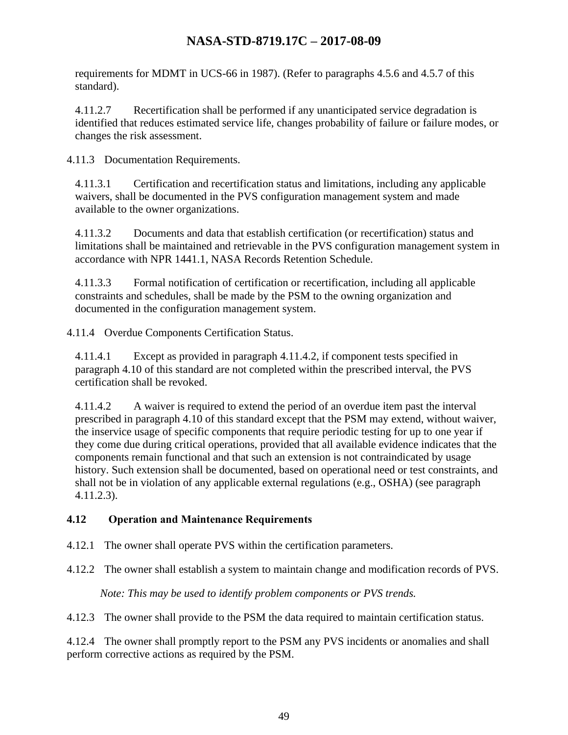requirements for MDMT in UCS-66 in 1987). (Refer to paragraphs 4.5.6 and 4.5.7 of this standard).

4.11.2.7 Recertification shall be performed if any unanticipated service degradation is identified that reduces estimated service life, changes probability of failure or failure modes, or changes the risk assessment.

4.11.3 Documentation Requirements.

4.11.3.1 Certification and recertification status and limitations, including any applicable waivers, shall be documented in the PVS configuration management system and made available to the owner organizations.

4.11.3.2 Documents and data that establish certification (or recertification) status and limitations shall be maintained and retrievable in the PVS configuration management system in accordance with NPR 1441.1, NASA Records Retention Schedule.

4.11.3.3 Formal notification of certification or recertification, including all applicable constraints and schedules, shall be made by the PSM to the owning organization and documented in the configuration management system.

4.11.4 Overdue Components Certification Status.

4.11.4.1 Except as provided in paragraph 4.11.4.2, if component tests specified in paragraph 4.10 of this standard are not completed within the prescribed interval, the PVS certification shall be revoked.

4.11.4.2 A waiver is required to extend the period of an overdue item past the interval prescribed in paragraph 4.10 of this standard except that the PSM may extend, without waiver, the inservice usage of specific components that require periodic testing for up to one year if they come due during critical operations, provided that all available evidence indicates that the components remain functional and that such an extension is not contraindicated by usage history. Such extension shall be documented, based on operational need or test constraints, and shall not be in violation of any applicable external regulations (e.g., OSHA) (see paragraph 4.11.2.3).

## 4.12 Operation and Maintenance Requirements

4.12.1 The owner shall operate PVS within the certification parameters.

4.12.2 The owner shall establish a system to maintain change and modification records of PVS.

*Note: This may be used to identify problem components or PVS trends.*

4.12.3 The owner shall provide to the PSM the data required to maintain certification status.

4.12.4 The owner shall promptly report to the PSM any PVS incidents or anomalies and shall perform corrective actions as required by the PSM.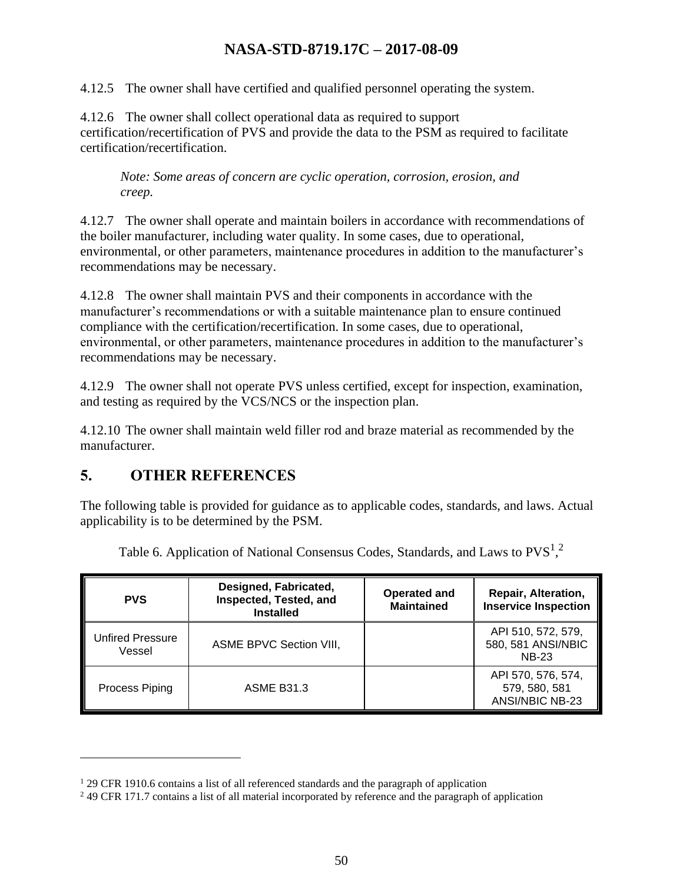4.12.5 The owner shall have certified and qualified personnel operating the system.

4.12.6 The owner shall collect operational data as required to support certification/recertification of PVS and provide the data to the PSM as required to facilitate certification/recertification.

> *Note: Some areas of concern are cyclic operation, corrosion, erosion, and creep.*

4.12.7 The owner shall operate and maintain boilers in accordance with recommendations of the boiler manufacturer, including water quality. In some cases, due to operational, environmental, or other parameters, maintenance procedures in addition to the manufacturer's recommendations may be necessary.

4.12.8 The owner shall maintain PVS and their components in accordance with the manufacturer's recommendations or with a suitable maintenance plan to ensure continued compliance with the certification/recertification. In some cases, due to operational, environmental, or other parameters, maintenance procedures in addition to the manufacturer's recommendations may be necessary.

4.12.9 The owner shall not operate PVS unless certified, except for inspection, examination, and testing as required by the VCS/NCS or the inspection plan.

4.12.10 The owner shall maintain weld filler rod and braze material as recommended by the manufacturer.

# 5. OTHER REFERENCES

The following table is provided for guidance as to applicable codes, standards, and laws. Actual applicability is to be determined by the PSM.

Table 6. Application of National Consensus Codes, Standards, and Laws to PVS[1,2]

| PVS | Designed, Fabricated, Inspected, Tested, and Installed | Operated and Maintained | Repair, Alteration, Inservice Inspection |
|---|---|---|---|
| Unfired Pressure Vessel | ASME BPVC Section VIII, | | API 510, 572, 579, 580, 581 ANSI/NBIC NB-23 |
| Process Piping | ASME B31.3 | | API 570, 576, 574, 579, 580, 581 ANSI/NBIC NB-23 |

[1] 29 CFR 1910.6 contains a list of all referenced standards and the paragraph of application

[2] 49 CFR 171.7 contains a list of all material incorporated by reference and the paragraph of application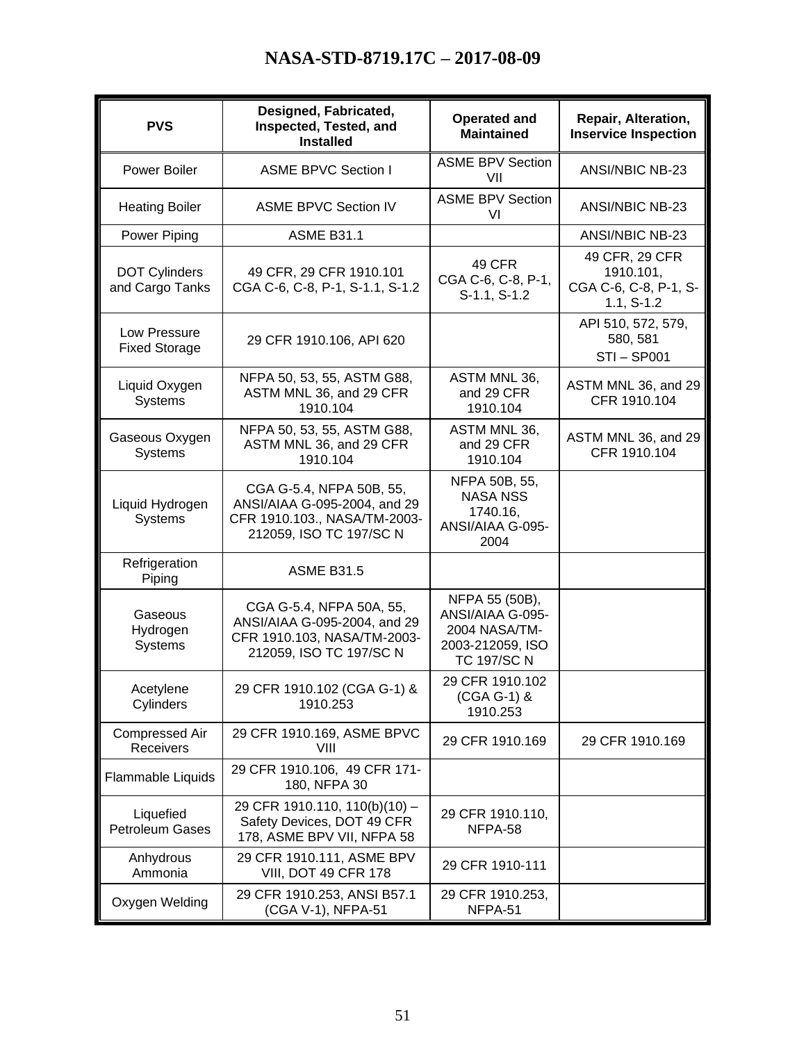| PVS | Designed, Fabricated, Inspected, Tested, and Installed | Operated and Maintained | Repair, Alteration, Inservice Inspection |
|---|---|---|---|
| Power Boiler | ASME BPVC Section I | ASME BPV Section VII | ANSI/NBIC NB-23 |
| Heating Boiler | ASME BPVC Section IV | ASME BPV Section VI | ANSI/NBIC NB-23 |
| Power Piping | ASME B31.1 | | ANSI/NBIC NB-23 |
| DOT Cylinders and Cargo Tanks | 49 CFR, 29 CFR 1910.101 CGA C-6, C-8, P-1, S-1.1, S-1.2 | 49 CFR CGA C-6, C-8, P-1, S-1.1, S-1.2 | 49 CFR, 29 CFR 1910.101, CGA C-6, C-8, P-1, S-1.1, S-1.2 |
| Low Pressure Fixed Storage | 29 CFR 1910.106, API 620 | | API 510, 572, 579, 580, 581 STI – SP001 |
| Liquid Oxygen Systems | NFPA 50, 53, 55, ASTM G88, ASTM MNL 36, and 29 CFR 1910.104 | ASTM MNL 36, and 29 CFR 1910.104 | ASTM MNL 36, and 29 CFR 1910.104 |
| Gaseous Oxygen Systems | NFPA 50, 53, 55, ASTM G88, ASTM MNL 36, and 29 CFR 1910.104 | ASTM MNL 36, and 29 CFR 1910.104 | ASTM MNL 36, and 29 CFR 1910.104 |
| Liquid Hydrogen Systems | CGA G-5.4, NFPA 50B, 55, ANSI/AIAA G-095-2004, and 29 CFR 1910.103., NASA/TM-2003-212059, ISO TC 197/SC N | NFPA 50B, 55, NASA NSS 1740.16, ANSI/AIAA G-095-2004 | |
| Refrigeration Piping | ASME B31.5 | | |
| Gaseous Hydrogen Systems | CGA G-5.4, NFPA 50A, 55, ANSI/AIAA G-095-2004, and 29 CFR 1910.103, NASA/TM-2003-212059, ISO TC 197/SC N | NFPA 55 (50B), ANSI/AIAA G-095-2004 NASA/TM-2003-212059, ISO TC 197/SC N | |
| Acetylene Cylinders | 29 CFR 1910.102 (CGA G-1) & 1910.253 | 29 CFR 1910.102 (CGA G-1) & 1910.253 | |
| Compressed Air Receivers | 29 CFR 1910.169, ASME BPVC VIII | 29 CFR 1910.169 | 29 CFR 1910.169 |
| Flammable Liquids | 29 CFR 1910.106, 49 CFR 171-180, NFPA 30 | | |
| Liquefied Petroleum Gases | 29 CFR 1910.110, 110(b)(10) – Safety Devices, DOT 49 CFR 178, ASME BPV VII, NFPA 58 | 29 CFR 1910.110, NFPA-58 | |
| Anhydrous Ammonia | 29 CFR 1910.111, ASME BPV VIII, DOT 49 CFR 178 | 29 CFR 1910-111 | |
| Oxygen Welding | 29 CFR 1910.253, ANSI B57.1 (CGA V-1), NFPA-51 | 29 CFR 1910.253, NFPA-51 | |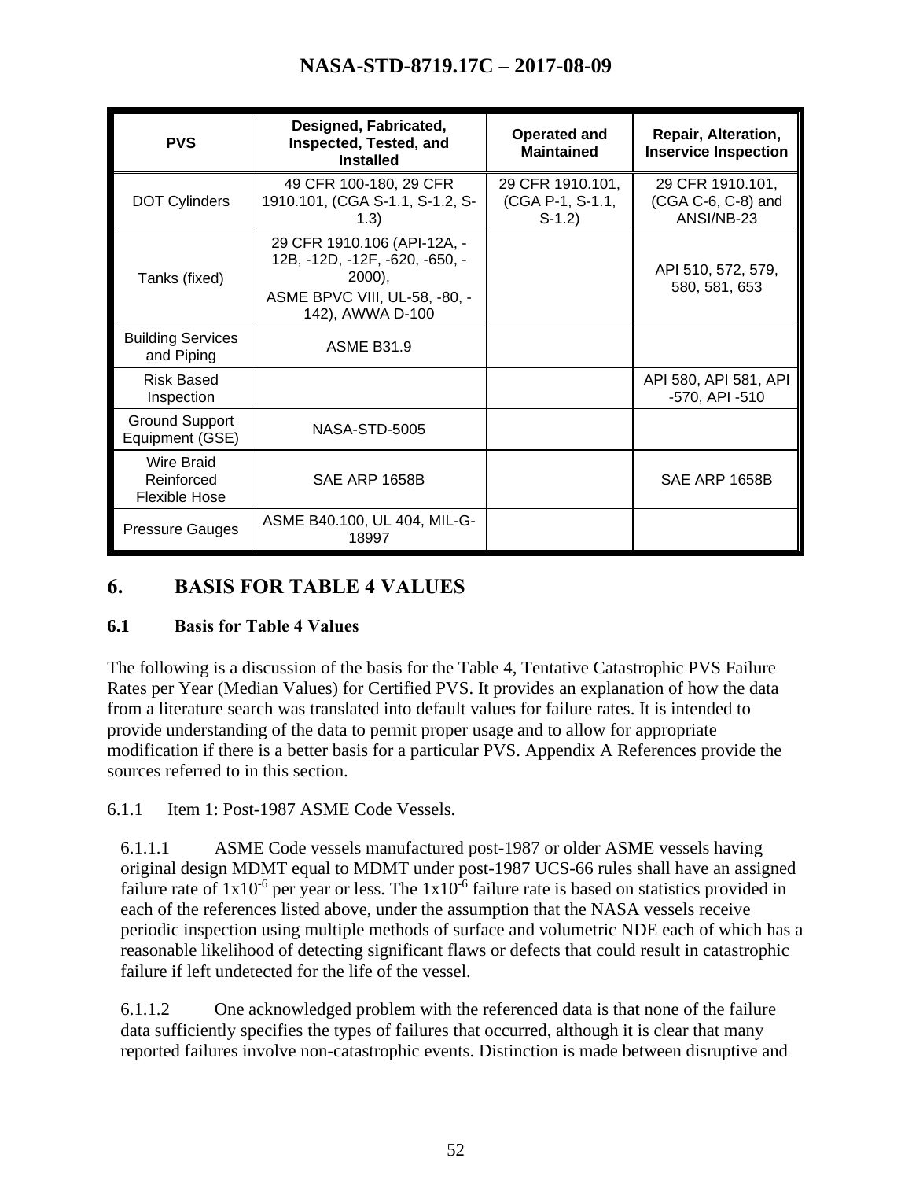| PVS | Designed, Fabricated, Inspected, Tested, and Installed | Operated and Maintained | Repair, Alteration, Inservice Inspection |
|---|---|---|---|
| DOT Cylinders | 49 CFR 100-180, 29 CFR 1910.101, (CGA S-1.1, S-1.2, S-1.3) | 29 CFR 1910.101, (CGA P-1, S-1.1, S-1.2) | 29 CFR 1910.101, (CGA C-6, C-8) and ANSI/NB-23 |
| Tanks (fixed) | 29 CFR 1910.106 (API-12A, -12B, -12D, -12F, -620, -650, -2000), ASME BPVC VIII, UL-58, -80, -142), AWWA D-100 | | API 510, 572, 579, 580, 581, 653 |
| Building Services and Piping | ASME B31.9 | | |
| Risk Based Inspection | | | API 580, API 581, API -570, API -510 |
| Ground Support Equipment (GSE) | NASA-STD-5005 | | |
| Wire Braid Reinforced Flexible Hose | SAE ARP 1658B | | SAE ARP 1658B |
| Pressure Gauges | ASME B40.100, UL 404, MIL-G-18997 | | |

# 6. BASIS FOR TABLE 4 VALUES

## 6.1 Basis for Table 4 Values

The following is a discussion of the basis for the Table 4, Tentative Catastrophic PVS Failure Rates per Year (Median Values) for Certified PVS. It provides an explanation of how the data from a literature search was translated into default values for failure rates. It is intended to provide understanding of the data to permit proper usage and to allow for appropriate modification if there is a better basis for a particular PVS. Appendix A References provide the sources referred to in this section.

6.1.1 Item 1: Post-1987 ASME Code Vessels.

6.1.1.1 ASME Code vessels manufactured post-1987 or older ASME vessels having original design MDMT equal to MDMT under post-1987 UCS-66 rules shall have an assigned failure rate of $1 \times 10^{-6}$ per year or less. The $1 \times 10^{-6}$ failure rate is based on statistics provided in each of the references listed above, under the assumption that the NASA vessels receive periodic inspection using multiple methods of surface and volumetric NDE each of which has a reasonable likelihood of detecting significant flaws or defects that could result in catastrophic failure if left undetected for the life of the vessel.

6.1.1.2 One acknowledged problem with the referenced data is that none of the failure data sufficiently specifies the types of failures that occurred, although it is clear that many reported failures involve non-catastrophic events. Distinction is made between disruptive and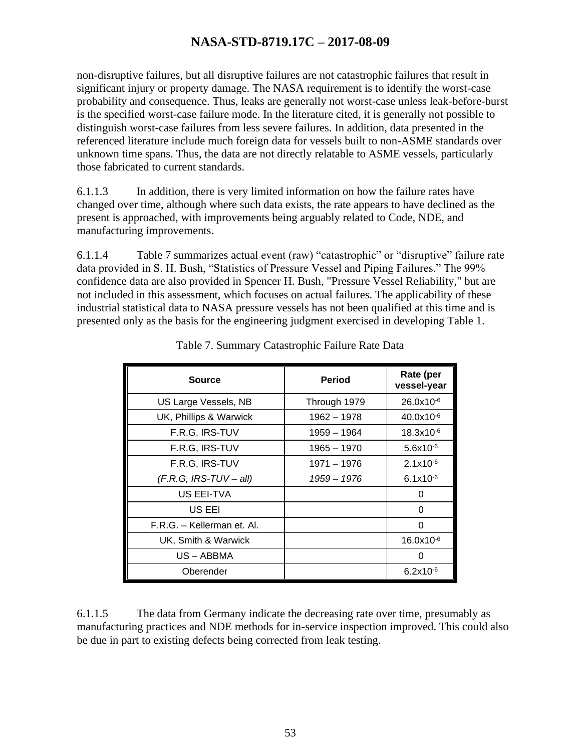non-disruptive failures, but all disruptive failures are not catastrophic failures that result in significant injury or property damage. The NASA requirement is to identify the worst-case probability and consequence. Thus, leaks are generally not worst-case unless leak-before-burst is the specified worst-case failure mode. In the literature cited, it is generally not possible to distinguish worst-case failures from less severe failures. In addition, data presented in the referenced literature include much foreign data for vessels built to non-ASME standards over unknown time spans. Thus, the data are not directly relatable to ASME vessels, particularly those fabricated to current standards.

6.1.1.3 In addition, there is very limited information on how the failure rates have changed over time, although where such data exists, the rate appears to have declined as the present is approached, with improvements being arguably related to Code, NDE, and manufacturing improvements.

6.1.1.4 Table 7 summarizes actual event (raw) "catastrophic" or "disruptive" failure rate data provided in S. H. Bush, "Statistics of Pressure Vessel and Piping Failures." The 99% confidence data are also provided in Spencer H. Bush, "Pressure Vessel Reliability," but are not included in this assessment, which focuses on actual failures. The applicability of these industrial statistical data to NASA pressure vessels has not been qualified at this time and is presented only as the basis for the engineering judgment exercised in developing Table 1.

Table 7. Summary Catastrophic Failure Rate Data

| Source | Period | Rate (per vessel-year |
|---|---|---|
| US Large Vessels, NB | Through 1979 | $26.0 \times 10^{-6}$ |
| UK, Phillips & Warwick | 1962 – 1978 | $40.0 \times 10^{-6}$ |
| F.R.G, IRS-TUV | 1959 – 1964 | $18.3 \times 10^{-6}$ |
| F.R.G, IRS-TUV | 1965 – 1970 | $5.6 \times 10^{-6}$ |
| F.R.G, IRS-TUV | 1971 – 1976 | $2.1 \times 10^{-6}$ |
| *(F.R.G, IRS-TUV – all)* | *1959 – 1976* | $6.1 \times 10^{-6}$ |
| US EEI-TVA | | 0 |
| US EEI | | 0 |
| F.R.G. – Kellerman et. Al. | | 0 |
| UK, Smith & Warwick | | $16.0 \times 10^{-6}$ |
| US – ABBMA | | 0 |
| Oberender | | $6.2 \times 10^{-6}$ |

6.1.1.5 The data from Germany indicate the decreasing rate over time, presumably as manufacturing practices and NDE methods for in-service inspection improved. This could also be due in part to existing defects being corrected from leak testing.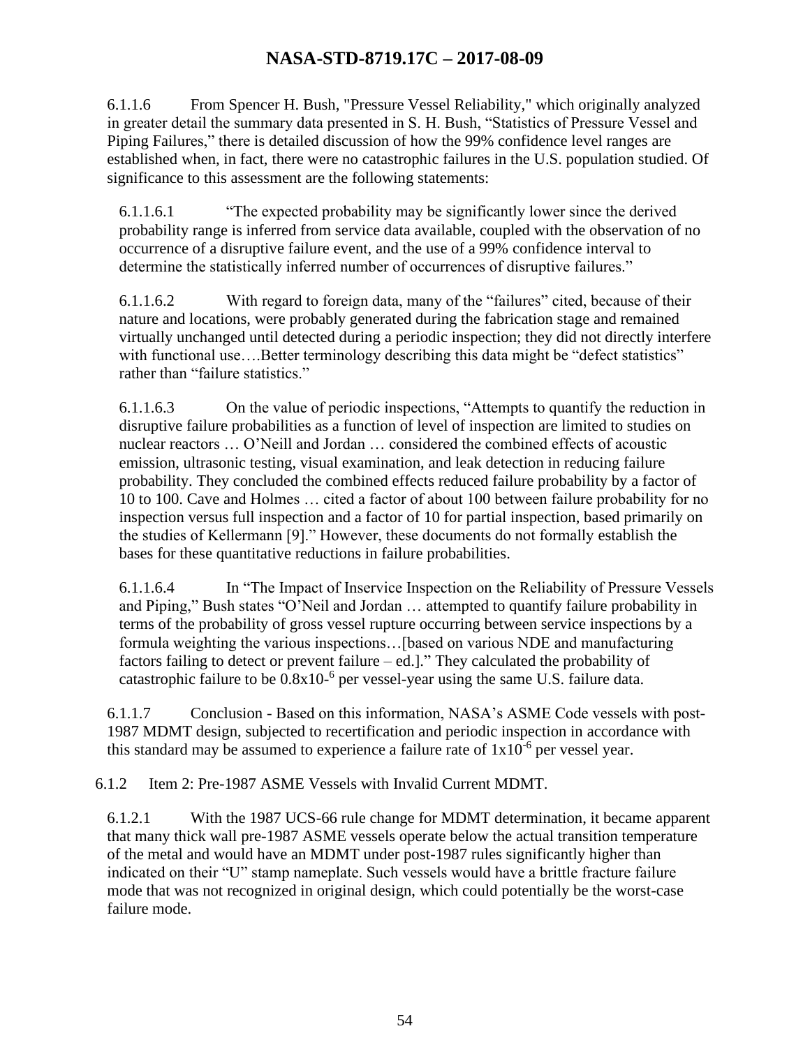6.1.1.6 From Spencer H. Bush, "Pressure Vessel Reliability," which originally analyzed in greater detail the summary data presented in S. H. Bush, "Statistics of Pressure Vessel and Piping Failures," there is detailed discussion of how the 99% confidence level ranges are established when, in fact, there were no catastrophic failures in the U.S. population studied. Of significance to this assessment are the following statements:

6.1.1.6.1 "The expected probability may be significantly lower since the derived probability range is inferred from service data available, coupled with the observation of no occurrence of a disruptive failure event, and the use of a 99% confidence interval to determine the statistically inferred number of occurrences of disruptive failures."

6.1.1.6.2 With regard to foreign data, many of the "failures" cited, because of their nature and locations, were probably generated during the fabrication stage and remained virtually unchanged until detected during a periodic inspection; they did not directly interfere with functional use….Better terminology describing this data might be "defect statistics" rather than "failure statistics."

6.1.1.6.3 On the value of periodic inspections, "Attempts to quantify the reduction in disruptive failure probabilities as a function of level of inspection are limited to studies on nuclear reactors … O'Neill and Jordan … considered the combined effects of acoustic emission, ultrasonic testing, visual examination, and leak detection in reducing failure probability. They concluded the combined effects reduced failure probability by a factor of 10 to 100. Cave and Holmes … cited a factor of about 100 between failure probability for no inspection versus full inspection and a factor of 10 for partial inspection, based primarily on the studies of Kellermann [9]." However, these documents do not formally establish the bases for these quantitative reductions in failure probabilities.

6.1.1.6.4 In "The Impact of Inservice Inspection on the Reliability of Pressure Vessels and Piping," Bush states "O'Neil and Jordan … attempted to quantify failure probability in terms of the probability of gross vessel rupture occurring between service inspections by a formula weighting the various inspections…[based on various NDE and manufacturing factors failing to detect or prevent failure – ed.]." They calculated the probability of catastrophic failure to be $0.8 \times 10^{-6}$ per vessel-year using the same U.S. failure data.

6.1.1.7 Conclusion - Based on this information, NASA's ASME Code vessels with post-1987 MDMT design, subjected to recertification and periodic inspection in accordance with this standard may be assumed to experience a failure rate of $1 \times 10^{-6}$ per vessel year.

6.1.2 Item 2: Pre-1987 ASME Vessels with Invalid Current MDMT.

6.1.2.1 With the 1987 UCS-66 rule change for MDMT determination, it became apparent that many thick wall pre-1987 ASME vessels operate below the actual transition temperature of the metal and would have an MDMT under post-1987 rules significantly higher than indicated on their "U" stamp nameplate. Such vessels would have a brittle fracture failure mode that was not recognized in original design, which could potentially be the worst-case failure mode.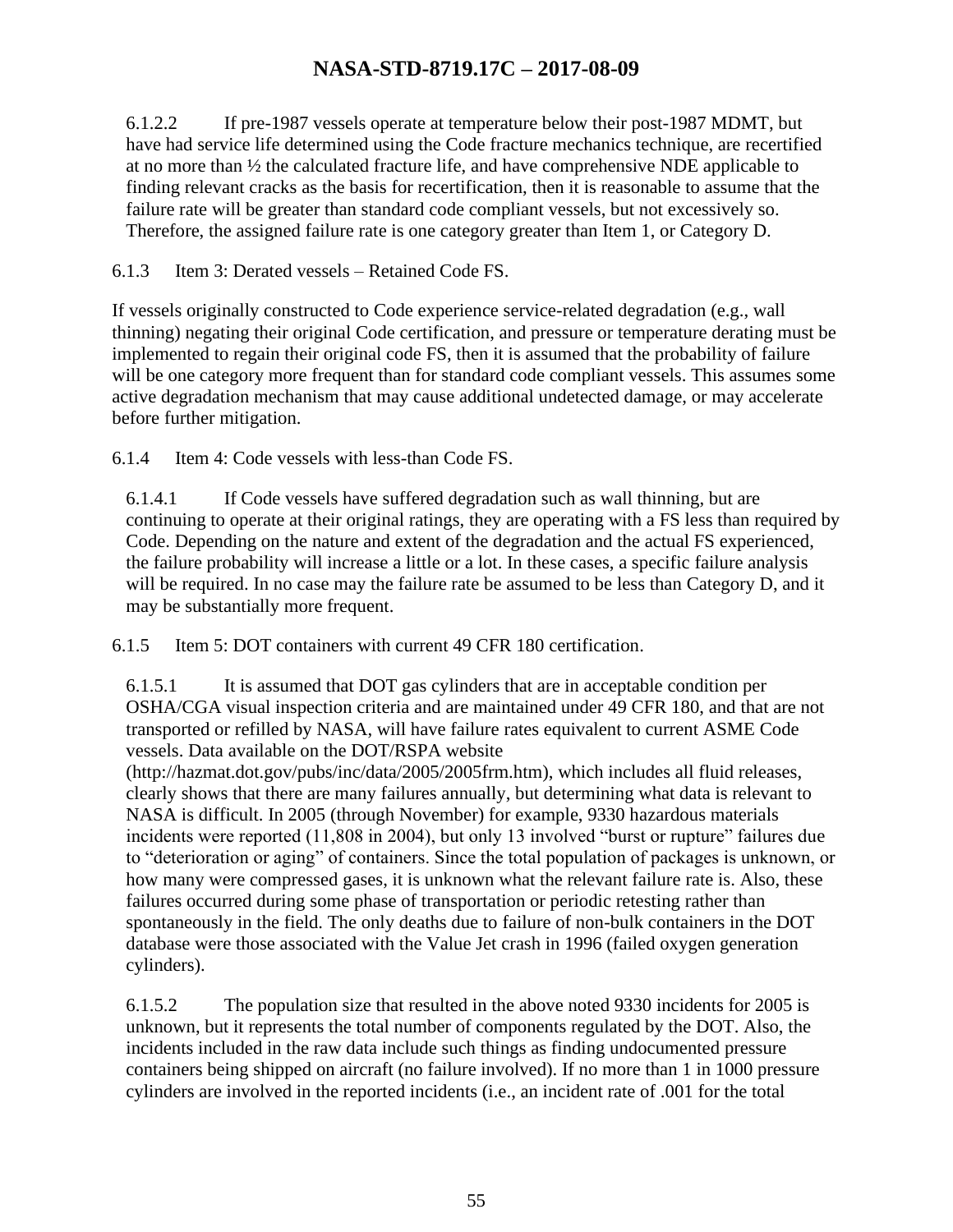6.1.2.2 If pre-1987 vessels operate at temperature below their post-1987 MDMT, but have had service life determined using the Code fracture mechanics technique, are recertified at no more than ½ the calculated fracture life, and have comprehensive NDE applicable to finding relevant cracks as the basis for recertification, then it is reasonable to assume that the failure rate will be greater than standard code compliant vessels, but not excessively so. Therefore, the assigned failure rate is one category greater than Item 1, or Category D.

6.1.3 Item 3: Derated vessels – Retained Code FS.

If vessels originally constructed to Code experience service-related degradation (e.g., wall thinning) negating their original Code certification, and pressure or temperature derating must be implemented to regain their original code FS, then it is assumed that the probability of failure will be one category more frequent than for standard code compliant vessels. This assumes some active degradation mechanism that may cause additional undetected damage, or may accelerate before further mitigation.

6.1.4 Item 4: Code vessels with less-than Code FS.

6.1.4.1 If Code vessels have suffered degradation such as wall thinning, but are continuing to operate at their original ratings, they are operating with a FS less than required by Code. Depending on the nature and extent of the degradation and the actual FS experienced, the failure probability will increase a little or a lot. In these cases, a specific failure analysis will be required. In no case may the failure rate be assumed to be less than Category D, and it may be substantially more frequent.

6.1.5 Item 5: DOT containers with current 49 CFR 180 certification.

6.1.5.1 It is assumed that DOT gas cylinders that are in acceptable condition per OSHA/CGA visual inspection criteria and are maintained under 49 CFR 180, and that are not transported or refilled by NASA, will have failure rates equivalent to current ASME Code vessels. Data available on the DOT/RSPA website (http://hazmat.dot.gov/pubs/inc/data/2005/2005frm.htm), which includes all fluid releases, clearly shows that there are many failures annually, but determining what data is relevant to NASA is difficult. In 2005 (through November) for example, 9330 hazardous materials incidents were reported (11,808 in 2004), but only 13 involved "burst or rupture" failures due to "deterioration or aging" of containers. Since the total population of packages is unknown, or how many were compressed gases, it is unknown what the relevant failure rate is. Also, these failures occurred during some phase of transportation or periodic retesting rather than spontaneously in the field. The only deaths due to failure of non-bulk containers in the DOT database were those associated with the Value Jet crash in 1996 (failed oxygen generation cylinders).

6.1.5.2 The population size that resulted in the above noted 9330 incidents for 2005 is unknown, but it represents the total number of components regulated by the DOT. Also, the incidents included in the raw data include such things as finding undocumented pressure containers being shipped on aircraft (no failure involved). If no more than 1 in 1000 pressure cylinders are involved in the reported incidents (i.e., an incident rate of .001 for the total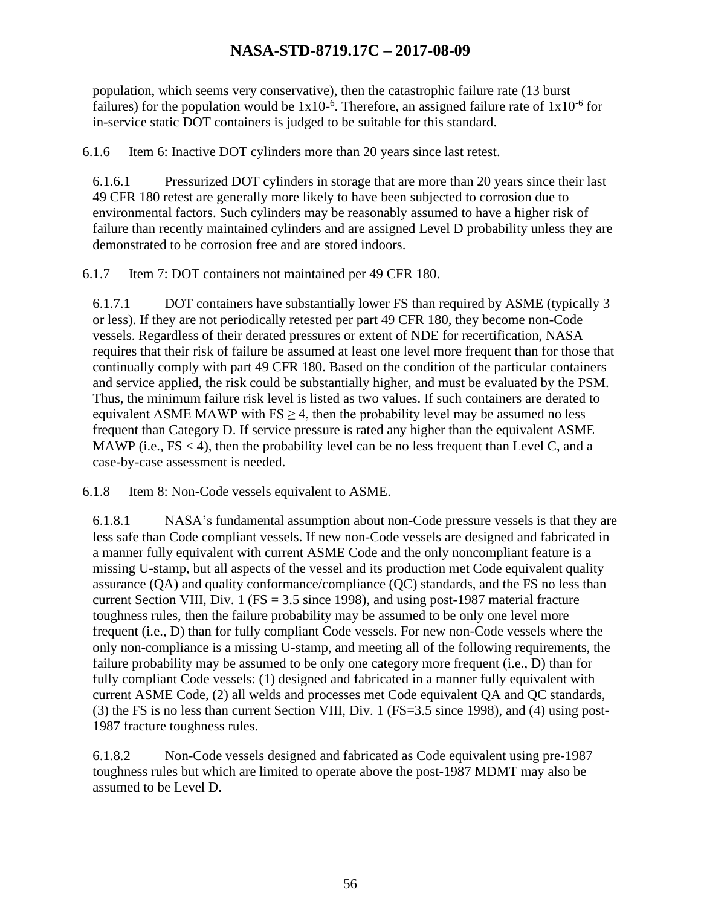population, which seems very conservative), then the catastrophic failure rate (13 burst failures) for the population would be $1x10^{-6}$. Therefore, an assigned failure rate of $1x10^{-6}$ for in-service static DOT containers is judged to be suitable for this standard.

6.1.6 Item 6: Inactive DOT cylinders more than 20 years since last retest.

6.1.6.1 Pressurized DOT cylinders in storage that are more than 20 years since their last 49 CFR 180 retest are generally more likely to have been subjected to corrosion due to environmental factors. Such cylinders may be reasonably assumed to have a higher risk of failure than recently maintained cylinders and are assigned Level D probability unless they are demonstrated to be corrosion free and are stored indoors.

6.1.7 Item 7: DOT containers not maintained per 49 CFR 180.

6.1.7.1 DOT containers have substantially lower FS than required by ASME (typically 3 or less). If they are not periodically retested per part 49 CFR 180, they become non-Code vessels. Regardless of their derated pressures or extent of NDE for recertification, NASA requires that their risk of failure be assumed at least one level more frequent than for those that continually comply with part 49 CFR 180. Based on the condition of the particular containers and service applied, the risk could be substantially higher, and must be evaluated by the PSM. Thus, the minimum failure risk level is listed as two values. If such containers are derated to equivalent ASME MAWP with FS $\geq$ 4, then the probability level may be assumed no less frequent than Category D. If service pressure is rated any higher than the equivalent ASME MAWP (i.e., FS < 4), then the probability level can be no less frequent than Level C, and a case-by-case assessment is needed.

6.1.8 Item 8: Non-Code vessels equivalent to ASME.

6.1.8.1 NASA's fundamental assumption about non-Code pressure vessels is that they are less safe than Code compliant vessels. If new non-Code vessels are designed and fabricated in a manner fully equivalent with current ASME Code and the only noncompliant feature is a missing U-stamp, but all aspects of the vessel and its production met Code equivalent quality assurance (QA) and quality conformance/compliance (QC) standards, and the FS no less than current Section VIII, Div. 1 (FS = 3.5 since 1998), and using post-1987 material fracture toughness rules, then the failure probability may be assumed to be only one level more frequent (i.e., D) than for fully compliant Code vessels. For new non-Code vessels where the only non-compliance is a missing U-stamp, and meeting all of the following requirements, the failure probability may be assumed to be only one category more frequent (i.e., D) than for fully compliant Code vessels: (1) designed and fabricated in a manner fully equivalent with current ASME Code, (2) all welds and processes met Code equivalent QA and QC standards, (3) the FS is no less than current Section VIII, Div. 1 (FS=3.5 since 1998), and (4) using post-1987 fracture toughness rules.

6.1.8.2 Non-Code vessels designed and fabricated as Code equivalent using pre-1987 toughness rules but which are limited to operate above the post-1987 MDMT may also be assumed to be Level D.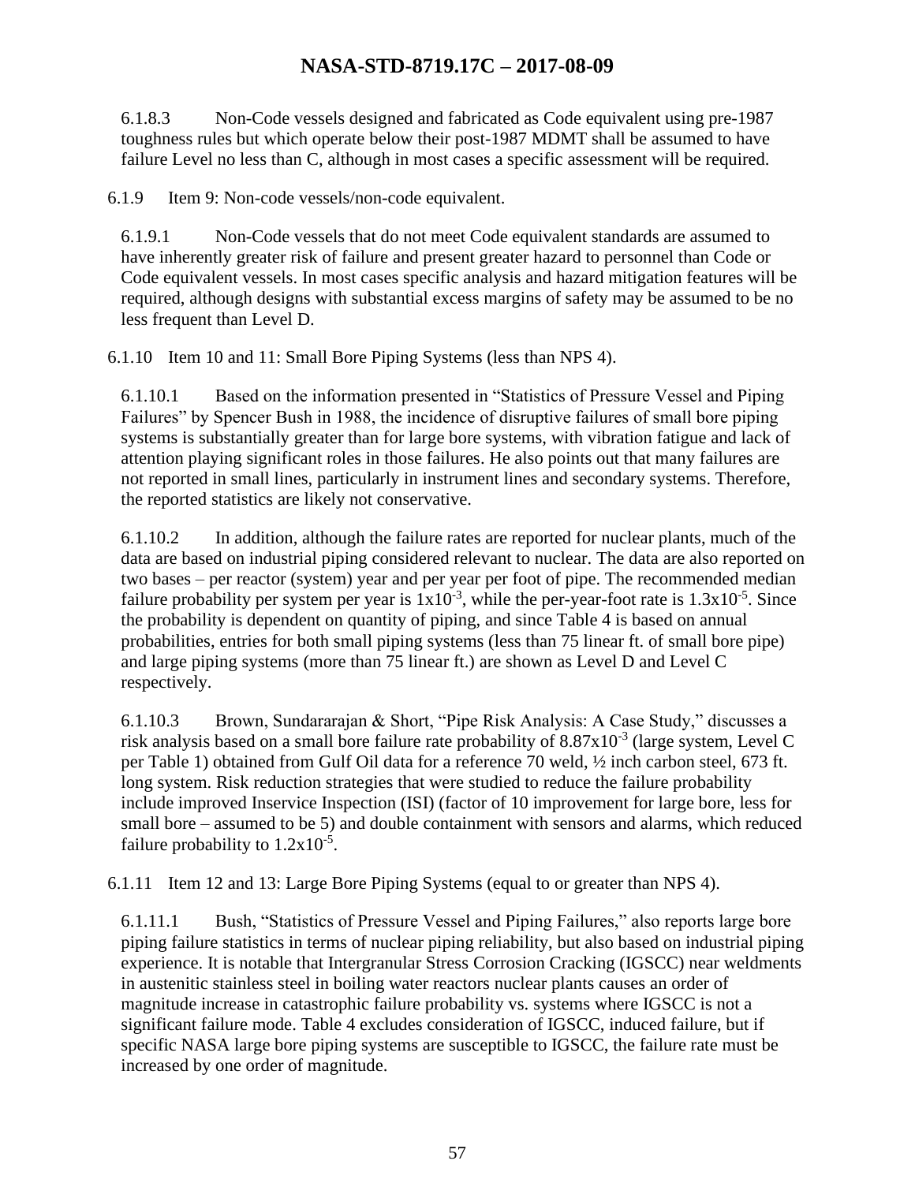6.1.8.3 Non-Code vessels designed and fabricated as Code equivalent using pre-1987 toughness rules but which operate below their post-1987 MDMT shall be assumed to have failure Level no less than C, although in most cases a specific assessment will be required.

6.1.9 Item 9: Non-code vessels/non-code equivalent.

6.1.9.1 Non-Code vessels that do not meet Code equivalent standards are assumed to have inherently greater risk of failure and present greater hazard to personnel than Code or Code equivalent vessels. In most cases specific analysis and hazard mitigation features will be required, although designs with substantial excess margins of safety may be assumed to be no less frequent than Level D.

6.1.10 Item 10 and 11: Small Bore Piping Systems (less than NPS 4).

6.1.10.1 Based on the information presented in "Statistics of Pressure Vessel and Piping Failures" by Spencer Bush in 1988, the incidence of disruptive failures of small bore piping systems is substantially greater than for large bore systems, with vibration fatigue and lack of attention playing significant roles in those failures. He also points out that many failures are not reported in small lines, particularly in instrument lines and secondary systems. Therefore, the reported statistics are likely not conservative.

6.1.10.2 In addition, although the failure rates are reported for nuclear plants, much of the data are based on industrial piping considered relevant to nuclear. The data are also reported on two bases – per reactor (system) year and per year per foot of pipe. The recommended median failure probability per system per year is $1x10^{-3}$, while the per-year-foot rate is $1.3x10^{-5}$. Since the probability is dependent on quantity of piping, and since Table 4 is based on annual probabilities, entries for both small piping systems (less than 75 linear ft. of small bore pipe) and large piping systems (more than 75 linear ft.) are shown as Level D and Level C respectively.

6.1.10.3 Brown, Sundararajan & Short, "Pipe Risk Analysis: A Case Study," discusses a risk analysis based on a small bore failure rate probability of $8.87x10^{-3}$ (large system, Level C per Table 1) obtained from Gulf Oil data for a reference 70 weld, ½ inch carbon steel, 673 ft. long system. Risk reduction strategies that were studied to reduce the failure probability include improved Inservice Inspection (ISI) (factor of 10 improvement for large bore, less for small bore – assumed to be 5) and double containment with sensors and alarms, which reduced failure probability to $1.2x10^{-5}$.

6.1.11 Item 12 and 13: Large Bore Piping Systems (equal to or greater than NPS 4).

6.1.11.1 Bush, "Statistics of Pressure Vessel and Piping Failures," also reports large bore piping failure statistics in terms of nuclear piping reliability, but also based on industrial piping experience. It is notable that Intergranular Stress Corrosion Cracking (IGSCC) near weldments in austenitic stainless steel in boiling water reactors nuclear plants causes an order of magnitude increase in catastrophic failure probability vs. systems where IGSCC is not a significant failure mode. Table 4 excludes consideration of IGSCC, induced failure, but if specific NASA large bore piping systems are susceptible to IGSCC, the failure rate must be increased by one order of magnitude.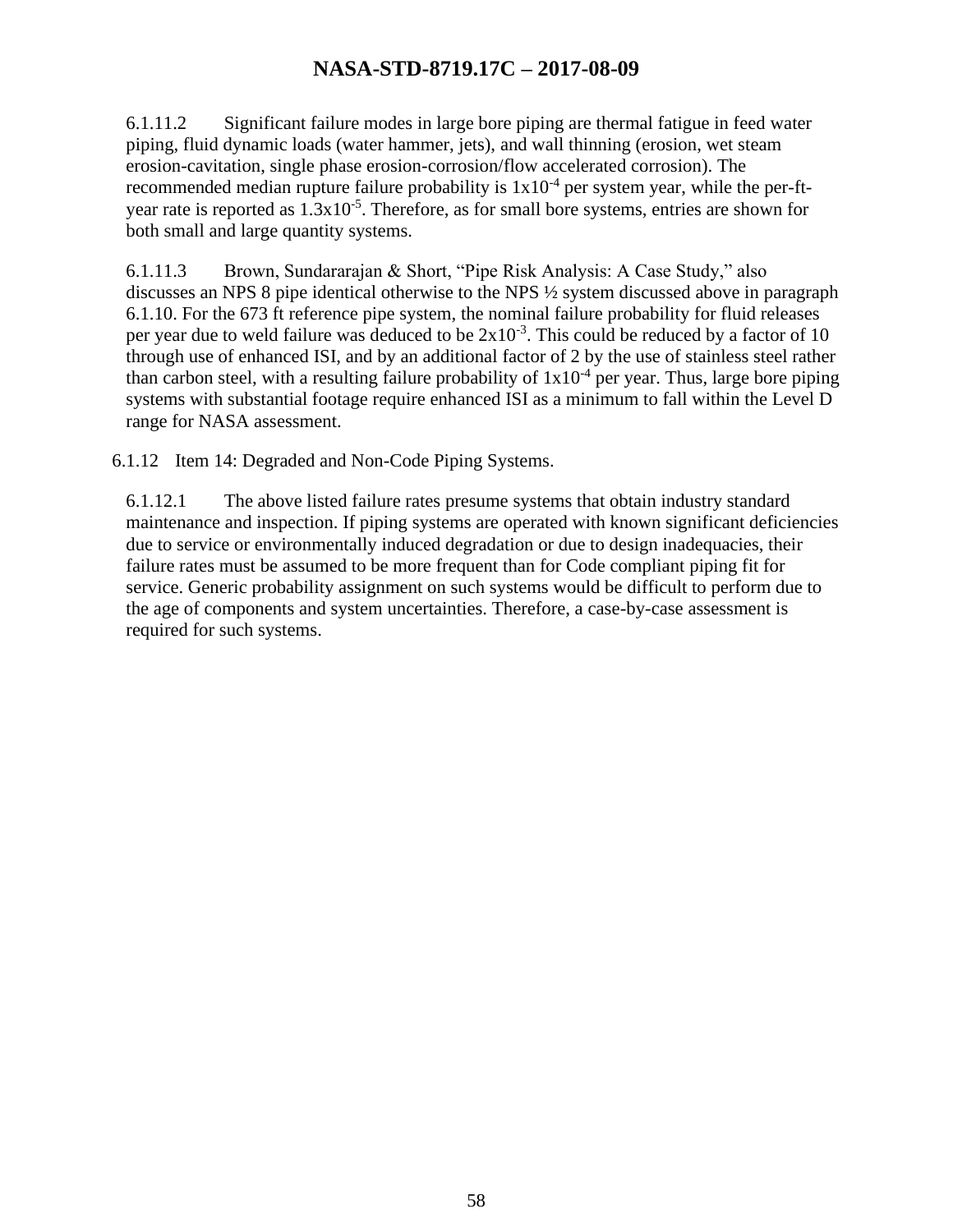6.1.11.2 Significant failure modes in large bore piping are thermal fatigue in feed water piping, fluid dynamic loads (water hammer, jets), and wall thinning (erosion, wet steam erosion-cavitation, single phase erosion-corrosion/flow accelerated corrosion). The recommended median rupture failure probability is $1x10^{-4}$ per system year, while the per-ft-year rate is reported as $1.3x10^{-5}$. Therefore, as for small bore systems, entries are shown for both small and large quantity systems.

6.1.11.3 Brown, Sundararajan & Short, "Pipe Risk Analysis: A Case Study," also discusses an NPS 8 pipe identical otherwise to the NPS ½ system discussed above in paragraph 6.1.10. For the 673 ft reference pipe system, the nominal failure probability for fluid releases per year due to weld failure was deduced to be $2x10^{-3}$. This could be reduced by a factor of 10 through use of enhanced ISI, and by an additional factor of 2 by the use of stainless steel rather than carbon steel, with a resulting failure probability of $1x10^{-4}$ per year. Thus, large bore piping systems with substantial footage require enhanced ISI as a minimum to fall within the Level D range for NASA assessment.

6.1.12 Item 14: Degraded and Non-Code Piping Systems.

6.1.12.1 The above listed failure rates presume systems that obtain industry standard maintenance and inspection. If piping systems are operated with known significant deficiencies due to service or environmentally induced degradation or due to design inadequacies, their failure rates must be assumed to be more frequent than for Code compliant piping fit for service. Generic probability assignment on such systems would be difficult to perform due to the age of components and system uncertainties. Therefore, a case-by-case assessment is required for such systems.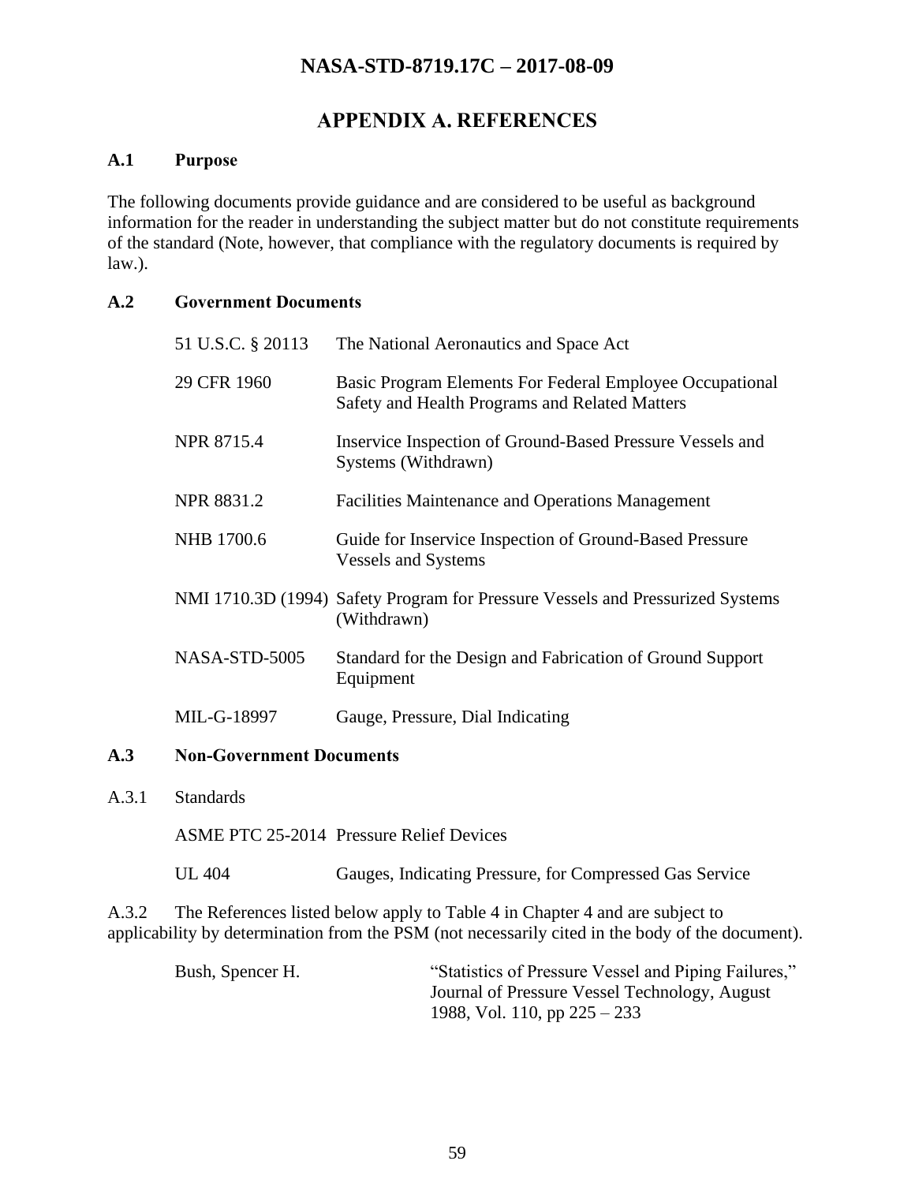# APPENDIX A. REFERENCES

## A.1 Purpose

The following documents provide guidance and are considered to be useful as background information for the reader in understanding the subject matter but do not constitute requirements of the standard (Note, however, that compliance with the regulatory documents is required by law.).

## A.2 Government Documents

| | |
|---|---|
| 51 U.S.C. § 20113 | The National Aeronautics and Space Act |
| 29 CFR 1960 | Basic Program Elements For Federal Employee Occupational Safety and Health Programs and Related Matters |
| NPR 8715.4 | Inservice Inspection of Ground-Based Pressure Vessels and Systems (Withdrawn) |
| NPR 8831.2 | Facilities Maintenance and Operations Management |
| NHB 1700.6 | Guide for Inservice Inspection of Ground-Based Pressure Vessels and Systems |
| NMI 1710.3D (1994) | Safety Program for Pressure Vessels and Pressurized Systems (Withdrawn) |
| NASA-STD-5005 | Standard for the Design and Fabrication of Ground Support Equipment |
| MIL-G-18997 | Gauge, Pressure, Dial Indicating |

## A.3 Non-Government Documents

A.3.1 Standards

| | |
|---|---|
| ASME PTC 25-2014 | Pressure Relief Devices |
| UL 404 | Gauges, Indicating Pressure, for Compressed Gas Service |

A.3.2 The References listed below apply to Table 4 in Chapter 4 and are subject to applicability by determination from the PSM (not necessarily cited in the body of the document).

| | |
|---|---|
| Bush, Spencer H. | "Statistics of Pressure Vessel and Piping Failures," Journal of Pressure Vessel Technology, August 1988, Vol. 110, pp 225 – 233 |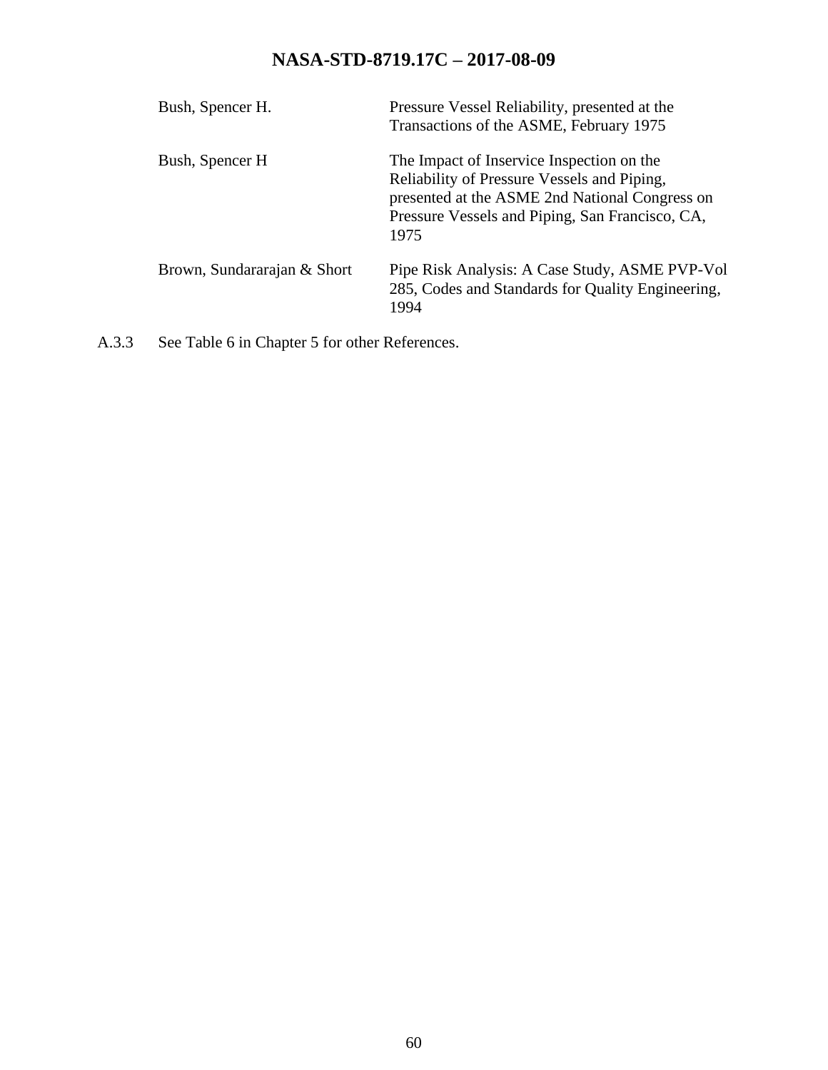| | |
|---|---|
| Bush, Spencer H. | Pressure Vessel Reliability, presented at the Transactions of the ASME, February 1975 |
| Bush, Spencer H | The Impact of Inservice Inspection on the Reliability of Pressure Vessels and Piping, presented at the ASME 2nd National Congress on Pressure Vessels and Piping, San Francisco, CA, 1975 |
| Brown, Sundararajan & Short | Pipe Risk Analysis: A Case Study, ASME PVP-Vol 285, Codes and Standards for Quality Engineering, 1994 |

A.3.3 See Table 6 in Chapter 5 for other References.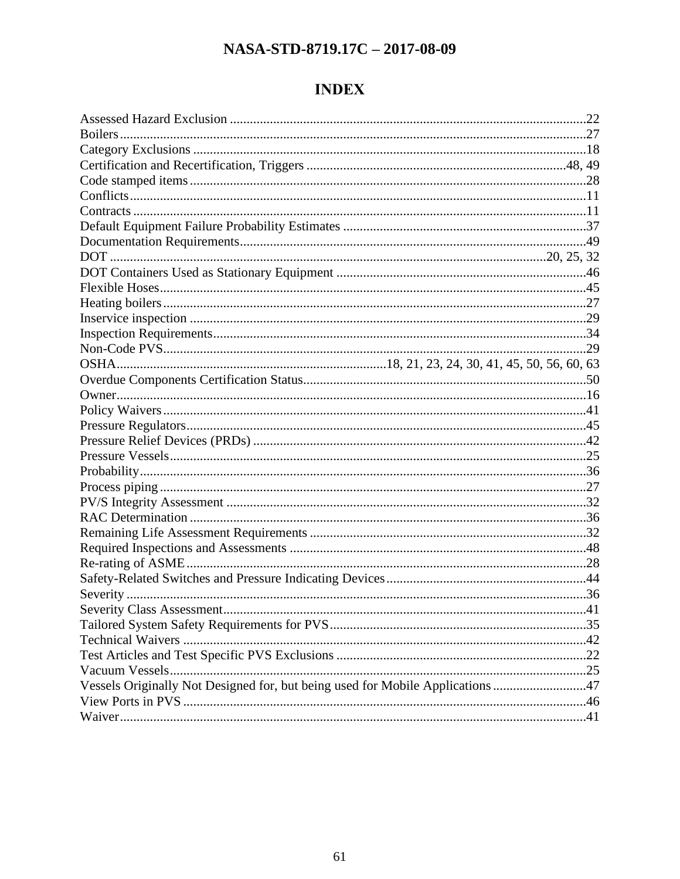# INDEX

Assessed Hazard Exclusion ....................................................................................................22
Boilers....................................................................................................................................27
Category Exclusions ...............................................................................................................18
Certification and Recertification, Triggers ......................................................................48, 49
Code stamped items ...............................................................................................................28
Conflicts.................................................................................................................................11
Contracts ................................................................................................................................11
Default Equipment Failure Probability Estimates ..................................................................37
Documentation Requirements................................................................................................49
DOT ..........................................................................................................................20, 25, 32
DOT Containers Used as Stationary Equipment ....................................................................46
Flexible Hoses........................................................................................................................45
Heating boilers .......................................................................................................................27
Inservice inspection ................................................................................................................29
Inspection Requirements.........................................................................................................34
Non-Code PVS.......................................................................................................................29
OSHA.....................................................................18, 21, 23, 24, 30, 41, 45, 50, 56, 60, 63
Overdue Components Certification Status..............................................................................50
Owner.....................................................................................................................................16
Policy Waivers .......................................................................................................................41
Pressure Regulators................................................................................................................45
Pressure Relief Devices (PRDs) .............................................................................................42
Pressure Vessels.....................................................................................................................25
Probability..............................................................................................................................36
Process piping ........................................................................................................................27
PV/S Integrity Assessment .....................................................................................................32
RAC Determination ...............................................................................................................36
Remaining Life Assessment Requirements ............................................................................32
Required Inspections and Assessments ..................................................................................48
Re-rating of ASME ................................................................................................................28
Safety-Related Switches and Pressure Indicating Devices.....................................................44
Severity ..................................................................................................................................36
Severity Class Assessment......................................................................................................41
Tailored System Safety Requirements for PVS......................................................................35
Technical Waivers .................................................................................................................42
Test Articles and Test Specific PVS Exclusions ....................................................................22
Vacuum Vessels.....................................................................................................................25
Vessels Originally Not Designed for, but being used for Mobile Applications ......................47
View Ports in PVS .................................................................................................................46
Waiver....................................................................................................................................41